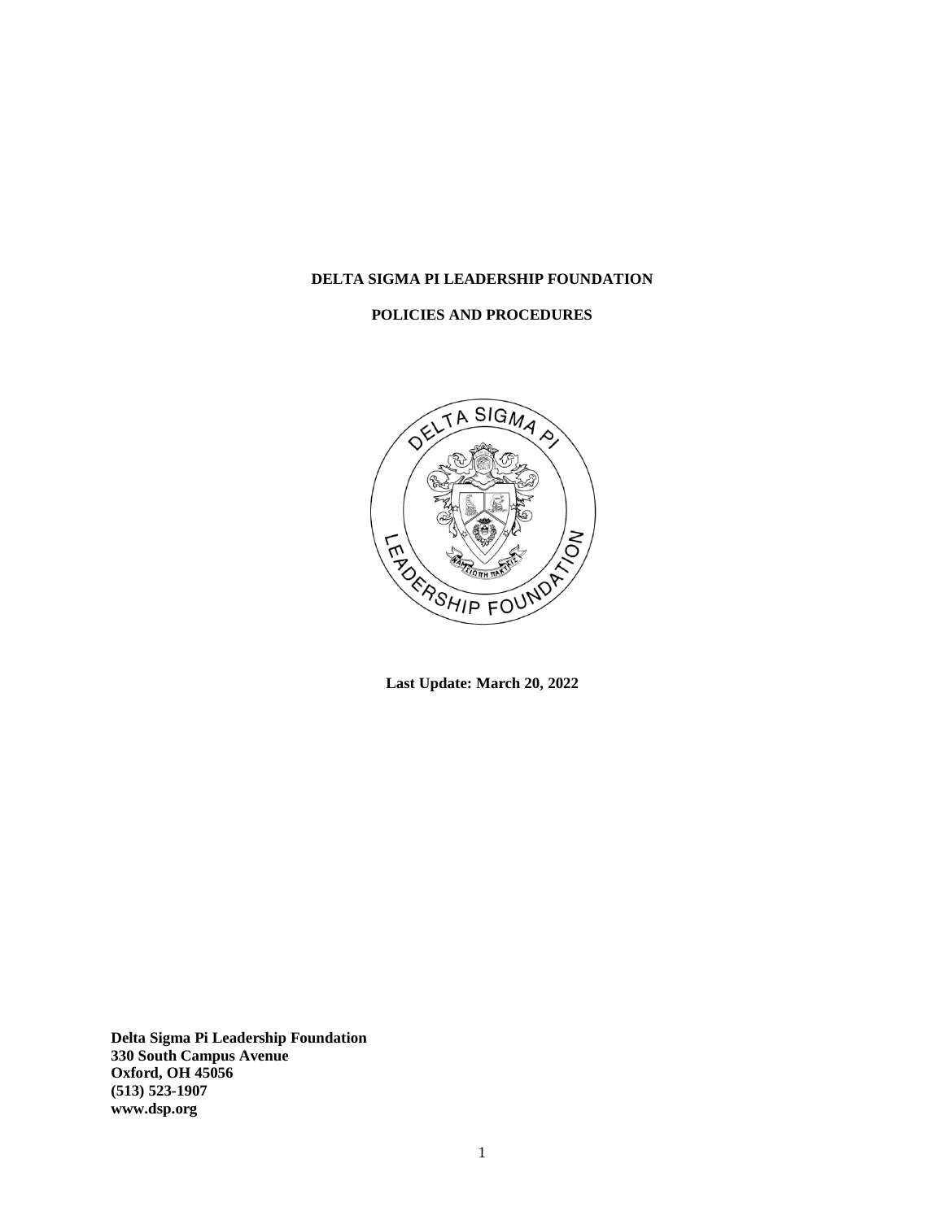**DELTA SIGMA PI LEADERSHIP FOUNDATION**

**POLICIES AND PROCEDURES**

**Last Update: March 20, 2022**

**Delta Sigma Pi Leadership Foundation**
**330 South Campus Avenue**
**Oxford, OH 45056**
**(513) 523-1907**
**www.dsp.org**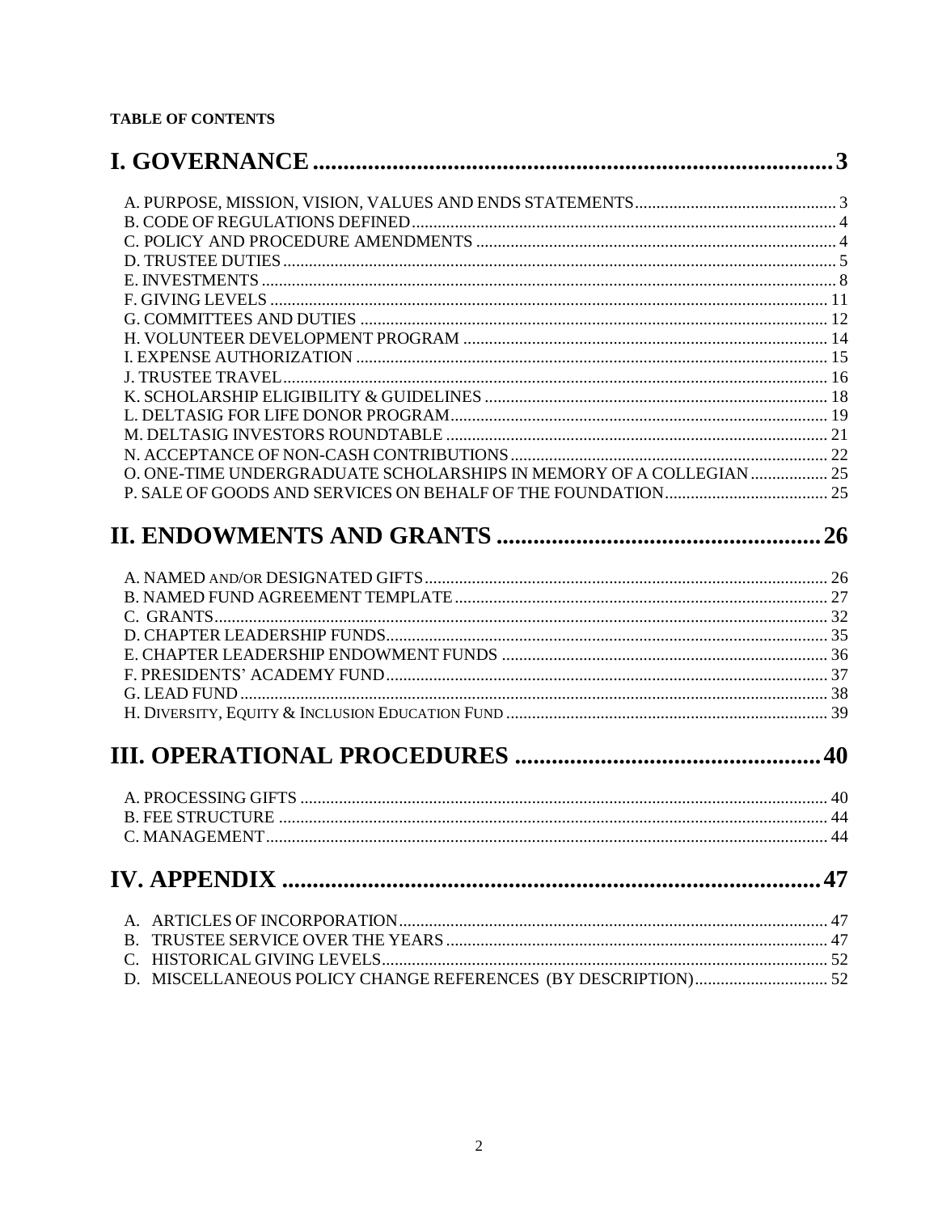**TABLE OF CONTENTS**

# I. GOVERNANCE ........ 3

A. PURPOSE, MISSION, VISION, VALUES AND ENDS STATEMENTS ........ 3
B. CODE OF REGULATIONS DEFINED ........ 4
C. POLICY AND PROCEDURE AMENDMENTS ........ 4
D. TRUSTEE DUTIES ........ 5
E. INVESTMENTS ........ 8
F. GIVING LEVELS ........ 11
G. COMMITTEES AND DUTIES ........ 12
H. VOLUNTEER DEVELOPMENT PROGRAM ........ 14
I. EXPENSE AUTHORIZATION ........ 15
J. TRUSTEE TRAVEL ........ 16
K. SCHOLARSHIP ELIGIBILITY & GUIDELINES ........ 18
L. DELTASIG FOR LIFE DONOR PROGRAM ........ 19
M. DELTASIG INVESTORS ROUNDTABLE ........ 21
N. ACCEPTANCE OF NON-CASH CONTRIBUTIONS ........ 22
O. ONE-TIME UNDERGRADUATE SCHOLARSHIPS IN MEMORY OF A COLLEGIAN ........ 25
P. SALE OF GOODS AND SERVICES ON BEHALF OF THE FOUNDATION ........ 25

# II. ENDOWMENTS AND GRANTS ........ 26

A. NAMED AND/OR DESIGNATED GIFTS ........ 26
B. NAMED FUND AGREEMENT TEMPLATE ........ 27
C. GRANTS ........ 32
D. CHAPTER LEADERSHIP FUNDS ........ 35
E. CHAPTER LEADERSHIP ENDOWMENT FUNDS ........ 36
F. PRESIDENTS' ACADEMY FUND ........ 37
G. LEAD FUND ........ 38
H. DIVERSITY, EQUITY & INCLUSION EDUCATION FUND ........ 39

# III. OPERATIONAL PROCEDURES ........ 40

A. PROCESSING GIFTS ........ 40
B. FEE STRUCTURE ........ 44
C. MANAGEMENT ........ 44

# IV. APPENDIX ........ 47

A. ARTICLES OF INCORPORATION ........ 47
B. TRUSTEE SERVICE OVER THE YEARS ........ 47
C. HISTORICAL GIVING LEVELS ........ 52
D. MISCELLANEOUS POLICY CHANGE REFERENCES (BY DESCRIPTION) ........ 52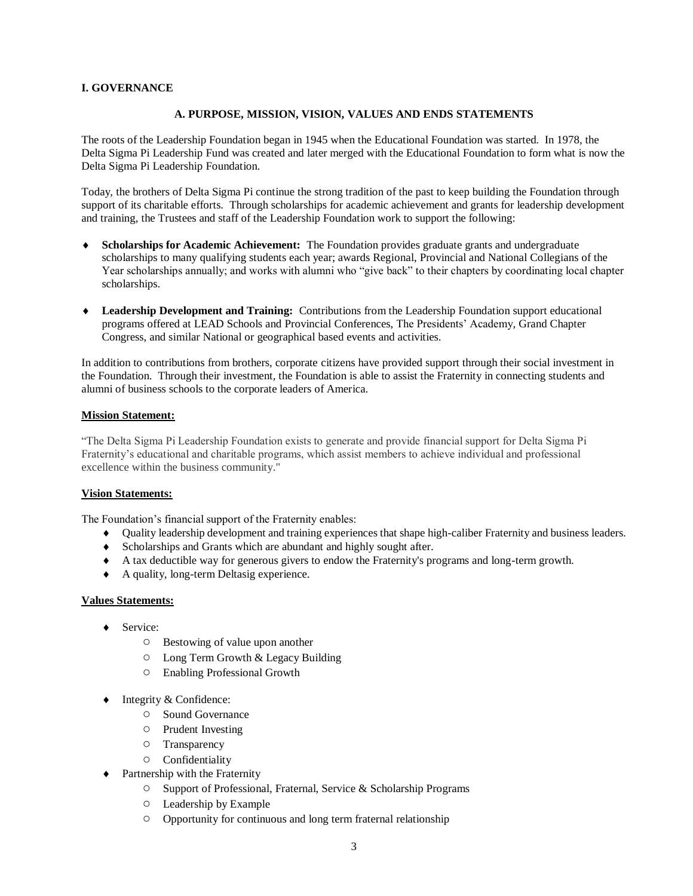# I. GOVERNANCE

## A. PURPOSE, MISSION, VISION, VALUES AND ENDS STATEMENTS

The roots of the Leadership Foundation began in 1945 when the Educational Foundation was started. In 1978, the Delta Sigma Pi Leadership Fund was created and later merged with the Educational Foundation to form what is now the Delta Sigma Pi Leadership Foundation.

Today, the brothers of Delta Sigma Pi continue the strong tradition of the past to keep building the Foundation through support of its charitable efforts. Through scholarships for academic achievement and grants for leadership development and training, the Trustees and staff of the Leadership Foundation work to support the following:

- **Scholarships for Academic Achievement:** The Foundation provides graduate grants and undergraduate scholarships to many qualifying students each year; awards Regional, Provincial and National Collegians of the Year scholarships annually; and works with alumni who "give back" to their chapters by coordinating local chapter scholarships.

- **Leadership Development and Training:** Contributions from the Leadership Foundation support educational programs offered at LEAD Schools and Provincial Conferences, The Presidents' Academy, Grand Chapter Congress, and similar National or geographical based events and activities.

In addition to contributions from brothers, corporate citizens have provided support through their social investment in the Foundation. Through their investment, the Foundation is able to assist the Fraternity in connecting students and alumni of business schools to the corporate leaders of America.

**Mission Statement:**

"The Delta Sigma Pi Leadership Foundation exists to generate and provide financial support for Delta Sigma Pi Fraternity's educational and charitable programs, which assist members to achieve individual and professional excellence within the business community."

**Vision Statements:**

The Foundation's financial support of the Fraternity enables:

- Quality leadership development and training experiences that shape high-caliber Fraternity and business leaders.
- Scholarships and Grants which are abundant and highly sought after.
- A tax deductible way for generous givers to endow the Fraternity's programs and long-term growth.
- A quality, long-term Deltasig experience.

**Values Statements:**

- Service:
  - Bestowing of value upon another
  - Long Term Growth & Legacy Building
  - Enabling Professional Growth

- Integrity & Confidence:
  - Sound Governance
  - Prudent Investing
  - Transparency
  - Confidentiality
- Partnership with the Fraternity
  - Support of Professional, Fraternal, Service & Scholarship Programs
  - Leadership by Example
  - Opportunity for continuous and long term fraternal relationship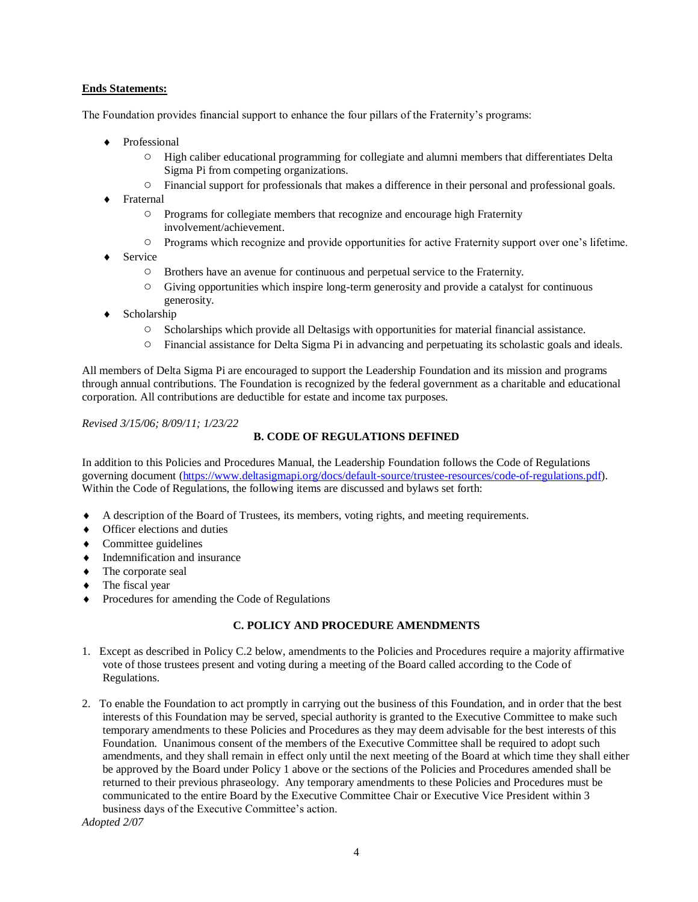**Ends Statements:**

The Foundation provides financial support to enhance the four pillars of the Fraternity's programs:

- Professional
  - High caliber educational programming for collegiate and alumni members that differentiates Delta Sigma Pi from competing organizations.
  - Financial support for professionals that makes a difference in their personal and professional goals.
- Fraternal
  - Programs for collegiate members that recognize and encourage high Fraternity involvement/achievement.
  - Programs which recognize and provide opportunities for active Fraternity support over one's lifetime.
- Service
  - Brothers have an avenue for continuous and perpetual service to the Fraternity.
  - Giving opportunities which inspire long-term generosity and provide a catalyst for continuous generosity.
- Scholarship
  - Scholarships which provide all Deltasigs with opportunities for material financial assistance.
  - Financial assistance for Delta Sigma Pi in advancing and perpetuating its scholastic goals and ideals.

All members of Delta Sigma Pi are encouraged to support the Leadership Foundation and its mission and programs through annual contributions. The Foundation is recognized by the federal government as a charitable and educational corporation. All contributions are deductible for estate and income tax purposes.

*Revised 3/15/06; 8/09/11; 1/23/22*

## B. CODE OF REGULATIONS DEFINED

In addition to this Policies and Procedures Manual, the Leadership Foundation follows the Code of Regulations governing document (https://www.deltasigmapi.org/docs/default-source/trustee-resources/code-of-regulations.pdf). Within the Code of Regulations, the following items are discussed and bylaws set forth:

- A description of the Board of Trustees, its members, voting rights, and meeting requirements.
- Officer elections and duties
- Committee guidelines
- Indemnification and insurance
- The corporate seal
- The fiscal year
- Procedures for amending the Code of Regulations

## C. POLICY AND PROCEDURE AMENDMENTS

1. Except as described in Policy C.2 below, amendments to the Policies and Procedures require a majority affirmative vote of those trustees present and voting during a meeting of the Board called according to the Code of Regulations.

2. To enable the Foundation to act promptly in carrying out the business of this Foundation, and in order that the best interests of this Foundation may be served, special authority is granted to the Executive Committee to make such temporary amendments to these Policies and Procedures as they may deem advisable for the best interests of this Foundation. Unanimous consent of the members of the Executive Committee shall be required to adopt such amendments, and they shall remain in effect only until the next meeting of the Board at which time they shall either be approved by the Board under Policy 1 above or the sections of the Policies and Procedures amended shall be returned to their previous phraseology. Any temporary amendments to these Policies and Procedures must be communicated to the entire Board by the Executive Committee Chair or Executive Vice President within 3 business days of the Executive Committee's action.

*Adopted 2/07*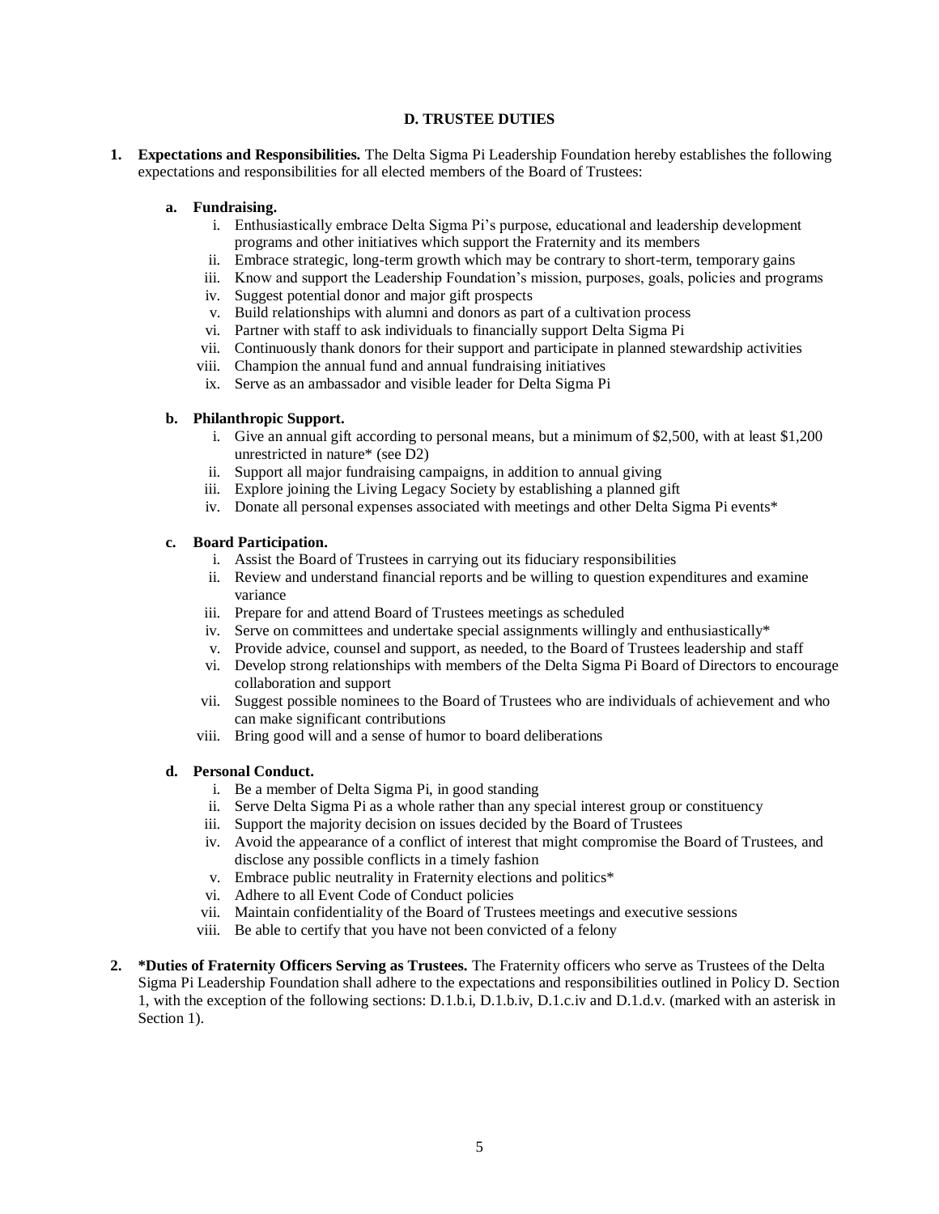## D. TRUSTEE DUTIES

1. **Expectations and Responsibilities.** The Delta Sigma Pi Leadership Foundation hereby establishes the following expectations and responsibilities for all elected members of the Board of Trustees:

   a. **Fundraising.**
      i. Enthusiastically embrace Delta Sigma Pi's purpose, educational and leadership development programs and other initiatives which support the Fraternity and its members
      ii. Embrace strategic, long-term growth which may be contrary to short-term, temporary gains
      iii. Know and support the Leadership Foundation's mission, purposes, goals, policies and programs
      iv. Suggest potential donor and major gift prospects
      v. Build relationships with alumni and donors as part of a cultivation process
      vi. Partner with staff to ask individuals to financially support Delta Sigma Pi
      vii. Continuously thank donors for their support and participate in planned stewardship activities
      viii. Champion the annual fund and annual fundraising initiatives
      ix. Serve as an ambassador and visible leader for Delta Sigma Pi

   b. **Philanthropic Support.**
      i. Give an annual gift according to personal means, but a minimum of $2,500, with at least $1,200 unrestricted in nature* (see D2)
      ii. Support all major fundraising campaigns, in addition to annual giving
      iii. Explore joining the Living Legacy Society by establishing a planned gift
      iv. Donate all personal expenses associated with meetings and other Delta Sigma Pi events*

   c. **Board Participation.**
      i. Assist the Board of Trustees in carrying out its fiduciary responsibilities
      ii. Review and understand financial reports and be willing to question expenditures and examine variance
      iii. Prepare for and attend Board of Trustees meetings as scheduled
      iv. Serve on committees and undertake special assignments willingly and enthusiastically*
      v. Provide advice, counsel and support, as needed, to the Board of Trustees leadership and staff
      vi. Develop strong relationships with members of the Delta Sigma Pi Board of Directors to encourage collaboration and support
      vii. Suggest possible nominees to the Board of Trustees who are individuals of achievement and who can make significant contributions
      viii. Bring good will and a sense of humor to board deliberations

   d. **Personal Conduct.**
      i. Be a member of Delta Sigma Pi, in good standing
      ii. Serve Delta Sigma Pi as a whole rather than any special interest group or constituency
      iii. Support the majority decision on issues decided by the Board of Trustees
      iv. Avoid the appearance of a conflict of interest that might compromise the Board of Trustees, and disclose any possible conflicts in a timely fashion
      v. Embrace public neutrality in Fraternity elections and politics*
      vi. Adhere to all Event Code of Conduct policies
      vii. Maintain confidentiality of the Board of Trustees meetings and executive sessions
      viii. Be able to certify that you have not been convicted of a felony

2. **\*Duties of Fraternity Officers Serving as Trustees.** The Fraternity officers who serve as Trustees of the Delta Sigma Pi Leadership Foundation shall adhere to the expectations and responsibilities outlined in Policy D. Section 1, with the exception of the following sections: D.1.b.i, D.1.b.iv, D.1.c.iv and D.1.d.v. (marked with an asterisk in Section 1).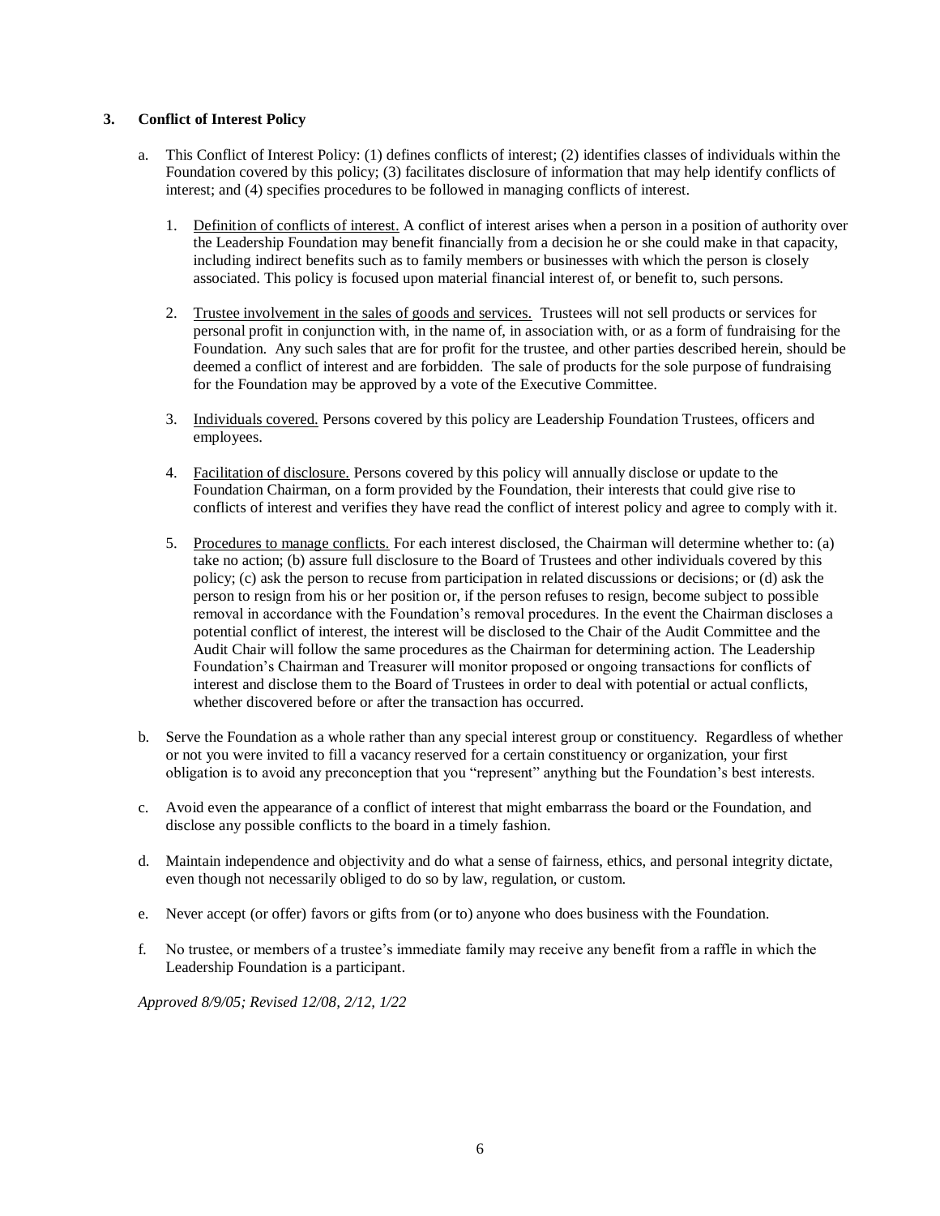### 3. Conflict of Interest Policy

a. This Conflict of Interest Policy: (1) defines conflicts of interest; (2) identifies classes of individuals within the Foundation covered by this policy; (3) facilitates disclosure of information that may help identify conflicts of interest; and (4) specifies procedures to be followed in managing conflicts of interest.

   1. Definition of conflicts of interest. A conflict of interest arises when a person in a position of authority over the Leadership Foundation may benefit financially from a decision he or she could make in that capacity, including indirect benefits such as to family members or businesses with which the person is closely associated. This policy is focused upon material financial interest of, or benefit to, such persons.

   2. Trustee involvement in the sales of goods and services. Trustees will not sell products or services for personal profit in conjunction with, in the name of, in association with, or as a form of fundraising for the Foundation. Any such sales that are for profit for the trustee, and other parties described herein, should be deemed a conflict of interest and are forbidden. The sale of products for the sole purpose of fundraising for the Foundation may be approved by a vote of the Executive Committee.

   3. Individuals covered. Persons covered by this policy are Leadership Foundation Trustees, officers and employees.

   4. Facilitation of disclosure. Persons covered by this policy will annually disclose or update to the Foundation Chairman, on a form provided by the Foundation, their interests that could give rise to conflicts of interest and verifies they have read the conflict of interest policy and agree to comply with it.

   5. Procedures to manage conflicts. For each interest disclosed, the Chairman will determine whether to: (a) take no action; (b) assure full disclosure to the Board of Trustees and other individuals covered by this policy; (c) ask the person to recuse from participation in related discussions or decisions; or (d) ask the person to resign from his or her position or, if the person refuses to resign, become subject to possible removal in accordance with the Foundation's removal procedures. In the event the Chairman discloses a potential conflict of interest, the interest will be disclosed to the Chair of the Audit Committee and the Audit Chair will follow the same procedures as the Chairman for determining action. The Leadership Foundation's Chairman and Treasurer will monitor proposed or ongoing transactions for conflicts of interest and disclose them to the Board of Trustees in order to deal with potential or actual conflicts, whether discovered before or after the transaction has occurred.

b. Serve the Foundation as a whole rather than any special interest group or constituency. Regardless of whether or not you were invited to fill a vacancy reserved for a certain constituency or organization, your first obligation is to avoid any preconception that you "represent" anything but the Foundation's best interests.

c. Avoid even the appearance of a conflict of interest that might embarrass the board or the Foundation, and disclose any possible conflicts to the board in a timely fashion.

d. Maintain independence and objectivity and do what a sense of fairness, ethics, and personal integrity dictate, even though not necessarily obliged to do so by law, regulation, or custom.

e. Never accept (or offer) favors or gifts from (or to) anyone who does business with the Foundation.

f. No trustee, or members of a trustee's immediate family may receive any benefit from a raffle in which the Leadership Foundation is a participant.

*Approved 8/9/05; Revised 12/08, 2/12, 1/22*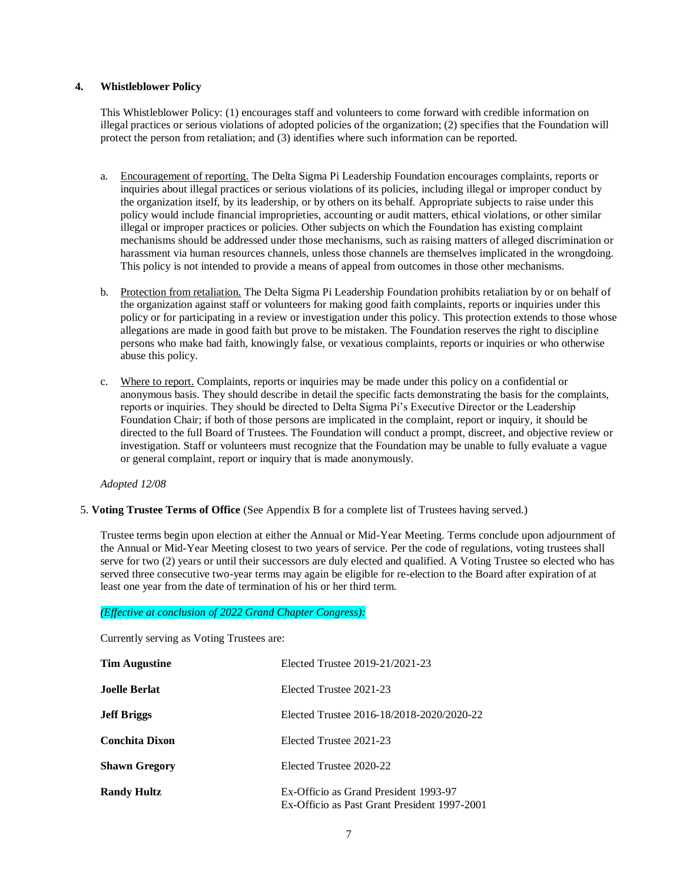## 4. Whistleblower Policy

This Whistleblower Policy: (1) encourages staff and volunteers to come forward with credible information on illegal practices or serious violations of adopted policies of the organization; (2) specifies that the Foundation will protect the person from retaliation; and (3) identifies where such information can be reported.

a. Encouragement of reporting. The Delta Sigma Pi Leadership Foundation encourages complaints, reports or inquiries about illegal practices or serious violations of its policies, including illegal or improper conduct by the organization itself, by its leadership, or by others on its behalf. Appropriate subjects to raise under this policy would include financial improprieties, accounting or audit matters, ethical violations, or other similar illegal or improper practices or policies. Other subjects on which the Foundation has existing complaint mechanisms should be addressed under those mechanisms, such as raising matters of alleged discrimination or harassment via human resources channels, unless those channels are themselves implicated in the wrongdoing. This policy is not intended to provide a means of appeal from outcomes in those other mechanisms.

b. Protection from retaliation. The Delta Sigma Pi Leadership Foundation prohibits retaliation by or on behalf of the organization against staff or volunteers for making good faith complaints, reports or inquiries under this policy or for participating in a review or investigation under this policy. This protection extends to those whose allegations are made in good faith but prove to be mistaken. The Foundation reserves the right to discipline persons who make bad faith, knowingly false, or vexatious complaints, reports or inquiries or who otherwise abuse this policy.

c. Where to report. Complaints, reports or inquiries may be made under this policy on a confidential or anonymous basis. They should describe in detail the specific facts demonstrating the basis for the complaints, reports or inquiries. They should be directed to Delta Sigma Pi's Executive Director or the Leadership Foundation Chair; if both of those persons are implicated in the complaint, report or inquiry, it should be directed to the full Board of Trustees. The Foundation will conduct a prompt, discreet, and objective review or investigation. Staff or volunteers must recognize that the Foundation may be unable to fully evaluate a vague or general complaint, report or inquiry that is made anonymously.

*Adopted 12/08*

## 5. Voting Trustee Terms of Office (See Appendix B for a complete list of Trustees having served.)

Trustee terms begin upon election at either the Annual or Mid-Year Meeting. Terms conclude upon adjournment of the Annual or Mid-Year Meeting closest to two years of service. Per the code of regulations, voting trustees shall serve for two (2) years or until their successors are duly elected and qualified. A Voting Trustee so elected who has served three consecutive two-year terms may again be eligible for re-election to the Board after expiration of at least one year from the date of termination of his or her third term.

*(Effective at conclusion of 2022 Grand Chapter Congress):*

Currently serving as Voting Trustees are:

| | |
|---|---|
| **Tim Augustine** | Elected Trustee 2019-21/2021-23 |
| **Joelle Berlat** | Elected Trustee 2021-23 |
| **Jeff Briggs** | Elected Trustee 2016-18/2018-2020/2020-22 |
| **Conchita Dixon** | Elected Trustee 2021-23 |
| **Shawn Gregory** | Elected Trustee 2020-22 |
| **Randy Hultz** | Ex-Officio as Grand President 1993-97<br>Ex-Officio as Past Grant President 1997-2001 |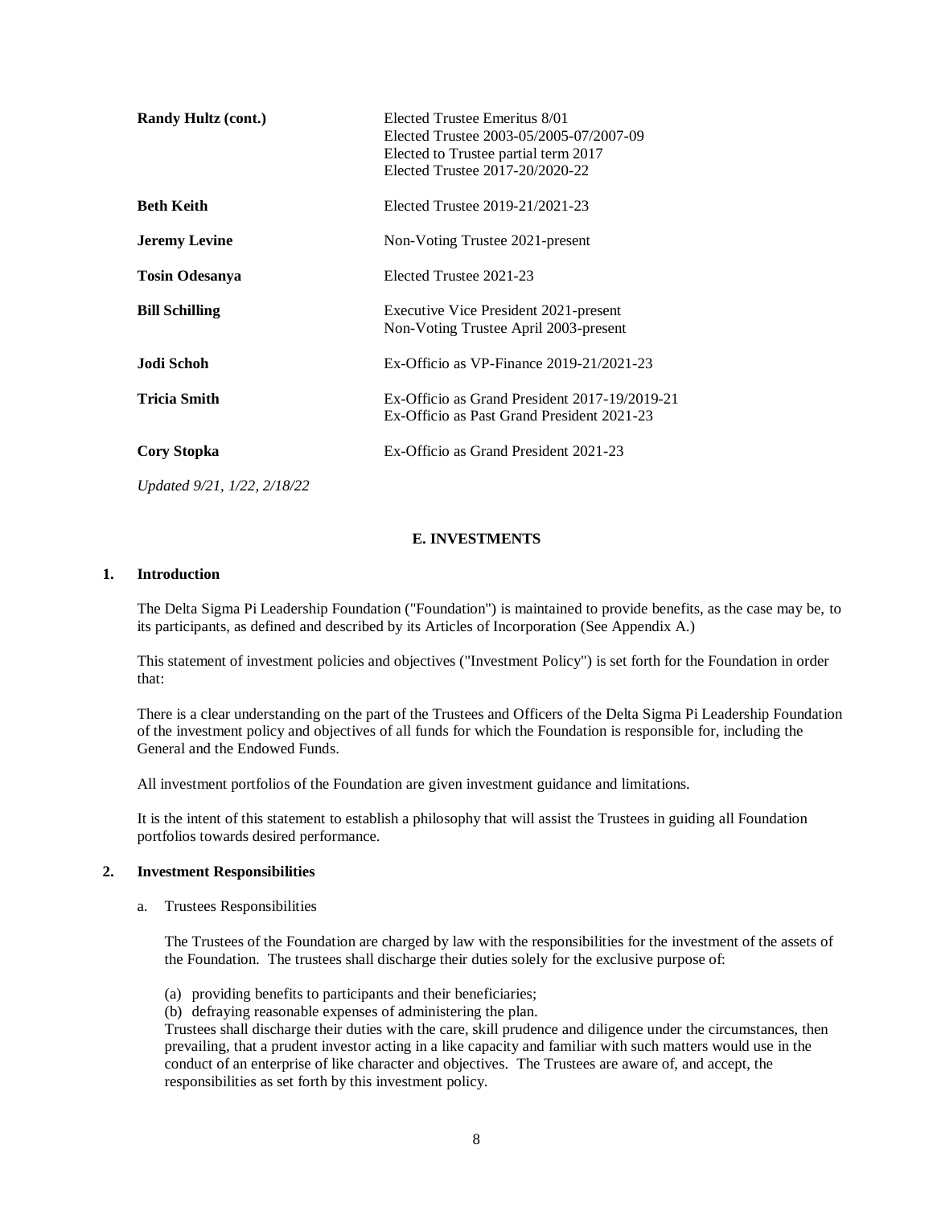| | |
|---|---|
| **Randy Hultz (cont.)** | Elected Trustee Emeritus 8/01<br>Elected Trustee 2003-05/2005-07/2007-09<br>Elected to Trustee partial term 2017<br>Elected Trustee 2017-20/2020-22 |
| **Beth Keith** | Elected Trustee 2019-21/2021-23 |
| **Jeremy Levine** | Non-Voting Trustee 2021-present |
| **Tosin Odesanya** | Elected Trustee 2021-23 |
| **Bill Schilling** | Executive Vice President 2021-present<br>Non-Voting Trustee April 2003-present |
| **Jodi Schoh** | Ex-Officio as VP-Finance 2019-21/2021-23 |
| **Tricia Smith** | Ex-Officio as Grand President 2017-19/2019-21<br>Ex-Officio as Past Grand President 2021-23 |
| **Cory Stopka** | Ex-Officio as Grand President 2021-23 |

*Updated 9/21, 1/22, 2/18/22*

## E. INVESTMENTS

### 1. Introduction

The Delta Sigma Pi Leadership Foundation ("Foundation") is maintained to provide benefits, as the case may be, to its participants, as defined and described by its Articles of Incorporation (See Appendix A.)

This statement of investment policies and objectives ("Investment Policy") is set forth for the Foundation in order that:

There is a clear understanding on the part of the Trustees and Officers of the Delta Sigma Pi Leadership Foundation of the investment policy and objectives of all funds for which the Foundation is responsible for, including the General and the Endowed Funds.

All investment portfolios of the Foundation are given investment guidance and limitations.

It is the intent of this statement to establish a philosophy that will assist the Trustees in guiding all Foundation portfolios towards desired performance.

### 2. Investment Responsibilities

a. Trustees Responsibilities

The Trustees of the Foundation are charged by law with the responsibilities for the investment of the assets of the Foundation. The trustees shall discharge their duties solely for the exclusive purpose of:

(a) providing benefits to participants and their beneficiaries;
(b) defraying reasonable expenses of administering the plan.

Trustees shall discharge their duties with the care, skill prudence and diligence under the circumstances, then prevailing, that a prudent investor acting in a like capacity and familiar with such matters would use in the conduct of an enterprise of like character and objectives. The Trustees are aware of, and accept, the responsibilities as set forth by this investment policy.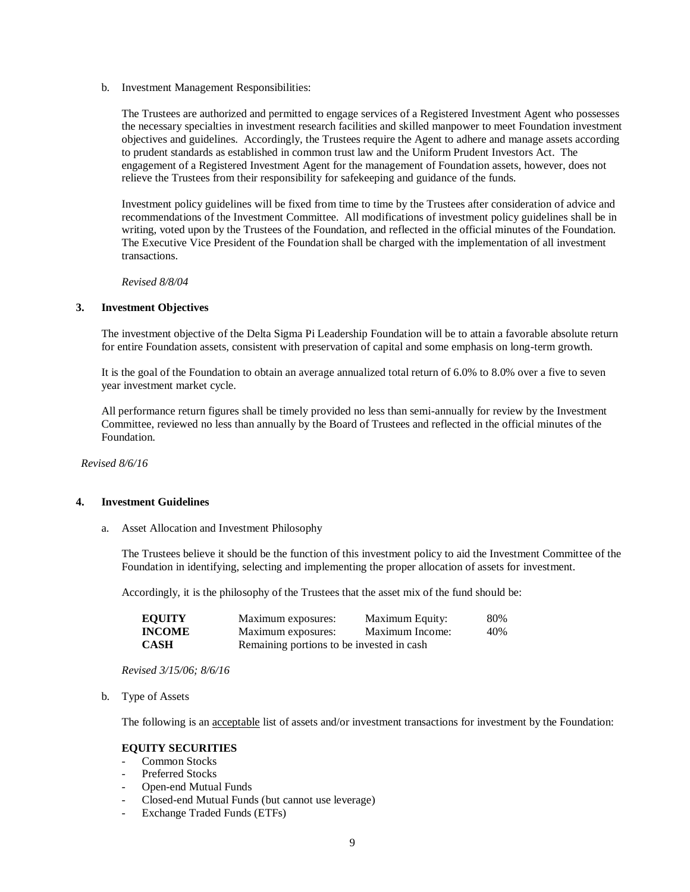b. Investment Management Responsibilities:

The Trustees are authorized and permitted to engage services of a Registered Investment Agent who possesses the necessary specialties in investment research facilities and skilled manpower to meet Foundation investment objectives and guidelines. Accordingly, the Trustees require the Agent to adhere and manage assets according to prudent standards as established in common trust law and the Uniform Prudent Investors Act. The engagement of a Registered Investment Agent for the management of Foundation assets, however, does not relieve the Trustees from their responsibility for safekeeping and guidance of the funds.

Investment policy guidelines will be fixed from time to time by the Trustees after consideration of advice and recommendations of the Investment Committee. All modifications of investment policy guidelines shall be in writing, voted upon by the Trustees of the Foundation, and reflected in the official minutes of the Foundation. The Executive Vice President of the Foundation shall be charged with the implementation of all investment transactions.

*Revised 8/8/04*

## 3. Investment Objectives

The investment objective of the Delta Sigma Pi Leadership Foundation will be to attain a favorable absolute return for entire Foundation assets, consistent with preservation of capital and some emphasis on long-term growth.

It is the goal of the Foundation to obtain an average annualized total return of 6.0% to 8.0% over a five to seven year investment market cycle.

All performance return figures shall be timely provided no less than semi-annually for review by the Investment Committee, reviewed no less than annually by the Board of Trustees and reflected in the official minutes of the Foundation.

*Revised 8/6/16*

## 4. Investment Guidelines

a. Asset Allocation and Investment Philosophy

The Trustees believe it should be the function of this investment policy to aid the Investment Committee of the Foundation in identifying, selecting and implementing the proper allocation of assets for investment.

Accordingly, it is the philosophy of the Trustees that the asset mix of the fund should be:

| | | | |
|---|---|---|---|
| **EQUITY** | Maximum exposures: | Maximum Equity: | 80% |
| **INCOME** | Maximum exposures: | Maximum Income: | 40% |
| **CASH** | Remaining portions to be invested in cash | | |

*Revised 3/15/06; 8/6/16*

b. Type of Assets

The following is an acceptable list of assets and/or investment transactions for investment by the Foundation:

**EQUITY SECURITIES**

- Common Stocks
- Preferred Stocks
- Open-end Mutual Funds
- Closed-end Mutual Funds (but cannot use leverage)
- Exchange Traded Funds (ETFs)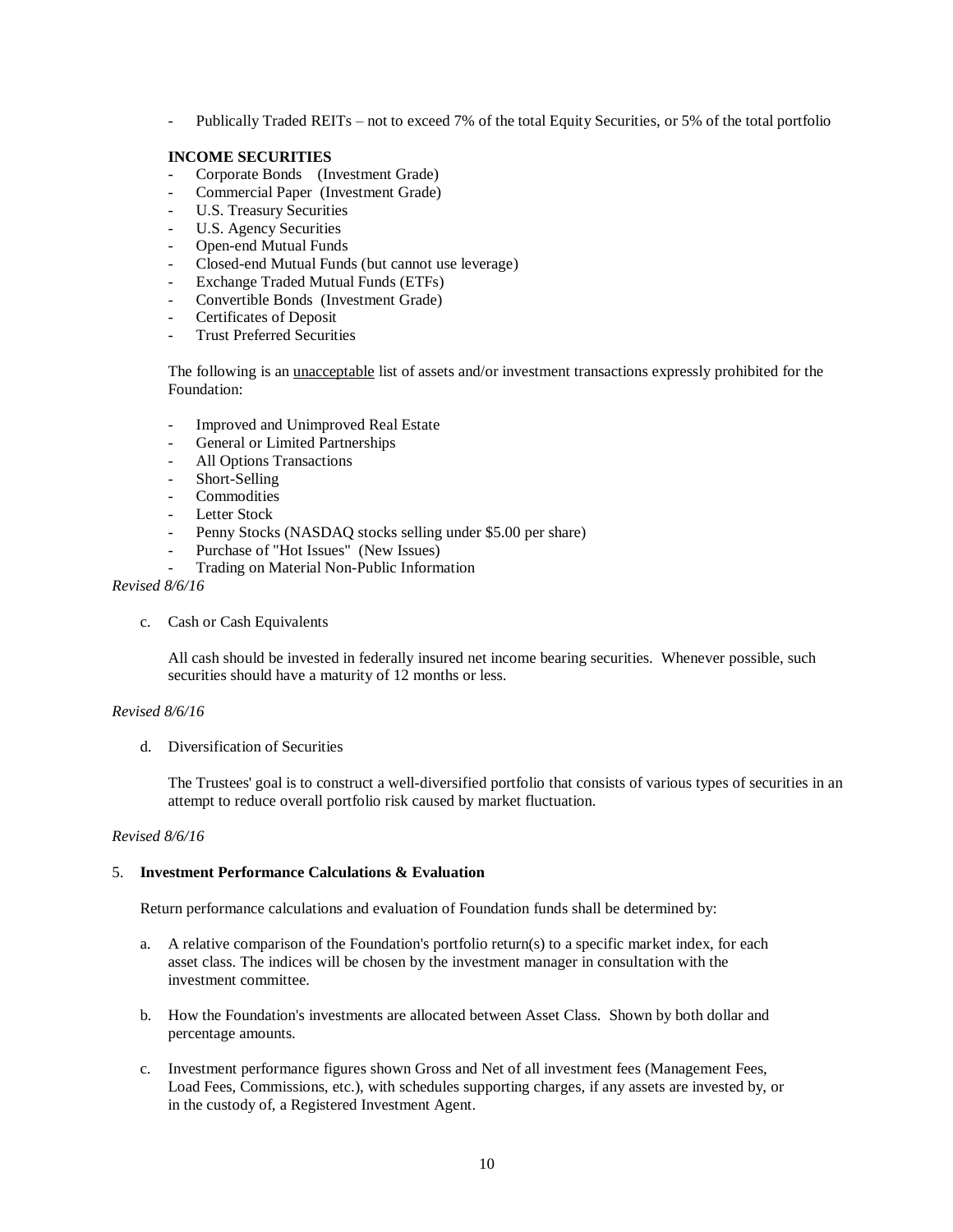- Publically Traded REITs – not to exceed 7% of the total Equity Securities, or 5% of the total portfolio

**INCOME SECURITIES**

- Corporate Bonds (Investment Grade)
- Commercial Paper (Investment Grade)
- U.S. Treasury Securities
- U.S. Agency Securities
- Open-end Mutual Funds
- Closed-end Mutual Funds (but cannot use leverage)
- Exchange Traded Mutual Funds (ETFs)
- Convertible Bonds (Investment Grade)
- Certificates of Deposit
- Trust Preferred Securities

The following is an unacceptable list of assets and/or investment transactions expressly prohibited for the Foundation:

- Improved and Unimproved Real Estate
- General or Limited Partnerships
- All Options Transactions
- Short-Selling
- Commodities
- Letter Stock
- Penny Stocks (NASDAQ stocks selling under $5.00 per share)
- Purchase of "Hot Issues" (New Issues)
- Trading on Material Non-Public Information

*Revised 8/6/16*

c. Cash or Cash Equivalents

All cash should be invested in federally insured net income bearing securities. Whenever possible, such securities should have a maturity of 12 months or less.

*Revised 8/6/16*

d. Diversification of Securities

The Trustees' goal is to construct a well-diversified portfolio that consists of various types of securities in an attempt to reduce overall portfolio risk caused by market fluctuation.

*Revised 8/6/16*

5. **Investment Performance Calculations & Evaluation**

Return performance calculations and evaluation of Foundation funds shall be determined by:

a. A relative comparison of the Foundation's portfolio return(s) to a specific market index, for each asset class. The indices will be chosen by the investment manager in consultation with the investment committee.

b. How the Foundation's investments are allocated between Asset Class. Shown by both dollar and percentage amounts.

c. Investment performance figures shown Gross and Net of all investment fees (Management Fees, Load Fees, Commissions, etc.), with schedules supporting charges, if any assets are invested by, or in the custody of, a Registered Investment Agent.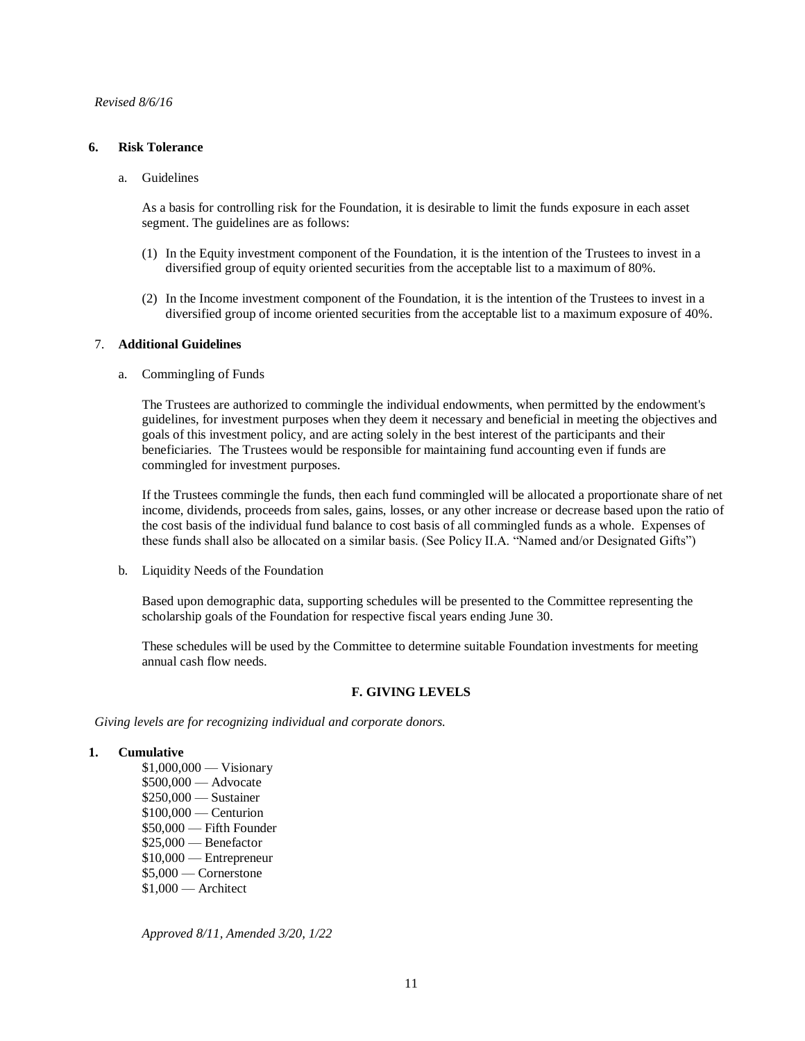*Revised 8/6/16*

**6. Risk Tolerance**

a. Guidelines

As a basis for controlling risk for the Foundation, it is desirable to limit the funds exposure in each asset segment. The guidelines are as follows:

(1) In the Equity investment component of the Foundation, it is the intention of the Trustees to invest in a diversified group of equity oriented securities from the acceptable list to a maximum of 80%.

(2) In the Income investment component of the Foundation, it is the intention of the Trustees to invest in a diversified group of income oriented securities from the acceptable list to a maximum exposure of 40%.

7. **Additional Guidelines**

a. Commingling of Funds

The Trustees are authorized to commingle the individual endowments, when permitted by the endowment's guidelines, for investment purposes when they deem it necessary and beneficial in meeting the objectives and goals of this investment policy, and are acting solely in the best interest of the participants and their beneficiaries. The Trustees would be responsible for maintaining fund accounting even if funds are commingled for investment purposes.

If the Trustees commingle the funds, then each fund commingled will be allocated a proportionate share of net income, dividends, proceeds from sales, gains, losses, or any other increase or decrease based upon the ratio of the cost basis of the individual fund balance to cost basis of all commingled funds as a whole. Expenses of these funds shall also be allocated on a similar basis. (See Policy II.A. "Named and/or Designated Gifts")

b. Liquidity Needs of the Foundation

Based upon demographic data, supporting schedules will be presented to the Committee representing the scholarship goals of the Foundation for respective fiscal years ending June 30.

These schedules will be used by the Committee to determine suitable Foundation investments for meeting annual cash flow needs.

## F. GIVING LEVELS

*Giving levels are for recognizing individual and corporate donors.*

**1. Cumulative**

$1,000,000 — Visionary
$500,000 — Advocate
$250,000 — Sustainer
$100,000 — Centurion
$50,000 — Fifth Founder
$25,000 — Benefactor
$10,000 — Entrepreneur
$5,000 — Cornerstone
$1,000 — Architect

*Approved 8/11, Amended 3/20, 1/22*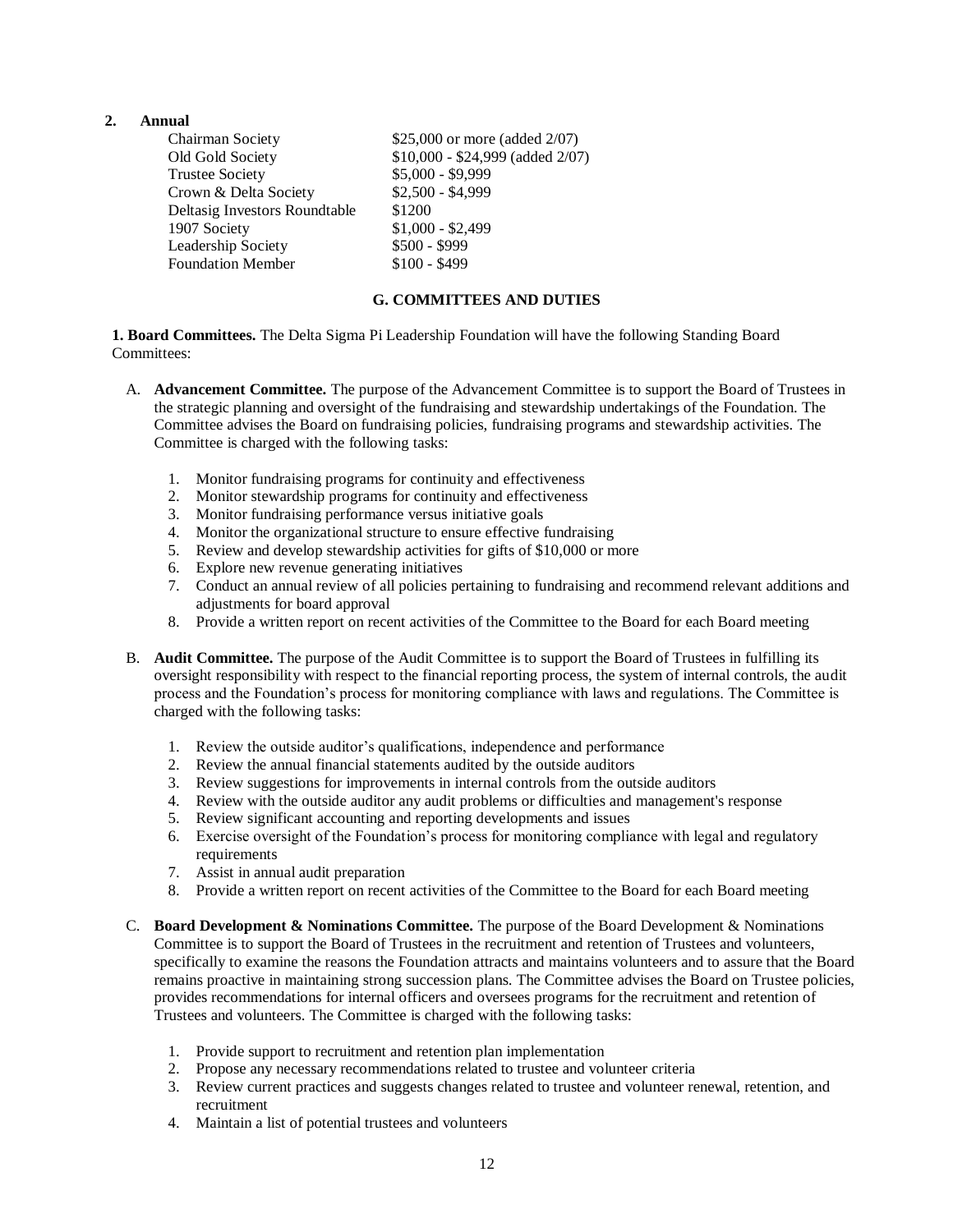**2. Annual**

| | |
|---|---|
| Chairman Society | $25,000 or more (added 2/07) |
| Old Gold Society | $10,000 - $24,999 (added 2/07) |
| Trustee Society | $5,000 - $9,999 |
| Crown & Delta Society | $2,500 - $4,999 |
| Deltasig Investors Roundtable | $1200 |
| 1907 Society | $1,000 - $2,499 |
| Leadership Society | $500 - $999 |
| Foundation Member | $100 - $499 |

## G. COMMITTEES AND DUTIES

**1. Board Committees.** The Delta Sigma Pi Leadership Foundation will have the following Standing Board Committees:

A. **Advancement Committee.** The purpose of the Advancement Committee is to support the Board of Trustees in the strategic planning and oversight of the fundraising and stewardship undertakings of the Foundation. The Committee advises the Board on fundraising policies, fundraising programs and stewardship activities. The Committee is charged with the following tasks:

   1. Monitor fundraising programs for continuity and effectiveness
   2. Monitor stewardship programs for continuity and effectiveness
   3. Monitor fundraising performance versus initiative goals
   4. Monitor the organizational structure to ensure effective fundraising
   5. Review and develop stewardship activities for gifts of $10,000 or more
   6. Explore new revenue generating initiatives
   7. Conduct an annual review of all policies pertaining to fundraising and recommend relevant additions and adjustments for board approval
   8. Provide a written report on recent activities of the Committee to the Board for each Board meeting

B. **Audit Committee.** The purpose of the Audit Committee is to support the Board of Trustees in fulfilling its oversight responsibility with respect to the financial reporting process, the system of internal controls, the audit process and the Foundation's process for monitoring compliance with laws and regulations. The Committee is charged with the following tasks:

   1. Review the outside auditor's qualifications, independence and performance
   2. Review the annual financial statements audited by the outside auditors
   3. Review suggestions for improvements in internal controls from the outside auditors
   4. Review with the outside auditor any audit problems or difficulties and management's response
   5. Review significant accounting and reporting developments and issues
   6. Exercise oversight of the Foundation's process for monitoring compliance with legal and regulatory requirements
   7. Assist in annual audit preparation
   8. Provide a written report on recent activities of the Committee to the Board for each Board meeting

C. **Board Development & Nominations Committee.** The purpose of the Board Development & Nominations Committee is to support the Board of Trustees in the recruitment and retention of Trustees and volunteers, specifically to examine the reasons the Foundation attracts and maintains volunteers and to assure that the Board remains proactive in maintaining strong succession plans. The Committee advises the Board on Trustee policies, provides recommendations for internal officers and oversees programs for the recruitment and retention of Trustees and volunteers. The Committee is charged with the following tasks:

   1. Provide support to recruitment and retention plan implementation
   2. Propose any necessary recommendations related to trustee and volunteer criteria
   3. Review current practices and suggests changes related to trustee and volunteer renewal, retention, and recruitment
   4. Maintain a list of potential trustees and volunteers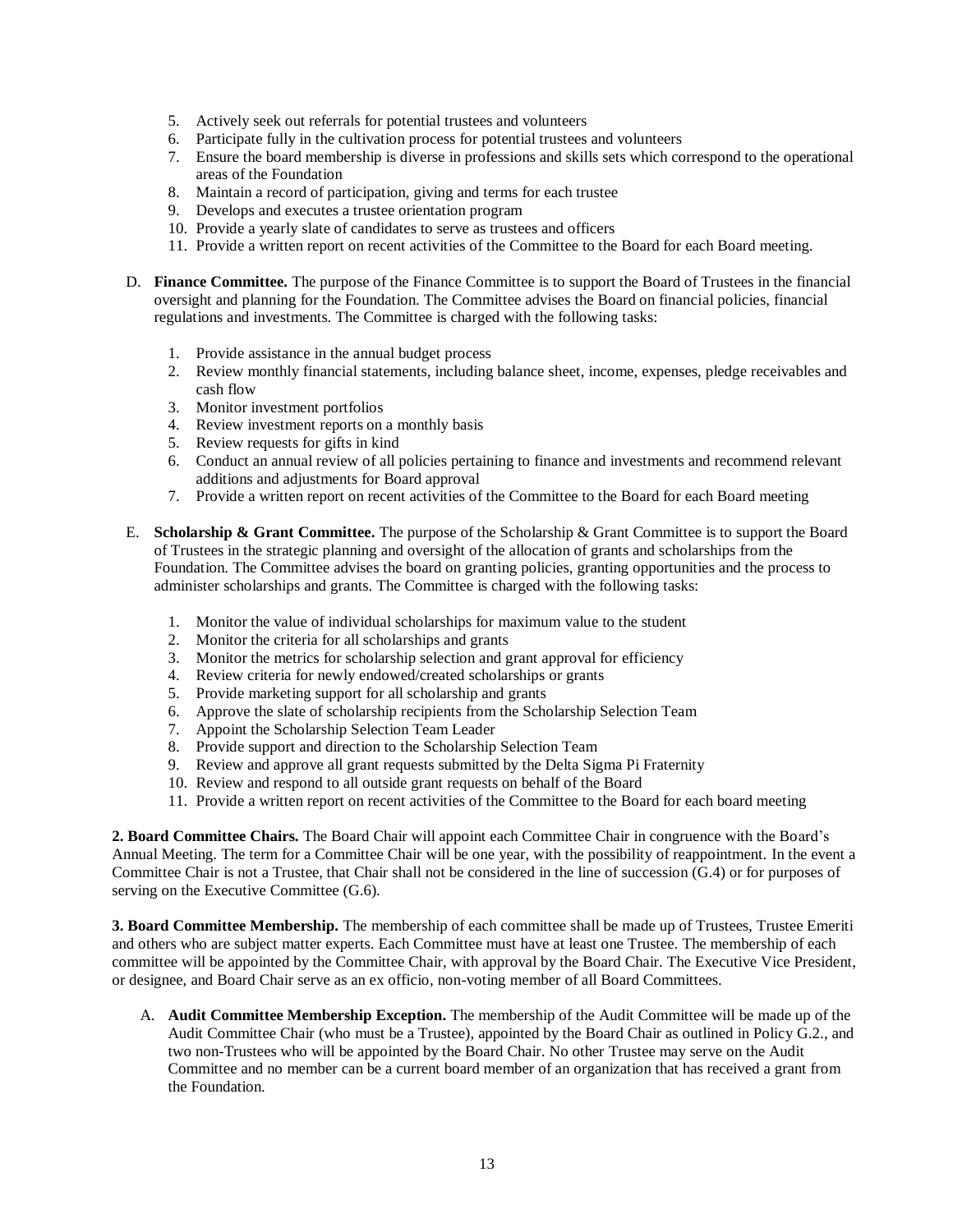5. Actively seek out referrals for potential trustees and volunteers
6. Participate fully in the cultivation process for potential trustees and volunteers
7. Ensure the board membership is diverse in professions and skills sets which correspond to the operational areas of the Foundation
8. Maintain a record of participation, giving and terms for each trustee
9. Develops and executes a trustee orientation program
10. Provide a yearly slate of candidates to serve as trustees and officers
11. Provide a written report on recent activities of the Committee to the Board for each Board meeting.

D. **Finance Committee.** The purpose of the Finance Committee is to support the Board of Trustees in the financial oversight and planning for the Foundation. The Committee advises the Board on financial policies, financial regulations and investments. The Committee is charged with the following tasks:

   1. Provide assistance in the annual budget process
   2. Review monthly financial statements, including balance sheet, income, expenses, pledge receivables and cash flow
   3. Monitor investment portfolios
   4. Review investment reports on a monthly basis
   5. Review requests for gifts in kind
   6. Conduct an annual review of all policies pertaining to finance and investments and recommend relevant additions and adjustments for Board approval
   7. Provide a written report on recent activities of the Committee to the Board for each Board meeting

E. **Scholarship & Grant Committee.** The purpose of the Scholarship & Grant Committee is to support the Board of Trustees in the strategic planning and oversight of the allocation of grants and scholarships from the Foundation. The Committee advises the board on granting policies, granting opportunities and the process to administer scholarships and grants. The Committee is charged with the following tasks:

   1. Monitor the value of individual scholarships for maximum value to the student
   2. Monitor the criteria for all scholarships and grants
   3. Monitor the metrics for scholarship selection and grant approval for efficiency
   4. Review criteria for newly endowed/created scholarships or grants
   5. Provide marketing support for all scholarship and grants
   6. Approve the slate of scholarship recipients from the Scholarship Selection Team
   7. Appoint the Scholarship Selection Team Leader
   8. Provide support and direction to the Scholarship Selection Team
   9. Review and approve all grant requests submitted by the Delta Sigma Pi Fraternity
   10. Review and respond to all outside grant requests on behalf of the Board
   11. Provide a written report on recent activities of the Committee to the Board for each board meeting

**2. Board Committee Chairs.** The Board Chair will appoint each Committee Chair in congruence with the Board's Annual Meeting. The term for a Committee Chair will be one year, with the possibility of reappointment. In the event a Committee Chair is not a Trustee, that Chair shall not be considered in the line of succession (G.4) or for purposes of serving on the Executive Committee (G.6).

**3. Board Committee Membership.** The membership of each committee shall be made up of Trustees, Trustee Emeriti and others who are subject matter experts. Each Committee must have at least one Trustee. The membership of each committee will be appointed by the Committee Chair, with approval by the Board Chair. The Executive Vice President, or designee, and Board Chair serve as an ex officio, non-voting member of all Board Committees.

A. **Audit Committee Membership Exception.** The membership of the Audit Committee will be made up of the Audit Committee Chair (who must be a Trustee), appointed by the Board Chair as outlined in Policy G.2., and two non-Trustees who will be appointed by the Board Chair. No other Trustee may serve on the Audit Committee and no member can be a current board member of an organization that has received a grant from the Foundation.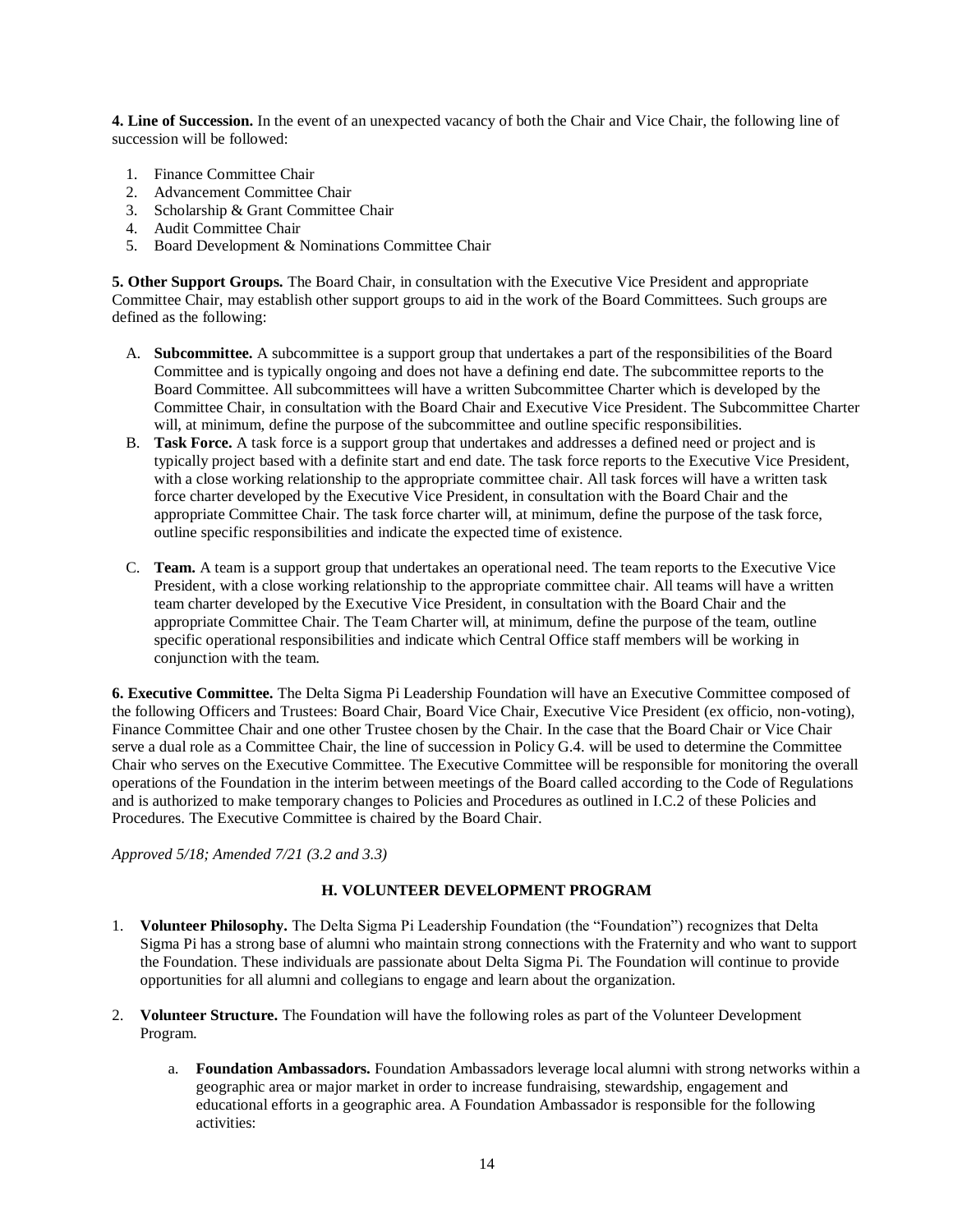**4. Line of Succession.** In the event of an unexpected vacancy of both the Chair and Vice Chair, the following line of succession will be followed:

1. Finance Committee Chair
2. Advancement Committee Chair
3. Scholarship & Grant Committee Chair
4. Audit Committee Chair
5. Board Development & Nominations Committee Chair

**5. Other Support Groups.** The Board Chair, in consultation with the Executive Vice President and appropriate Committee Chair, may establish other support groups to aid in the work of the Board Committees. Such groups are defined as the following:

A. **Subcommittee.** A subcommittee is a support group that undertakes a part of the responsibilities of the Board Committee and is typically ongoing and does not have a defining end date. The subcommittee reports to the Board Committee. All subcommittees will have a written Subcommittee Charter which is developed by the Committee Chair, in consultation with the Board Chair and Executive Vice President. The Subcommittee Charter will, at minimum, define the purpose of the subcommittee and outline specific responsibilities.
B. **Task Force.** A task force is a support group that undertakes and addresses a defined need or project and is typically project based with a definite start and end date. The task force reports to the Executive Vice President, with a close working relationship to the appropriate committee chair. All task forces will have a written task force charter developed by the Executive Vice President, in consultation with the Board Chair and the appropriate Committee Chair. The task force charter will, at minimum, define the purpose of the task force, outline specific responsibilities and indicate the expected time of existence.
C. **Team.** A team is a support group that undertakes an operational need. The team reports to the Executive Vice President, with a close working relationship to the appropriate committee chair. All teams will have a written team charter developed by the Executive Vice President, in consultation with the Board Chair and the appropriate Committee Chair. The Team Charter will, at minimum, define the purpose of the team, outline specific operational responsibilities and indicate which Central Office staff members will be working in conjunction with the team.

**6. Executive Committee.** The Delta Sigma Pi Leadership Foundation will have an Executive Committee composed of the following Officers and Trustees: Board Chair, Board Vice Chair, Executive Vice President (ex officio, non-voting), Finance Committee Chair and one other Trustee chosen by the Chair. In the case that the Board Chair or Vice Chair serve a dual role as a Committee Chair, the line of succession in Policy G.4. will be used to determine the Committee Chair who serves on the Executive Committee. The Executive Committee will be responsible for monitoring the overall operations of the Foundation in the interim between meetings of the Board called according to the Code of Regulations and is authorized to make temporary changes to Policies and Procedures as outlined in I.C.2 of these Policies and Procedures. The Executive Committee is chaired by the Board Chair.

*Approved 5/18; Amended 7/21 (3.2 and 3.3)*

## H. VOLUNTEER DEVELOPMENT PROGRAM

1. **Volunteer Philosophy.** The Delta Sigma Pi Leadership Foundation (the "Foundation") recognizes that Delta Sigma Pi has a strong base of alumni who maintain strong connections with the Fraternity and who want to support the Foundation. These individuals are passionate about Delta Sigma Pi. The Foundation will continue to provide opportunities for all alumni and collegians to engage and learn about the organization.

2. **Volunteer Structure.** The Foundation will have the following roles as part of the Volunteer Development Program.

   a. **Foundation Ambassadors.** Foundation Ambassadors leverage local alumni with strong networks within a geographic area or major market in order to increase fundraising, stewardship, engagement and educational efforts in a geographic area. A Foundation Ambassador is responsible for the following activities: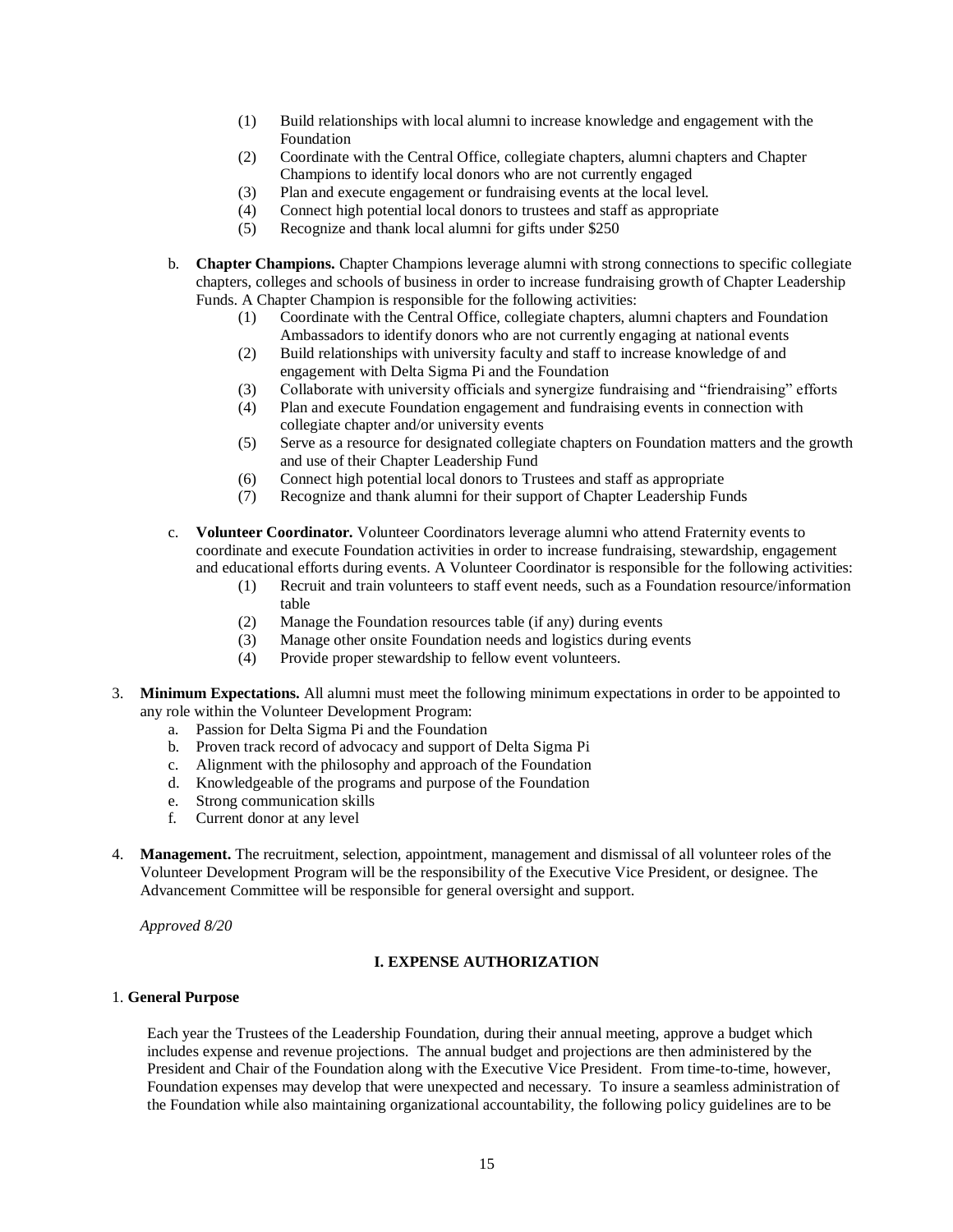(1) Build relationships with local alumni to increase knowledge and engagement with the Foundation
(2) Coordinate with the Central Office, collegiate chapters, alumni chapters and Chapter Champions to identify local donors who are not currently engaged
(3) Plan and execute engagement or fundraising events at the local level.
(4) Connect high potential local donors to trustees and staff as appropriate
(5) Recognize and thank local alumni for gifts under $250

b. **Chapter Champions.** Chapter Champions leverage alumni with strong connections to specific collegiate chapters, colleges and schools of business in order to increase fundraising growth of Chapter Leadership Funds. A Chapter Champion is responsible for the following activities:
   (1) Coordinate with the Central Office, collegiate chapters, alumni chapters and Foundation Ambassadors to identify donors who are not currently engaging at national events
   (2) Build relationships with university faculty and staff to increase knowledge of and engagement with Delta Sigma Pi and the Foundation
   (3) Collaborate with university officials and synergize fundraising and "friendraising" efforts
   (4) Plan and execute Foundation engagement and fundraising events in connection with collegiate chapter and/or university events
   (5) Serve as a resource for designated collegiate chapters on Foundation matters and the growth and use of their Chapter Leadership Fund
   (6) Connect high potential local donors to Trustees and staff as appropriate
   (7) Recognize and thank alumni for their support of Chapter Leadership Funds

c. **Volunteer Coordinator.** Volunteer Coordinators leverage alumni who attend Fraternity events to coordinate and execute Foundation activities in order to increase fundraising, stewardship, engagement and educational efforts during events. A Volunteer Coordinator is responsible for the following activities:
   (1) Recruit and train volunteers to staff event needs, such as a Foundation resource/information table
   (2) Manage the Foundation resources table (if any) during events
   (3) Manage other onsite Foundation needs and logistics during events
   (4) Provide proper stewardship to fellow event volunteers.

3. **Minimum Expectations.** All alumni must meet the following minimum expectations in order to be appointed to any role within the Volunteer Development Program:
   a. Passion for Delta Sigma Pi and the Foundation
   b. Proven track record of advocacy and support of Delta Sigma Pi
   c. Alignment with the philosophy and approach of the Foundation
   d. Knowledgeable of the programs and purpose of the Foundation
   e. Strong communication skills
   f. Current donor at any level

4. **Management.** The recruitment, selection, appointment, management and dismissal of all volunteer roles of the Volunteer Development Program will be the responsibility of the Executive Vice President, or designee. The Advancement Committee will be responsible for general oversight and support.

*Approved 8/20*

## I. EXPENSE AUTHORIZATION

1. **General Purpose**

Each year the Trustees of the Leadership Foundation, during their annual meeting, approve a budget which includes expense and revenue projections. The annual budget and projections are then administered by the President and Chair of the Foundation along with the Executive Vice President. From time-to-time, however, Foundation expenses may develop that were unexpected and necessary. To insure a seamless administration of the Foundation while also maintaining organizational accountability, the following policy guidelines are to be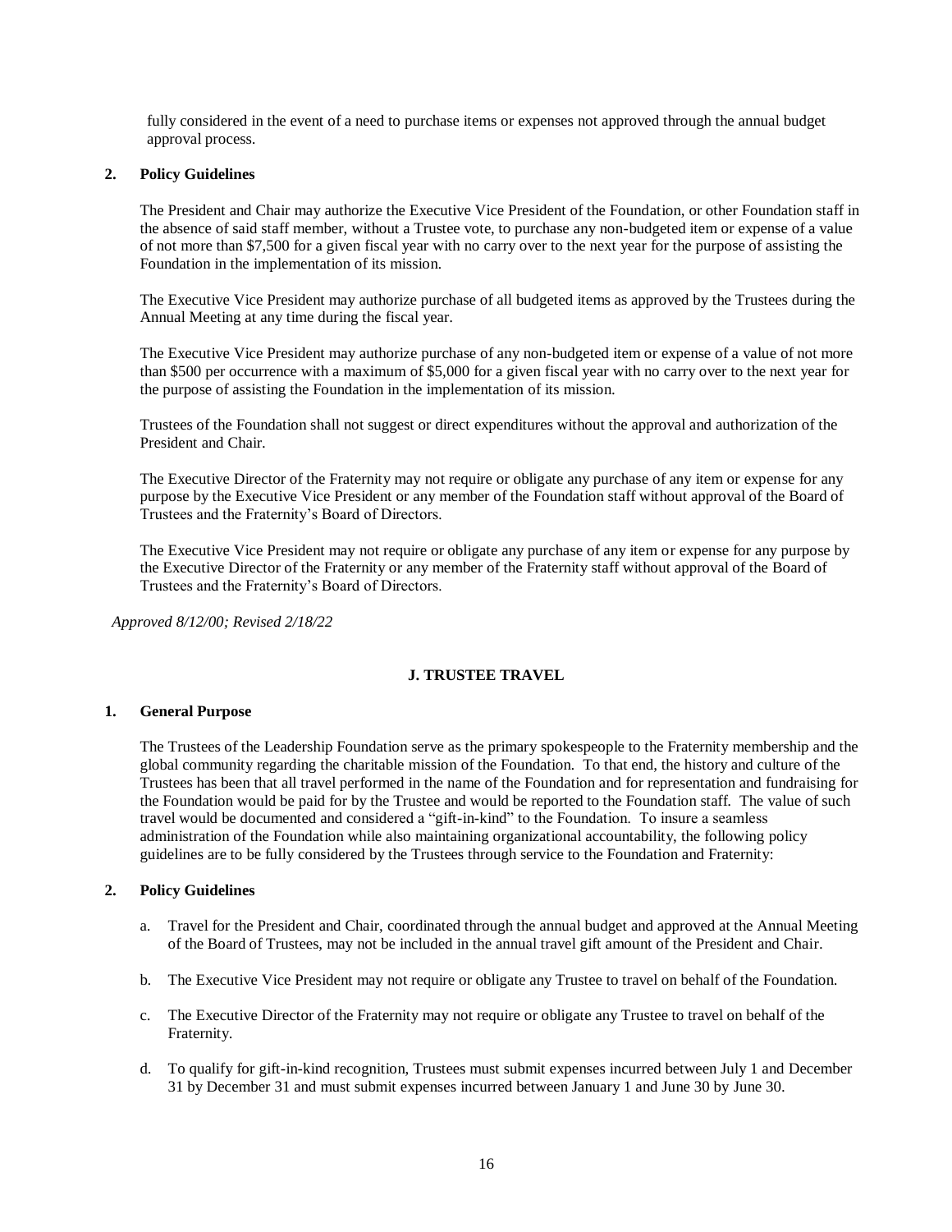fully considered in the event of a need to purchase items or expenses not approved through the annual budget approval process.

**2. Policy Guidelines**

The President and Chair may authorize the Executive Vice President of the Foundation, or other Foundation staff in the absence of said staff member, without a Trustee vote, to purchase any non-budgeted item or expense of a value of not more than $7,500 for a given fiscal year with no carry over to the next year for the purpose of assisting the Foundation in the implementation of its mission.

The Executive Vice President may authorize purchase of all budgeted items as approved by the Trustees during the Annual Meeting at any time during the fiscal year.

The Executive Vice President may authorize purchase of any non-budgeted item or expense of a value of not more than $500 per occurrence with a maximum of $5,000 for a given fiscal year with no carry over to the next year for the purpose of assisting the Foundation in the implementation of its mission.

Trustees of the Foundation shall not suggest or direct expenditures without the approval and authorization of the President and Chair.

The Executive Director of the Fraternity may not require or obligate any purchase of any item or expense for any purpose by the Executive Vice President or any member of the Foundation staff without approval of the Board of Trustees and the Fraternity's Board of Directors.

The Executive Vice President may not require or obligate any purchase of any item or expense for any purpose by the Executive Director of the Fraternity or any member of the Fraternity staff without approval of the Board of Trustees and the Fraternity's Board of Directors.

*Approved 8/12/00; Revised 2/18/22*

## J. TRUSTEE TRAVEL

**1. General Purpose**

The Trustees of the Leadership Foundation serve as the primary spokespeople to the Fraternity membership and the global community regarding the charitable mission of the Foundation. To that end, the history and culture of the Trustees has been that all travel performed in the name of the Foundation and for representation and fundraising for the Foundation would be paid for by the Trustee and would be reported to the Foundation staff. The value of such travel would be documented and considered a "gift-in-kind" to the Foundation. To insure a seamless administration of the Foundation while also maintaining organizational accountability, the following policy guidelines are to be fully considered by the Trustees through service to the Foundation and Fraternity:

**2. Policy Guidelines**

a. Travel for the President and Chair, coordinated through the annual budget and approved at the Annual Meeting of the Board of Trustees, may not be included in the annual travel gift amount of the President and Chair.

b. The Executive Vice President may not require or obligate any Trustee to travel on behalf of the Foundation.

c. The Executive Director of the Fraternity may not require or obligate any Trustee to travel on behalf of the Fraternity.

d. To qualify for gift-in-kind recognition, Trustees must submit expenses incurred between July 1 and December 31 by December 31 and must submit expenses incurred between January 1 and June 30 by June 30.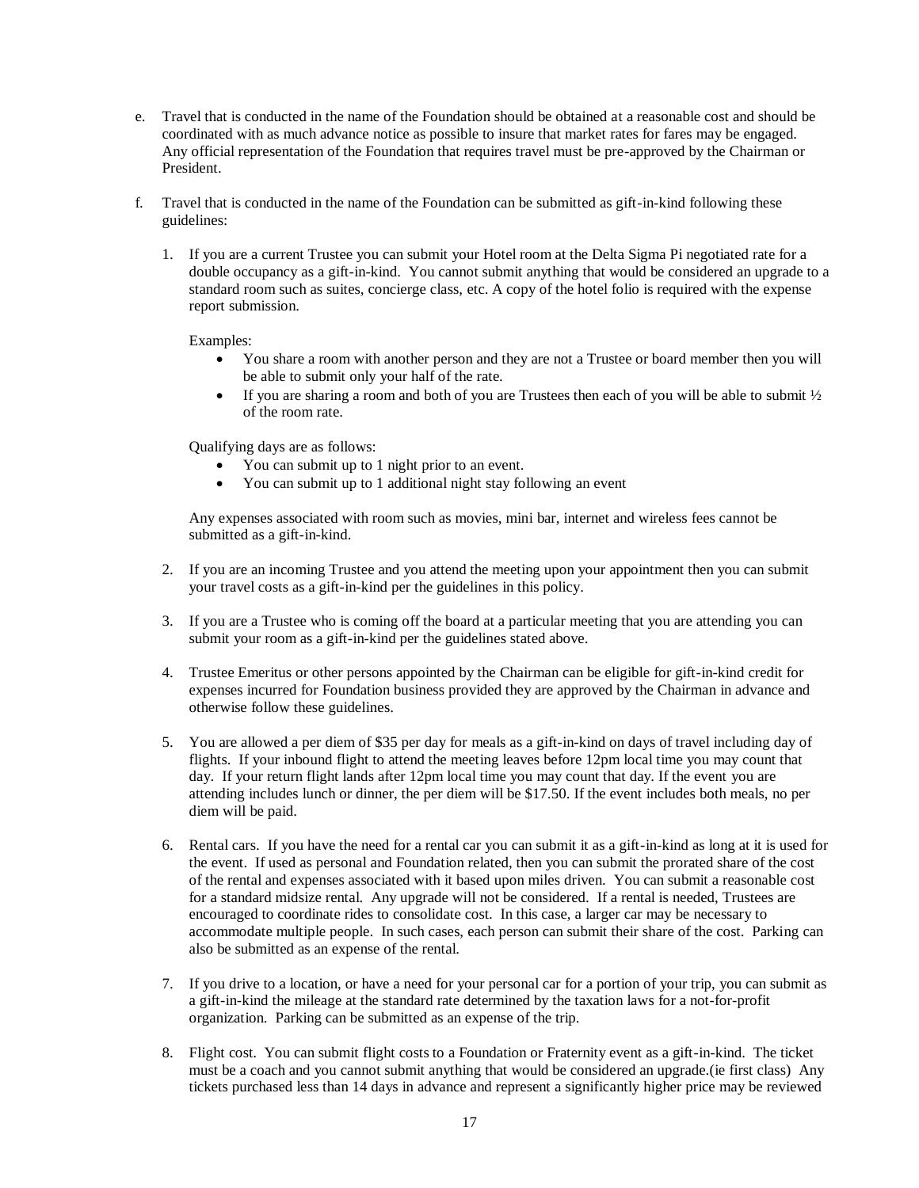e. Travel that is conducted in the name of the Foundation should be obtained at a reasonable cost and should be coordinated with as much advance notice as possible to insure that market rates for fares may be engaged. Any official representation of the Foundation that requires travel must be pre-approved by the Chairman or President.

f. Travel that is conducted in the name of the Foundation can be submitted as gift-in-kind following these guidelines:

   1. If you are a current Trustee you can submit your Hotel room at the Delta Sigma Pi negotiated rate for a double occupancy as a gift-in-kind. You cannot submit anything that would be considered an upgrade to a standard room such as suites, concierge class, etc. A copy of the hotel folio is required with the expense report submission.

      Examples:
      - You share a room with another person and they are not a Trustee or board member then you will be able to submit only your half of the rate.
      - If you are sharing a room and both of you are Trustees then each of you will be able to submit ½ of the room rate.

      Qualifying days are as follows:
      - You can submit up to 1 night prior to an event.
      - You can submit up to 1 additional night stay following an event

      Any expenses associated with room such as movies, mini bar, internet and wireless fees cannot be submitted as a gift-in-kind.

   2. If you are an incoming Trustee and you attend the meeting upon your appointment then you can submit your travel costs as a gift-in-kind per the guidelines in this policy.

   3. If you are a Trustee who is coming off the board at a particular meeting that you are attending you can submit your room as a gift-in-kind per the guidelines stated above.

   4. Trustee Emeritus or other persons appointed by the Chairman can be eligible for gift-in-kind credit for expenses incurred for Foundation business provided they are approved by the Chairman in advance and otherwise follow these guidelines.

   5. You are allowed a per diem of $35 per day for meals as a gift-in-kind on days of travel including day of flights. If your inbound flight to attend the meeting leaves before 12pm local time you may count that day. If your return flight lands after 12pm local time you may count that day. If the event you are attending includes lunch or dinner, the per diem will be $17.50. If the event includes both meals, no per diem will be paid.

   6. Rental cars. If you have the need for a rental car you can submit it as a gift-in-kind as long at it is used for the event. If used as personal and Foundation related, then you can submit the prorated share of the cost of the rental and expenses associated with it based upon miles driven. You can submit a reasonable cost for a standard midsize rental. Any upgrade will not be considered. If a rental is needed, Trustees are encouraged to coordinate rides to consolidate cost. In this case, a larger car may be necessary to accommodate multiple people. In such cases, each person can submit their share of the cost. Parking can also be submitted as an expense of the rental.

   7. If you drive to a location, or have a need for your personal car for a portion of your trip, you can submit as a gift-in-kind the mileage at the standard rate determined by the taxation laws for a not-for-profit organization. Parking can be submitted as an expense of the trip.

   8. Flight cost. You can submit flight costs to a Foundation or Fraternity event as a gift-in-kind. The ticket must be a coach and you cannot submit anything that would be considered an upgrade.(ie first class) Any tickets purchased less than 14 days in advance and represent a significantly higher price may be reviewed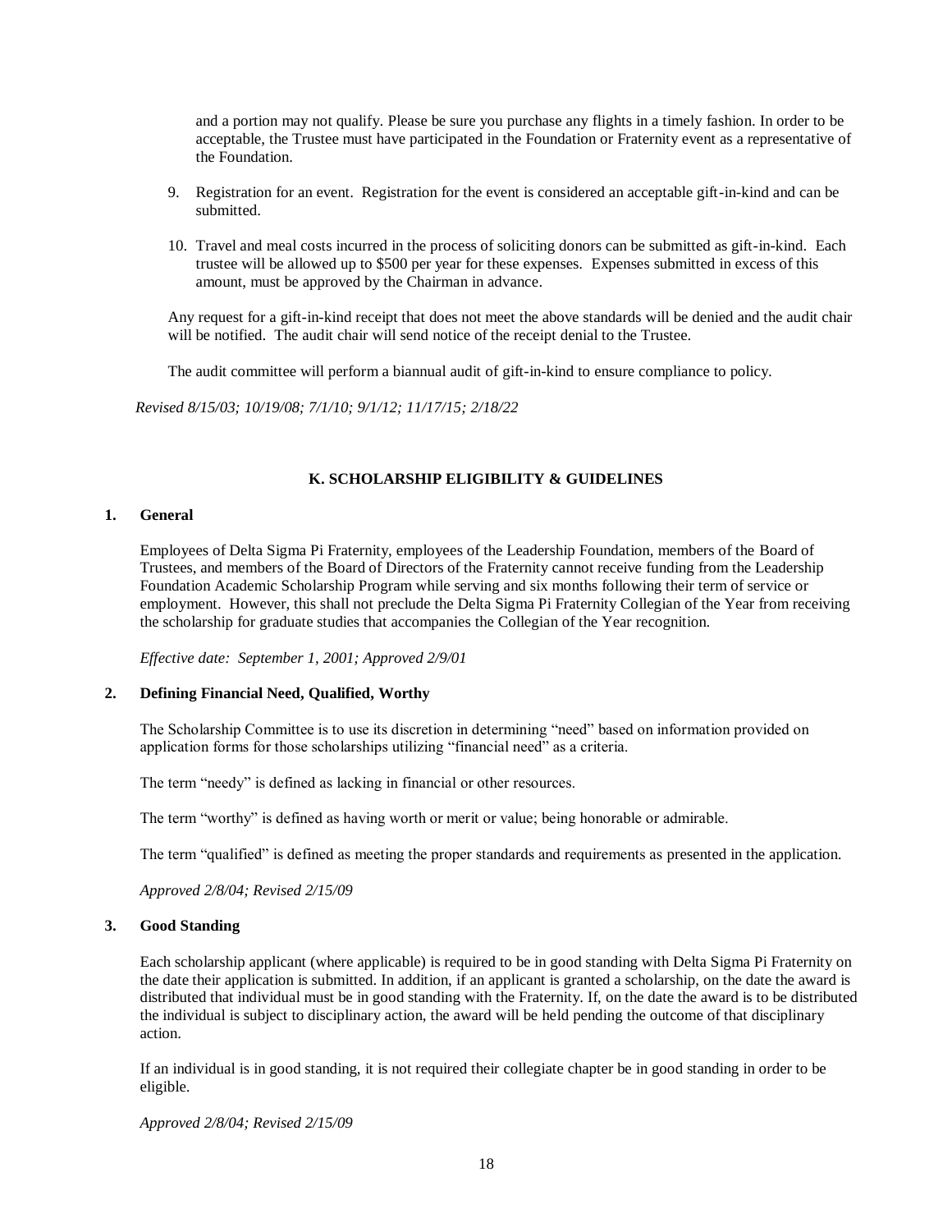and a portion may not qualify. Please be sure you purchase any flights in a timely fashion. In order to be acceptable, the Trustee must have participated in the Foundation or Fraternity event as a representative of the Foundation.

9. Registration for an event. Registration for the event is considered an acceptable gift-in-kind and can be submitted.

10. Travel and meal costs incurred in the process of soliciting donors can be submitted as gift-in-kind. Each trustee will be allowed up to $500 per year for these expenses. Expenses submitted in excess of this amount, must be approved by the Chairman in advance.

Any request for a gift-in-kind receipt that does not meet the above standards will be denied and the audit chair will be notified. The audit chair will send notice of the receipt denial to the Trustee.

The audit committee will perform a biannual audit of gift-in-kind to ensure compliance to policy.

*Revised 8/15/03; 10/19/08; 7/1/10; 9/1/12; 11/17/15; 2/18/22*

## K. SCHOLARSHIP ELIGIBILITY & GUIDELINES

### 1. General

Employees of Delta Sigma Pi Fraternity, employees of the Leadership Foundation, members of the Board of Trustees, and members of the Board of Directors of the Fraternity cannot receive funding from the Leadership Foundation Academic Scholarship Program while serving and six months following their term of service or employment. However, this shall not preclude the Delta Sigma Pi Fraternity Collegian of the Year from receiving the scholarship for graduate studies that accompanies the Collegian of the Year recognition.

*Effective date: September 1, 2001; Approved 2/9/01*

### 2. Defining Financial Need, Qualified, Worthy

The Scholarship Committee is to use its discretion in determining "need" based on information provided on application forms for those scholarships utilizing "financial need" as a criteria.

The term "needy" is defined as lacking in financial or other resources.

The term "worthy" is defined as having worth or merit or value; being honorable or admirable.

The term "qualified" is defined as meeting the proper standards and requirements as presented in the application.

*Approved 2/8/04; Revised 2/15/09*

### 3. Good Standing

Each scholarship applicant (where applicable) is required to be in good standing with Delta Sigma Pi Fraternity on the date their application is submitted. In addition, if an applicant is granted a scholarship, on the date the award is distributed that individual must be in good standing with the Fraternity. If, on the date the award is to be distributed the individual is subject to disciplinary action, the award will be held pending the outcome of that disciplinary action.

If an individual is in good standing, it is not required their collegiate chapter be in good standing in order to be eligible.

*Approved 2/8/04; Revised 2/15/09*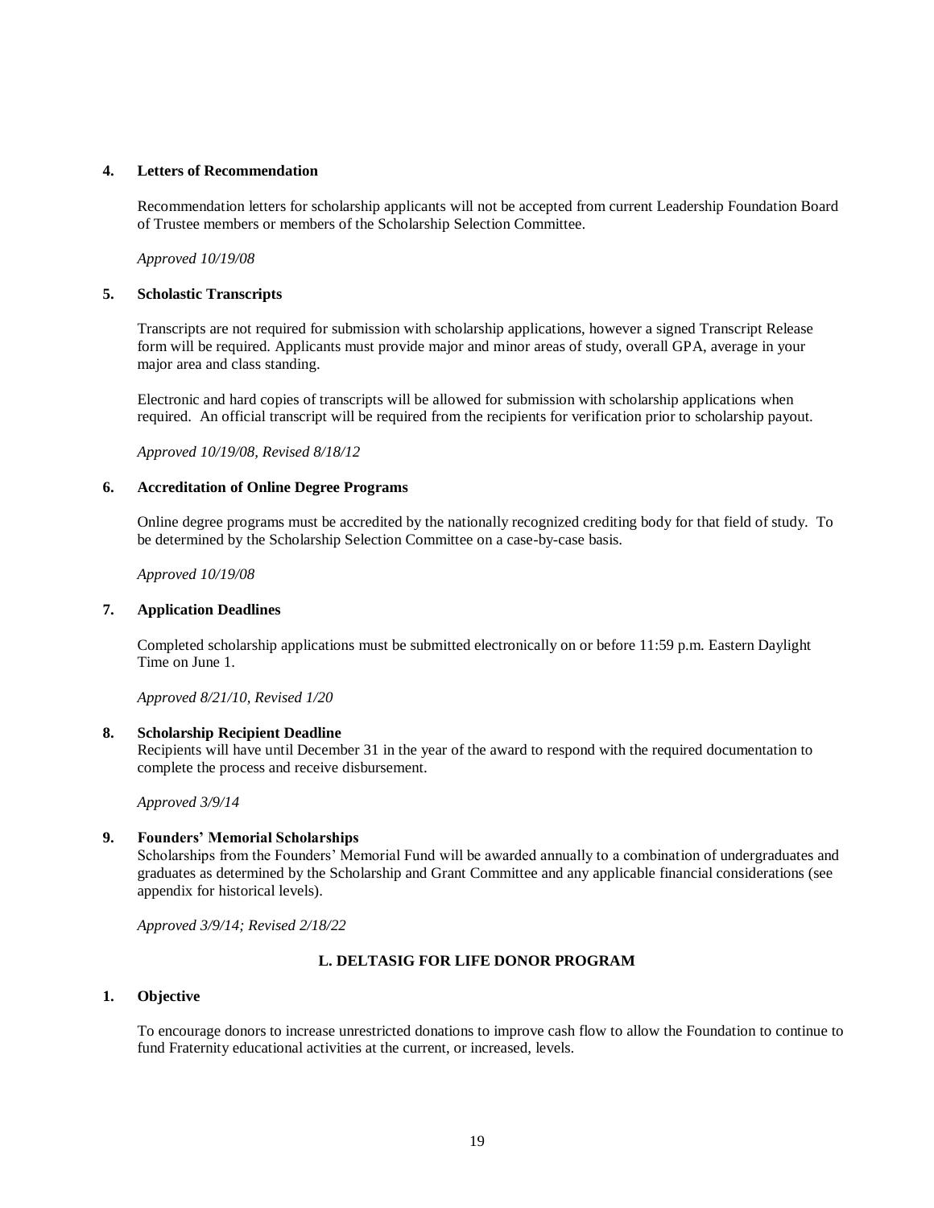**4. Letters of Recommendation**

Recommendation letters for scholarship applicants will not be accepted from current Leadership Foundation Board of Trustee members or members of the Scholarship Selection Committee.

*Approved 10/19/08*

**5. Scholastic Transcripts**

Transcripts are not required for submission with scholarship applications, however a signed Transcript Release form will be required. Applicants must provide major and minor areas of study, overall GPA, average in your major area and class standing.

Electronic and hard copies of transcripts will be allowed for submission with scholarship applications when required. An official transcript will be required from the recipients for verification prior to scholarship payout.

*Approved 10/19/08, Revised 8/18/12*

**6. Accreditation of Online Degree Programs**

Online degree programs must be accredited by the nationally recognized crediting body for that field of study. To be determined by the Scholarship Selection Committee on a case-by-case basis.

*Approved 10/19/08*

**7. Application Deadlines**

Completed scholarship applications must be submitted electronically on or before 11:59 p.m. Eastern Daylight Time on June 1.

*Approved 8/21/10, Revised 1/20*

**8. Scholarship Recipient Deadline**

Recipients will have until December 31 in the year of the award to respond with the required documentation to complete the process and receive disbursement.

*Approved 3/9/14*

**9. Founders' Memorial Scholarships**

Scholarships from the Founders' Memorial Fund will be awarded annually to a combination of undergraduates and graduates as determined by the Scholarship and Grant Committee and any applicable financial considerations (see appendix for historical levels).

*Approved 3/9/14; Revised 2/18/22*

## L. DELTASIG FOR LIFE DONOR PROGRAM

**1. Objective**

To encourage donors to increase unrestricted donations to improve cash flow to allow the Foundation to continue to fund Fraternity educational activities at the current, or increased, levels.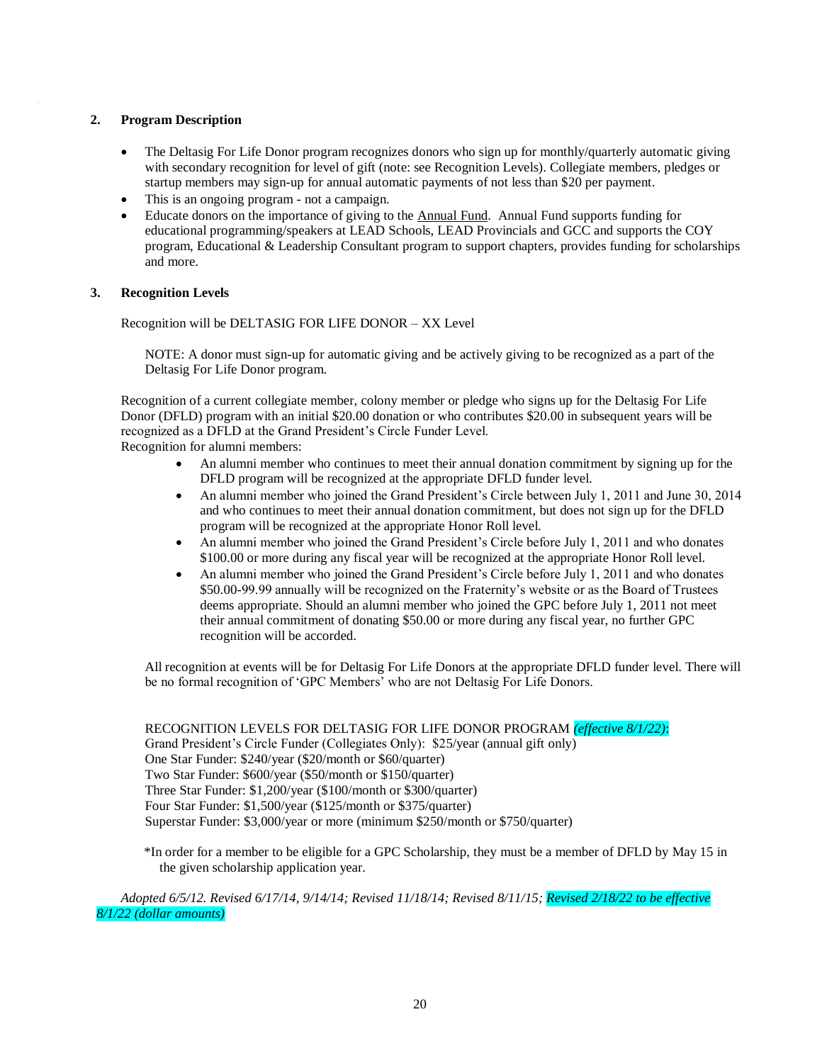## 2. Program Description

- The Deltasig For Life Donor program recognizes donors who sign up for monthly/quarterly automatic giving with secondary recognition for level of gift (note: see Recognition Levels). Collegiate members, pledges or startup members may sign-up for annual automatic payments of not less than $20 per payment.
- This is an ongoing program - not a campaign.
- Educate donors on the importance of giving to the Annual Fund. Annual Fund supports funding for educational programming/speakers at LEAD Schools, LEAD Provincials and GCC and supports the COY program, Educational & Leadership Consultant program to support chapters, provides funding for scholarships and more.

## 3. Recognition Levels

Recognition will be DELTASIG FOR LIFE DONOR – XX Level

NOTE: A donor must sign-up for automatic giving and be actively giving to be recognized as a part of the Deltasig For Life Donor program.

Recognition of a current collegiate member, colony member or pledge who signs up for the Deltasig For Life Donor (DFLD) program with an initial $20.00 donation or who contributes $20.00 in subsequent years will be recognized as a DFLD at the Grand President's Circle Funder Level.

Recognition for alumni members:

- An alumni member who continues to meet their annual donation commitment by signing up for the DFLD program will be recognized at the appropriate DFLD funder level.
- An alumni member who joined the Grand President's Circle between July 1, 2011 and June 30, 2014 and who continues to meet their annual donation commitment, but does not sign up for the DFLD program will be recognized at the appropriate Honor Roll level.
- An alumni member who joined the Grand President's Circle before July 1, 2011 and who donates $100.00 or more during any fiscal year will be recognized at the appropriate Honor Roll level.
- An alumni member who joined the Grand President's Circle before July 1, 2011 and who donates $50.00-99.99 annually will be recognized on the Fraternity's website or as the Board of Trustees deems appropriate. Should an alumni member who joined the GPC before July 1, 2011 not meet their annual commitment of donating $50.00 or more during any fiscal year, no further GPC recognition will be accorded.

All recognition at events will be for Deltasig For Life Donors at the appropriate DFLD funder level. There will be no formal recognition of 'GPC Members' who are not Deltasig For Life Donors.

RECOGNITION LEVELS FOR DELTASIG FOR LIFE DONOR PROGRAM *(effective 8/1/22)*:
Grand President's Circle Funder (Collegiates Only): $25/year (annual gift only)
One Star Funder: $240/year ($20/month or $60/quarter)
Two Star Funder: $600/year ($50/month or $150/quarter)
Three Star Funder: $1,200/year ($100/month or $300/quarter)
Four Star Funder: $1,500/year ($125/month or $375/quarter)
Superstar Funder: $3,000/year or more (minimum $250/month or $750/quarter)

*In order for a member to be eligible for a GPC Scholarship, they must be a member of DFLD by May 15 in the given scholarship application year.

*Adopted 6/5/12. Revised 6/17/14, 9/14/14; Revised 11/18/14; Revised 8/11/15; Revised 2/18/22 to be effective 8/1/22 (dollar amounts)*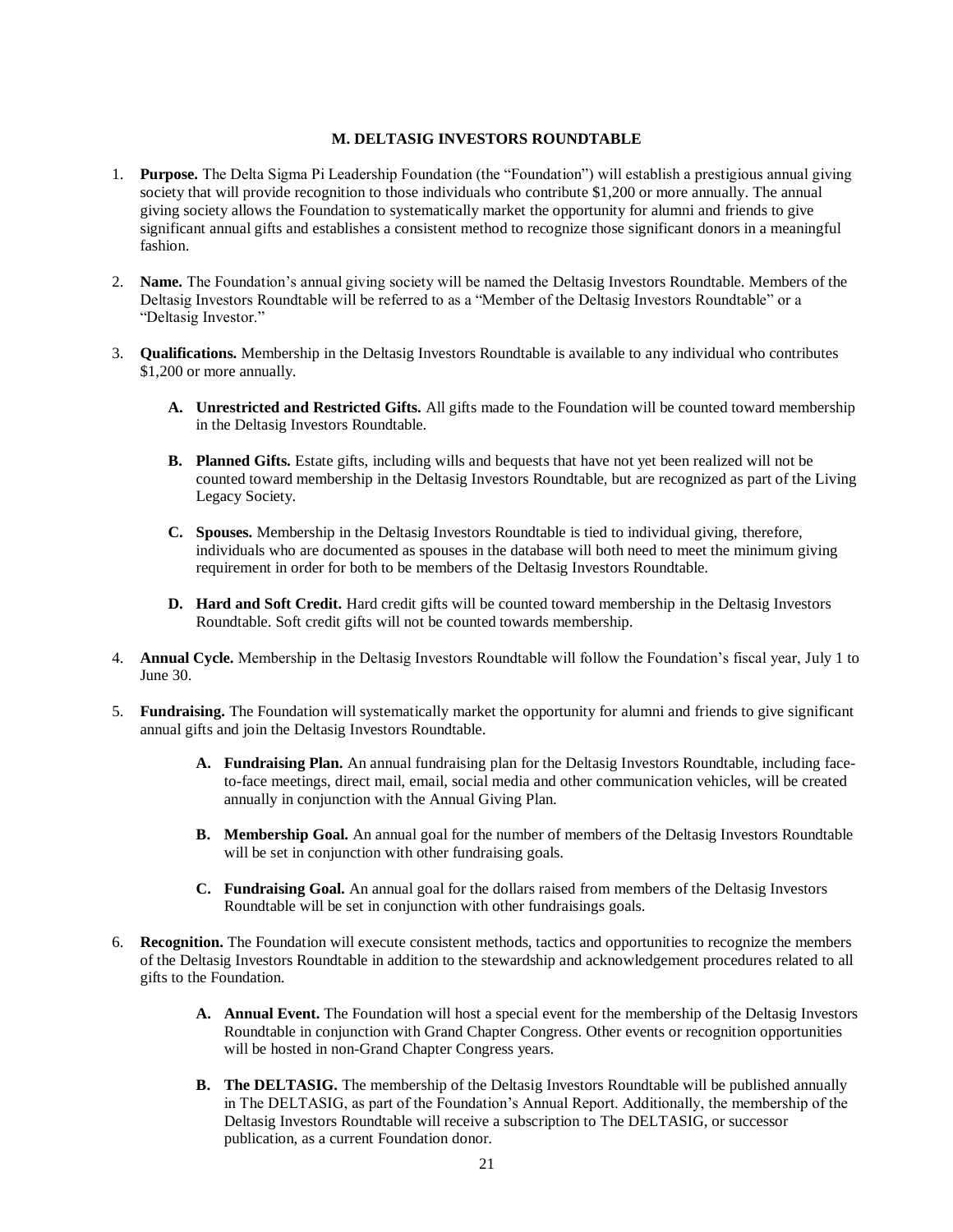## M. DELTASIG INVESTORS ROUNDTABLE

1. **Purpose.** The Delta Sigma Pi Leadership Foundation (the "Foundation") will establish a prestigious annual giving society that will provide recognition to those individuals who contribute $1,200 or more annually. The annual giving society allows the Foundation to systematically market the opportunity for alumni and friends to give significant annual gifts and establishes a consistent method to recognize those significant donors in a meaningful fashion.

2. **Name.** The Foundation's annual giving society will be named the Deltasig Investors Roundtable. Members of the Deltasig Investors Roundtable will be referred to as a "Member of the Deltasig Investors Roundtable" or a "Deltasig Investor."

3. **Qualifications.** Membership in the Deltasig Investors Roundtable is available to any individual who contributes $1,200 or more annually.

   **A. Unrestricted and Restricted Gifts.** All gifts made to the Foundation will be counted toward membership in the Deltasig Investors Roundtable.

   **B. Planned Gifts.** Estate gifts, including wills and bequests that have not yet been realized will not be counted toward membership in the Deltasig Investors Roundtable, but are recognized as part of the Living Legacy Society.

   **C. Spouses.** Membership in the Deltasig Investors Roundtable is tied to individual giving, therefore, individuals who are documented as spouses in the database will both need to meet the minimum giving requirement in order for both to be members of the Deltasig Investors Roundtable.

   **D. Hard and Soft Credit.** Hard credit gifts will be counted toward membership in the Deltasig Investors Roundtable. Soft credit gifts will not be counted towards membership.

4. **Annual Cycle.** Membership in the Deltasig Investors Roundtable will follow the Foundation's fiscal year, July 1 to June 30.

5. **Fundraising.** The Foundation will systematically market the opportunity for alumni and friends to give significant annual gifts and join the Deltasig Investors Roundtable.

   **A. Fundraising Plan.** An annual fundraising plan for the Deltasig Investors Roundtable, including face-to-face meetings, direct mail, email, social media and other communication vehicles, will be created annually in conjunction with the Annual Giving Plan.

   **B. Membership Goal.** An annual goal for the number of members of the Deltasig Investors Roundtable will be set in conjunction with other fundraising goals.

   **C. Fundraising Goal.** An annual goal for the dollars raised from members of the Deltasig Investors Roundtable will be set in conjunction with other fundraisings goals.

6. **Recognition.** The Foundation will execute consistent methods, tactics and opportunities to recognize the members of the Deltasig Investors Roundtable in addition to the stewardship and acknowledgement procedures related to all gifts to the Foundation.

   **A. Annual Event.** The Foundation will host a special event for the membership of the Deltasig Investors Roundtable in conjunction with Grand Chapter Congress. Other events or recognition opportunities will be hosted in non-Grand Chapter Congress years.

   **B. The DELTASIG.** The membership of the Deltasig Investors Roundtable will be published annually in The DELTASIG, as part of the Foundation's Annual Report. Additionally, the membership of the Deltasig Investors Roundtable will receive a subscription to The DELTASIG, or successor publication, as a current Foundation donor.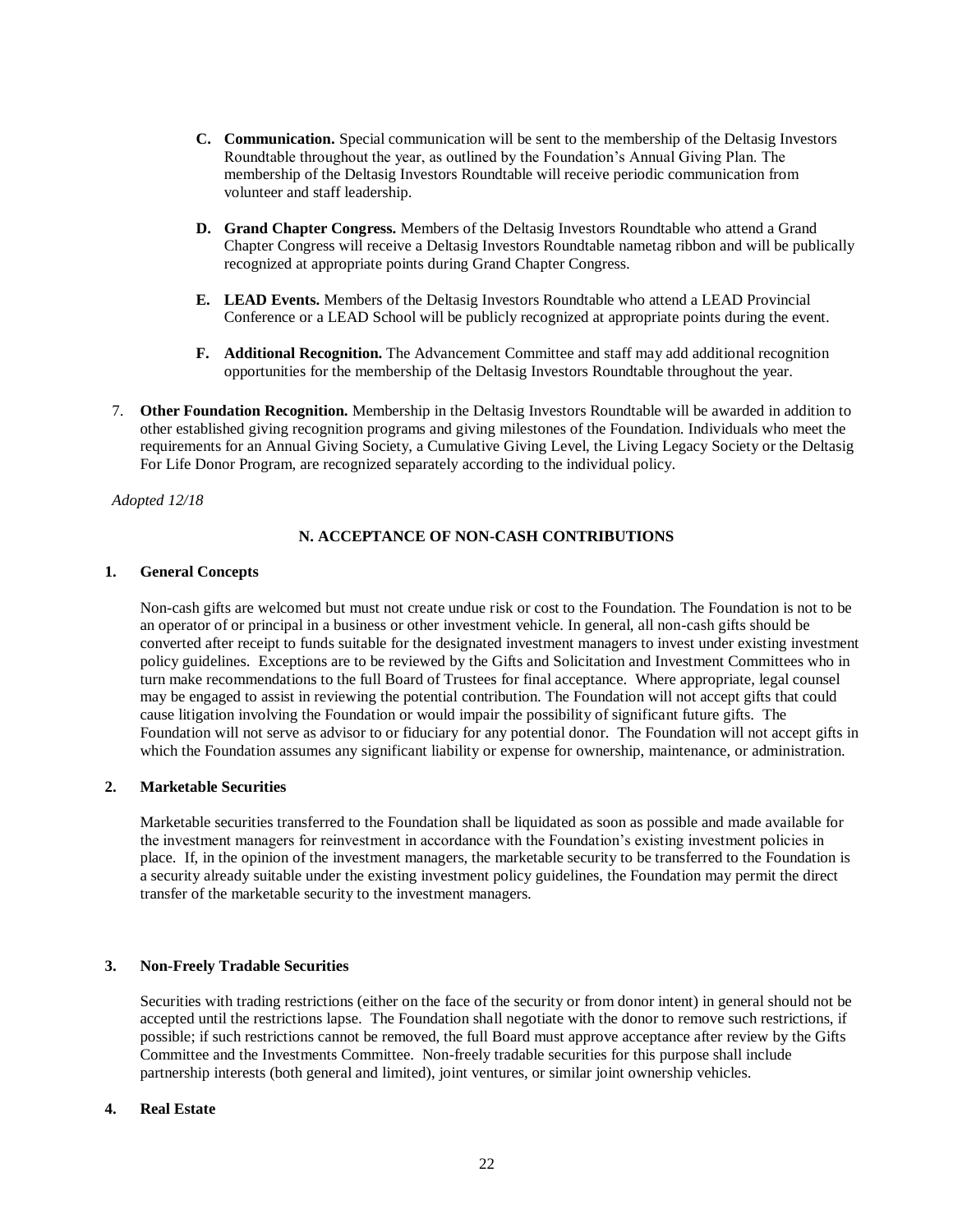C. **Communication.** Special communication will be sent to the membership of the Deltasig Investors Roundtable throughout the year, as outlined by the Foundation's Annual Giving Plan. The membership of the Deltasig Investors Roundtable will receive periodic communication from volunteer and staff leadership.

D. **Grand Chapter Congress.** Members of the Deltasig Investors Roundtable who attend a Grand Chapter Congress will receive a Deltasig Investors Roundtable nametag ribbon and will be publically recognized at appropriate points during Grand Chapter Congress.

E. **LEAD Events.** Members of the Deltasig Investors Roundtable who attend a LEAD Provincial Conference or a LEAD School will be publicly recognized at appropriate points during the event.

F. **Additional Recognition.** The Advancement Committee and staff may add additional recognition opportunities for the membership of the Deltasig Investors Roundtable throughout the year.

7. **Other Foundation Recognition.** Membership in the Deltasig Investors Roundtable will be awarded in addition to other established giving recognition programs and giving milestones of the Foundation. Individuals who meet the requirements for an Annual Giving Society, a Cumulative Giving Level, the Living Legacy Society or the Deltasig For Life Donor Program, are recognized separately according to the individual policy.

*Adopted 12/18*

## N. ACCEPTANCE OF NON-CASH CONTRIBUTIONS

### 1. General Concepts

Non-cash gifts are welcomed but must not create undue risk or cost to the Foundation. The Foundation is not to be an operator of or principal in a business or other investment vehicle. In general, all non-cash gifts should be converted after receipt to funds suitable for the designated investment managers to invest under existing investment policy guidelines. Exceptions are to be reviewed by the Gifts and Solicitation and Investment Committees who in turn make recommendations to the full Board of Trustees for final acceptance. Where appropriate, legal counsel may be engaged to assist in reviewing the potential contribution. The Foundation will not accept gifts that could cause litigation involving the Foundation or would impair the possibility of significant future gifts. The Foundation will not serve as advisor to or fiduciary for any potential donor. The Foundation will not accept gifts in which the Foundation assumes any significant liability or expense for ownership, maintenance, or administration.

### 2. Marketable Securities

Marketable securities transferred to the Foundation shall be liquidated as soon as possible and made available for the investment managers for reinvestment in accordance with the Foundation's existing investment policies in place. If, in the opinion of the investment managers, the marketable security to be transferred to the Foundation is a security already suitable under the existing investment policy guidelines, the Foundation may permit the direct transfer of the marketable security to the investment managers.

### 3. Non-Freely Tradable Securities

Securities with trading restrictions (either on the face of the security or from donor intent) in general should not be accepted until the restrictions lapse. The Foundation shall negotiate with the donor to remove such restrictions, if possible; if such restrictions cannot be removed, the full Board must approve acceptance after review by the Gifts Committee and the Investments Committee. Non-freely tradable securities for this purpose shall include partnership interests (both general and limited), joint ventures, or similar joint ownership vehicles.

### 4. Real Estate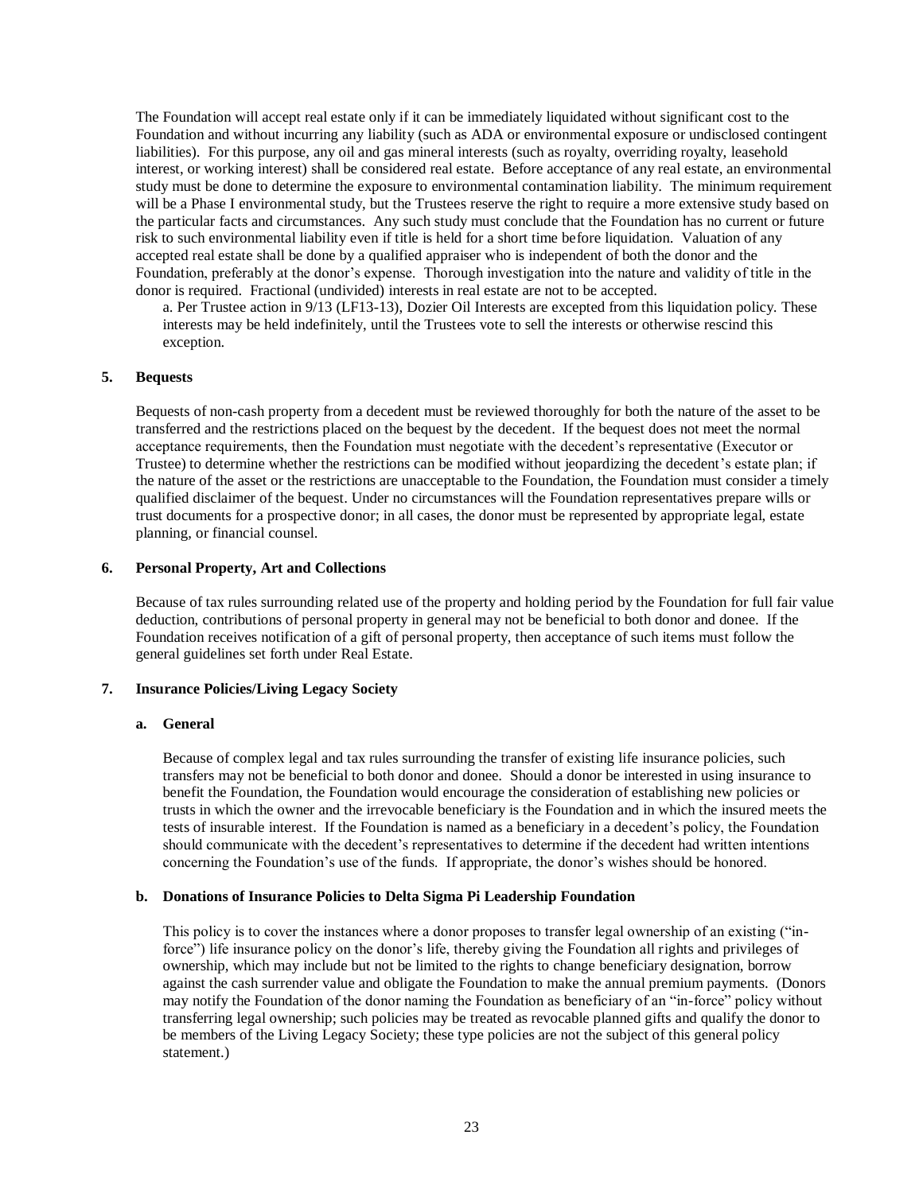The Foundation will accept real estate only if it can be immediately liquidated without significant cost to the Foundation and without incurring any liability (such as ADA or environmental exposure or undisclosed contingent liabilities). For this purpose, any oil and gas mineral interests (such as royalty, overriding royalty, leasehold interest, or working interest) shall be considered real estate. Before acceptance of any real estate, an environmental study must be done to determine the exposure to environmental contamination liability. The minimum requirement will be a Phase I environmental study, but the Trustees reserve the right to require a more extensive study based on the particular facts and circumstances. Any such study must conclude that the Foundation has no current or future risk to such environmental liability even if title is held for a short time before liquidation. Valuation of any accepted real estate shall be done by a qualified appraiser who is independent of both the donor and the Foundation, preferably at the donor's expense. Thorough investigation into the nature and validity of title in the donor is required. Fractional (undivided) interests in real estate are not to be accepted.

a. Per Trustee action in 9/13 (LF13-13), Dozier Oil Interests are excepted from this liquidation policy. These interests may be held indefinitely, until the Trustees vote to sell the interests or otherwise rescind this exception.

### 5. Bequests

Bequests of non-cash property from a decedent must be reviewed thoroughly for both the nature of the asset to be transferred and the restrictions placed on the bequest by the decedent. If the bequest does not meet the normal acceptance requirements, then the Foundation must negotiate with the decedent's representative (Executor or Trustee) to determine whether the restrictions can be modified without jeopardizing the decedent's estate plan; if the nature of the asset or the restrictions are unacceptable to the Foundation, the Foundation must consider a timely qualified disclaimer of the bequest. Under no circumstances will the Foundation representatives prepare wills or trust documents for a prospective donor; in all cases, the donor must be represented by appropriate legal, estate planning, or financial counsel.

### 6. Personal Property, Art and Collections

Because of tax rules surrounding related use of the property and holding period by the Foundation for full fair value deduction, contributions of personal property in general may not be beneficial to both donor and donee. If the Foundation receives notification of a gift of personal property, then acceptance of such items must follow the general guidelines set forth under Real Estate.

### 7. Insurance Policies/Living Legacy Society

#### a. General

Because of complex legal and tax rules surrounding the transfer of existing life insurance policies, such transfers may not be beneficial to both donor and donee. Should a donor be interested in using insurance to benefit the Foundation, the Foundation would encourage the consideration of establishing new policies or trusts in which the owner and the irrevocable beneficiary is the Foundation and in which the insured meets the tests of insurable interest. If the Foundation is named as a beneficiary in a decedent's policy, the Foundation should communicate with the decedent's representatives to determine if the decedent had written intentions concerning the Foundation's use of the funds. If appropriate, the donor's wishes should be honored.

#### b. Donations of Insurance Policies to Delta Sigma Pi Leadership Foundation

This policy is to cover the instances where a donor proposes to transfer legal ownership of an existing ("in-force") life insurance policy on the donor's life, thereby giving the Foundation all rights and privileges of ownership, which may include but not be limited to the rights to change beneficiary designation, borrow against the cash surrender value and obligate the Foundation to make the annual premium payments. (Donors may notify the Foundation of the donor naming the Foundation as beneficiary of an "in-force" policy without transferring legal ownership; such policies may be treated as revocable planned gifts and qualify the donor to be members of the Living Legacy Society; these type policies are not the subject of this general policy statement.)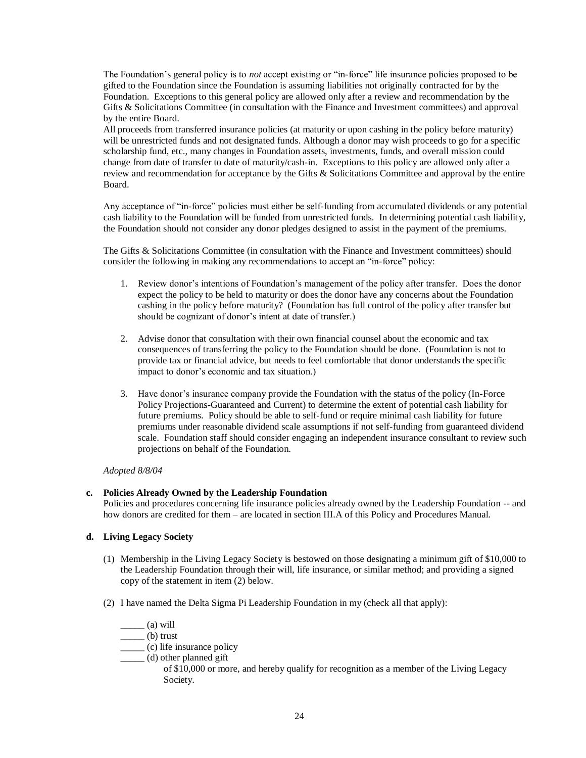The Foundation's general policy is to *not* accept existing or "in-force" life insurance policies proposed to be gifted to the Foundation since the Foundation is assuming liabilities not originally contracted for by the Foundation. Exceptions to this general policy are allowed only after a review and recommendation by the Gifts & Solicitations Committee (in consultation with the Finance and Investment committees) and approval by the entire Board.

All proceeds from transferred insurance policies (at maturity or upon cashing in the policy before maturity) will be unrestricted funds and not designated funds. Although a donor may wish proceeds to go for a specific scholarship fund, etc., many changes in Foundation assets, investments, funds, and overall mission could change from date of transfer to date of maturity/cash-in. Exceptions to this policy are allowed only after a review and recommendation for acceptance by the Gifts & Solicitations Committee and approval by the entire Board.

Any acceptance of "in-force" policies must either be self-funding from accumulated dividends or any potential cash liability to the Foundation will be funded from unrestricted funds. In determining potential cash liability, the Foundation should not consider any donor pledges designed to assist in the payment of the premiums.

The Gifts & Solicitations Committee (in consultation with the Finance and Investment committees) should consider the following in making any recommendations to accept an "in-force" policy:

1. Review donor's intentions of Foundation's management of the policy after transfer. Does the donor expect the policy to be held to maturity or does the donor have any concerns about the Foundation cashing in the policy before maturity? (Foundation has full control of the policy after transfer but should be cognizant of donor's intent at date of transfer.)

2. Advise donor that consultation with their own financial counsel about the economic and tax consequences of transferring the policy to the Foundation should be done. (Foundation is not to provide tax or financial advice, but needs to feel comfortable that donor understands the specific impact to donor's economic and tax situation.)

3. Have donor's insurance company provide the Foundation with the status of the policy (In-Force Policy Projections-Guaranteed and Current) to determine the extent of potential cash liability for future premiums. Policy should be able to self-fund or require minimal cash liability for future premiums under reasonable dividend scale assumptions if not self-funding from guaranteed dividend scale. Foundation staff should consider engaging an independent insurance consultant to review such projections on behalf of the Foundation.

*Adopted 8/8/04*

**c. Policies Already Owned by the Leadership Foundation**

Policies and procedures concerning life insurance policies already owned by the Leadership Foundation -- and how donors are credited for them – are located in section III.A of this Policy and Procedures Manual.

**d. Living Legacy Society**

(1) Membership in the Living Legacy Society is bestowed on those designating a minimum gift of $10,000 to the Leadership Foundation through their will, life insurance, or similar method; and providing a signed copy of the statement in item (2) below.

(2) I have named the Delta Sigma Pi Leadership Foundation in my (check all that apply):

_____ (a) will
_____ (b) trust
_____ (c) life insurance policy
_____ (d) other planned gift

of $10,000 or more, and hereby qualify for recognition as a member of the Living Legacy Society.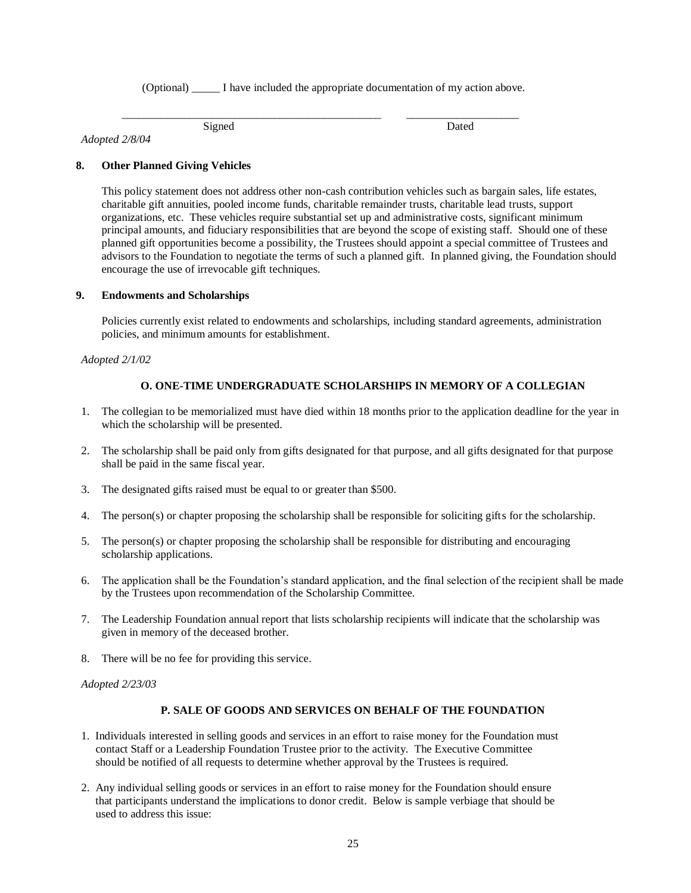(Optional) _____ I have included the appropriate documentation of my action above.

_______________________________________________ ____________________

Signed Dated

*Adopted 2/8/04*

**8. Other Planned Giving Vehicles**

This policy statement does not address other non-cash contribution vehicles such as bargain sales, life estates, charitable gift annuities, pooled income funds, charitable remainder trusts, charitable lead trusts, support organizations, etc. These vehicles require substantial set up and administrative costs, significant minimum principal amounts, and fiduciary responsibilities that are beyond the scope of existing staff. Should one of these planned gift opportunities become a possibility, the Trustees should appoint a special committee of Trustees and advisors to the Foundation to negotiate the terms of such a planned gift. In planned giving, the Foundation should encourage the use of irrevocable gift techniques.

**9. Endowments and Scholarships**

Policies currently exist related to endowments and scholarships, including standard agreements, administration policies, and minimum amounts for establishment.

*Adopted 2/1/02*

## O. ONE-TIME UNDERGRADUATE SCHOLARSHIPS IN MEMORY OF A COLLEGIAN

1. The collegian to be memorialized must have died within 18 months prior to the application deadline for the year in which the scholarship will be presented.
2. The scholarship shall be paid only from gifts designated for that purpose, and all gifts designated for that purpose shall be paid in the same fiscal year.
3. The designated gifts raised must be equal to or greater than $500.
4. The person(s) or chapter proposing the scholarship shall be responsible for soliciting gifts for the scholarship.
5. The person(s) or chapter proposing the scholarship shall be responsible for distributing and encouraging scholarship applications.
6. The application shall be the Foundation's standard application, and the final selection of the recipient shall be made by the Trustees upon recommendation of the Scholarship Committee.
7. The Leadership Foundation annual report that lists scholarship recipients will indicate that the scholarship was given in memory of the deceased brother.
8. There will be no fee for providing this service.

*Adopted 2/23/03*

## P. SALE OF GOODS AND SERVICES ON BEHALF OF THE FOUNDATION

1. Individuals interested in selling goods and services in an effort to raise money for the Foundation must contact Staff or a Leadership Foundation Trustee prior to the activity. The Executive Committee should be notified of all requests to determine whether approval by the Trustees is required.
2. Any individual selling goods or services in an effort to raise money for the Foundation should ensure that participants understand the implications to donor credit. Below is sample verbiage that should be used to address this issue: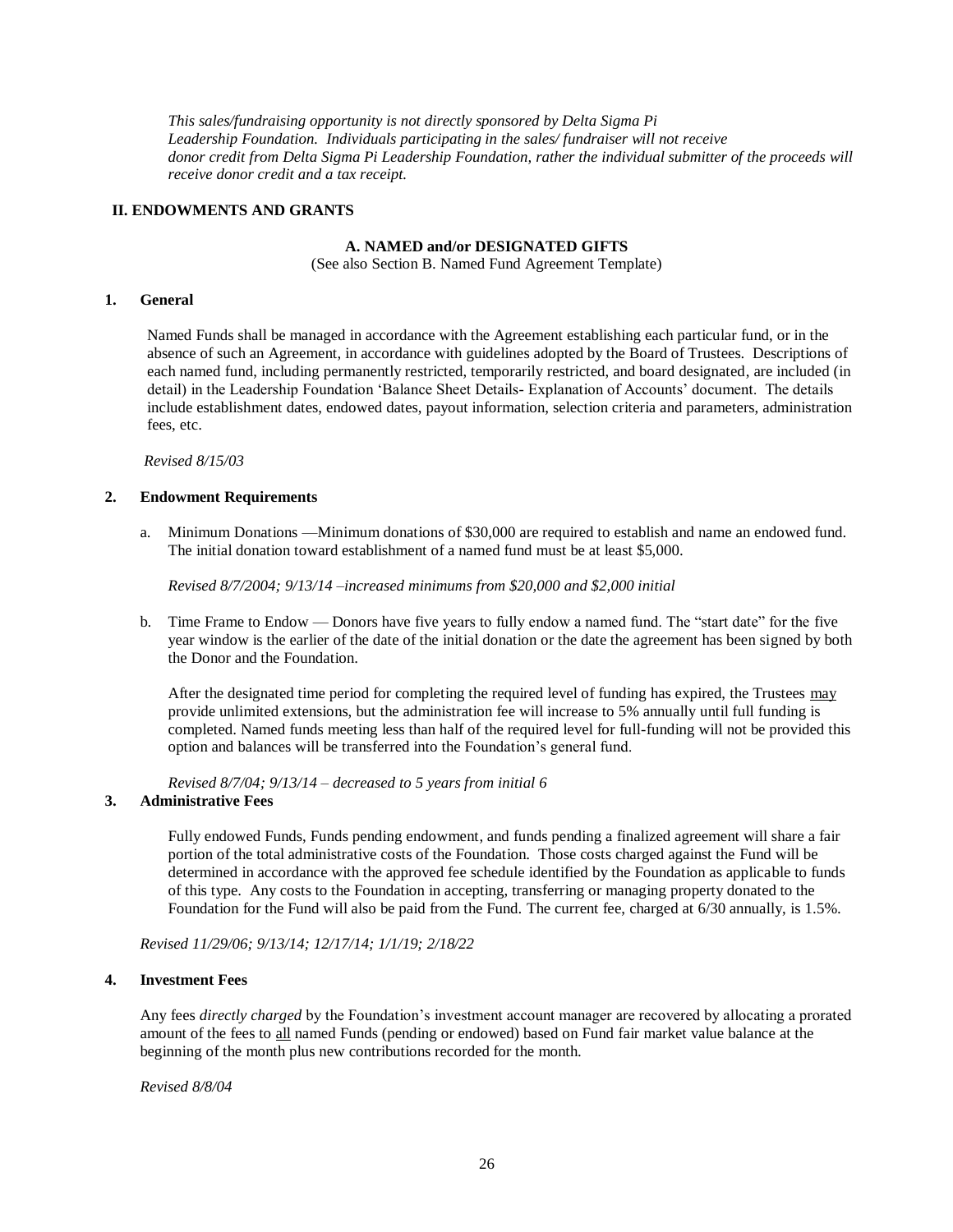*This sales/fundraising opportunity is not directly sponsored by Delta Sigma Pi Leadership Foundation. Individuals participating in the sales/ fundraiser will not receive donor credit from Delta Sigma Pi Leadership Foundation, rather the individual submitter of the proceeds will receive donor credit and a tax receipt.*

## II. ENDOWMENTS AND GRANTS

### A. NAMED and/or DESIGNATED GIFTS

(See also Section B. Named Fund Agreement Template)

**1. General**

Named Funds shall be managed in accordance with the Agreement establishing each particular fund, or in the absence of such an Agreement, in accordance with guidelines adopted by the Board of Trustees. Descriptions of each named fund, including permanently restricted, temporarily restricted, and board designated, are included (in detail) in the Leadership Foundation 'Balance Sheet Details- Explanation of Accounts' document. The details include establishment dates, endowed dates, payout information, selection criteria and parameters, administration fees, etc.

*Revised 8/15/03*

**2. Endowment Requirements**

a. Minimum Donations —Minimum donations of $30,000 are required to establish and name an endowed fund. The initial donation toward establishment of a named fund must be at least $5,000.

*Revised 8/7/2004; 9/13/14 –increased minimums from $20,000 and $2,000 initial*

b. Time Frame to Endow — Donors have five years to fully endow a named fund. The "start date" for the five year window is the earlier of the date of the initial donation or the date the agreement has been signed by both the Donor and the Foundation.

After the designated time period for completing the required level of funding has expired, the Trustees <u>may</u> provide unlimited extensions, but the administration fee will increase to 5% annually until full funding is completed. Named funds meeting less than half of the required level for full-funding will not be provided this option and balances will be transferred into the Foundation's general fund.

*Revised 8/7/04; 9/13/14 – decreased to 5 years from initial 6*

**3. Administrative Fees**

Fully endowed Funds, Funds pending endowment, and funds pending a finalized agreement will share a fair portion of the total administrative costs of the Foundation. Those costs charged against the Fund will be determined in accordance with the approved fee schedule identified by the Foundation as applicable to funds of this type. Any costs to the Foundation in accepting, transferring or managing property donated to the Foundation for the Fund will also be paid from the Fund. The current fee, charged at 6/30 annually, is 1.5%.

*Revised 11/29/06; 9/13/14; 12/17/14; 1/1/19; 2/18/22*

**4. Investment Fees**

Any fees *directly charged* by the Foundation's investment account manager are recovered by allocating a prorated amount of the fees to <u>all</u> named Funds (pending or endowed) based on Fund fair market value balance at the beginning of the month plus new contributions recorded for the month.

*Revised 8/8/04*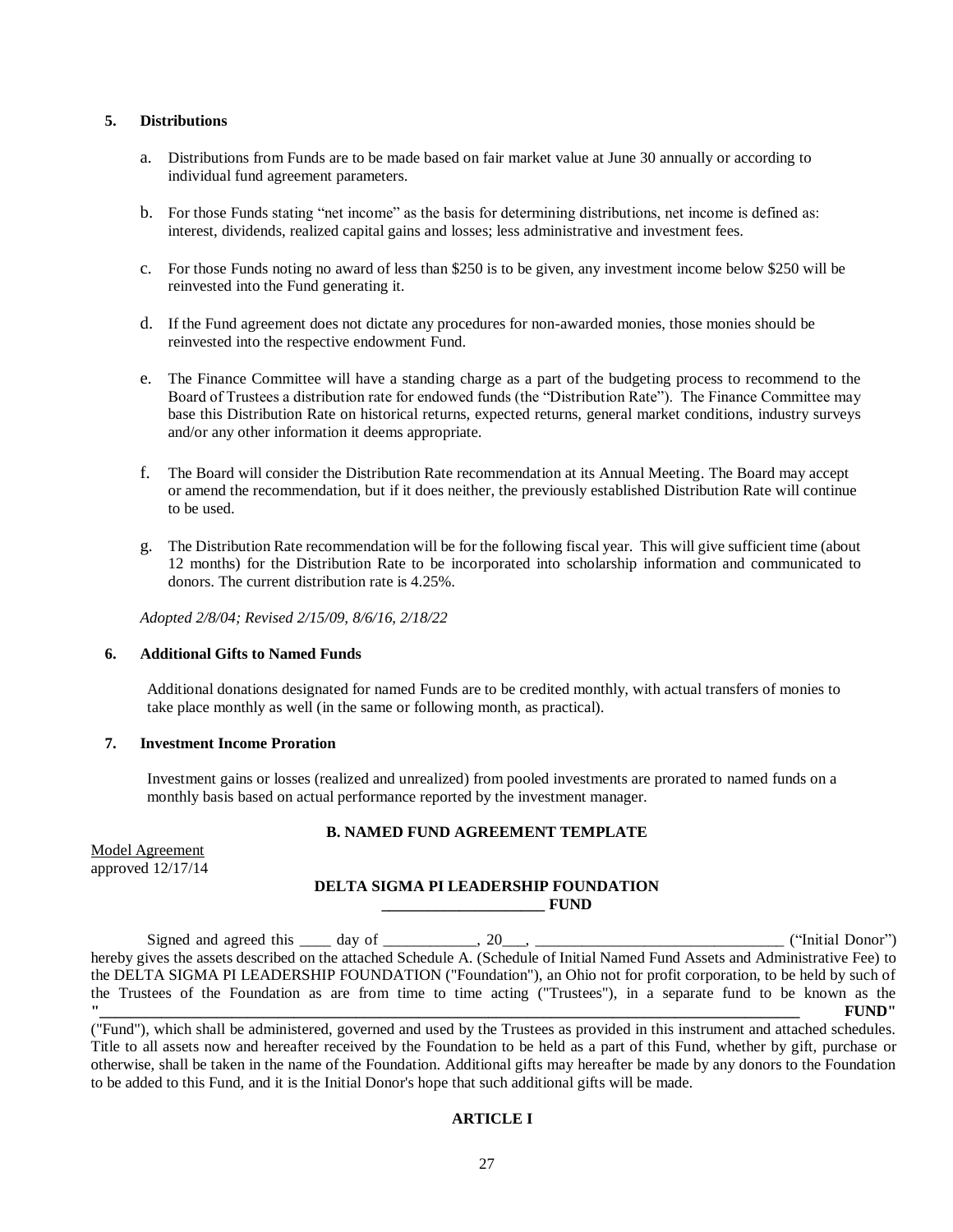### 5. Distributions

a. Distributions from Funds are to be made based on fair market value at June 30 annually or according to individual fund agreement parameters.

b. For those Funds stating "net income" as the basis for determining distributions, net income is defined as: interest, dividends, realized capital gains and losses; less administrative and investment fees.

c. For those Funds noting no award of less than $250 is to be given, any investment income below $250 will be reinvested into the Fund generating it.

d. If the Fund agreement does not dictate any procedures for non-awarded monies, those monies should be reinvested into the respective endowment Fund.

e. The Finance Committee will have a standing charge as a part of the budgeting process to recommend to the Board of Trustees a distribution rate for endowed funds (the "Distribution Rate"). The Finance Committee may base this Distribution Rate on historical returns, expected returns, general market conditions, industry surveys and/or any other information it deems appropriate.

f. The Board will consider the Distribution Rate recommendation at its Annual Meeting. The Board may accept or amend the recommendation, but if it does neither, the previously established Distribution Rate will continue to be used.

g. The Distribution Rate recommendation will be for the following fiscal year. This will give sufficient time (about 12 months) for the Distribution Rate to be incorporated into scholarship information and communicated to donors. The current distribution rate is 4.25%.

*Adopted 2/8/04; Revised 2/15/09, 8/6/16, 2/18/22*

### 6. Additional Gifts to Named Funds

Additional donations designated for named Funds are to be credited monthly, with actual transfers of monies to take place monthly as well (in the same or following month, as practical).

### 7. Investment Income Proration

Investment gains or losses (realized and unrealized) from pooled investments are prorated to named funds on a monthly basis based on actual performance reported by the investment manager.

## B. NAMED FUND AGREEMENT TEMPLATE

Model Agreement
approved 12/17/14

**DELTA SIGMA PI LEADERSHIP FOUNDATION**
**____________________ FUND**

Signed and agreed this ____ day of ____________, 20___, ________________________________ ("Initial Donor") hereby gives the assets described on the attached Schedule A. (Schedule of Initial Named Fund Assets and Administrative Fee) to the DELTA SIGMA PI LEADERSHIP FOUNDATION ("Foundation"), an Ohio not for profit corporation, to be held by such of the Trustees of the Foundation as are from time to time acting ("Trustees"), in a separate fund to be known as the **"______________________________________________________________________________ FUND"** ("Fund"), which shall be administered, governed and used by the Trustees as provided in this instrument and attached schedules. Title to all assets now and hereafter received by the Foundation to be held as a part of this Fund, whether by gift, purchase or otherwise, shall be taken in the name of the Foundation. Additional gifts may hereafter be made by any donors to the Foundation to be added to this Fund, and it is the Initial Donor's hope that such additional gifts will be made.

**ARTICLE I**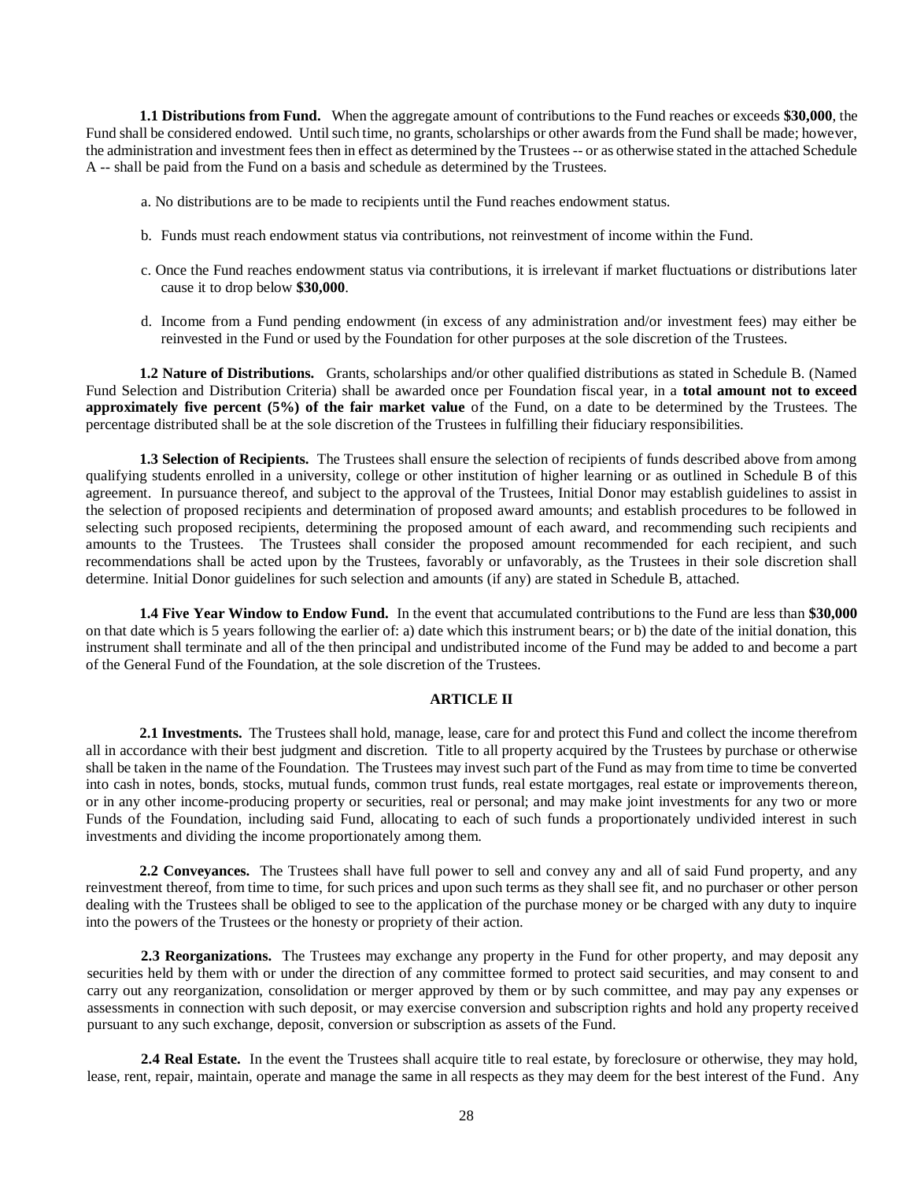**1.1 Distributions from Fund.** When the aggregate amount of contributions to the Fund reaches or exceeds **$30,000**, the Fund shall be considered endowed. Until such time, no grants, scholarships or other awards from the Fund shall be made; however, the administration and investment fees then in effect as determined by the Trustees -- or as otherwise stated in the attached Schedule A -- shall be paid from the Fund on a basis and schedule as determined by the Trustees.

a. No distributions are to be made to recipients until the Fund reaches endowment status.

b. Funds must reach endowment status via contributions, not reinvestment of income within the Fund.

c. Once the Fund reaches endowment status via contributions, it is irrelevant if market fluctuations or distributions later cause it to drop below **$30,000**.

d. Income from a Fund pending endowment (in excess of any administration and/or investment fees) may either be reinvested in the Fund or used by the Foundation for other purposes at the sole discretion of the Trustees.

**1.2 Nature of Distributions.** Grants, scholarships and/or other qualified distributions as stated in Schedule B. (Named Fund Selection and Distribution Criteria) shall be awarded once per Foundation fiscal year, in a **total amount not to exceed approximately five percent (5%) of the fair market value** of the Fund, on a date to be determined by the Trustees. The percentage distributed shall be at the sole discretion of the Trustees in fulfilling their fiduciary responsibilities.

**1.3 Selection of Recipients.** The Trustees shall ensure the selection of recipients of funds described above from among qualifying students enrolled in a university, college or other institution of higher learning or as outlined in Schedule B of this agreement. In pursuance thereof, and subject to the approval of the Trustees, Initial Donor may establish guidelines to assist in the selection of proposed recipients and determination of proposed award amounts; and establish procedures to be followed in selecting such proposed recipients, determining the proposed amount of each award, and recommending such recipients and amounts to the Trustees. The Trustees shall consider the proposed amount recommended for each recipient, and such recommendations shall be acted upon by the Trustees, favorably or unfavorably, as the Trustees in their sole discretion shall determine. Initial Donor guidelines for such selection and amounts (if any) are stated in Schedule B, attached.

**1.4 Five Year Window to Endow Fund.** In the event that accumulated contributions to the Fund are less than **$30,000** on that date which is 5 years following the earlier of: a) date which this instrument bears; or b) the date of the initial donation, this instrument shall terminate and all of the then principal and undistributed income of the Fund may be added to and become a part of the General Fund of the Foundation, at the sole discretion of the Trustees.

## ARTICLE II

**2.1 Investments.** The Trustees shall hold, manage, lease, care for and protect this Fund and collect the income therefrom all in accordance with their best judgment and discretion. Title to all property acquired by the Trustees by purchase or otherwise shall be taken in the name of the Foundation. The Trustees may invest such part of the Fund as may from time to time be converted into cash in notes, bonds, stocks, mutual funds, common trust funds, real estate mortgages, real estate or improvements thereon, or in any other income-producing property or securities, real or personal; and may make joint investments for any two or more Funds of the Foundation, including said Fund, allocating to each of such funds a proportionately undivided interest in such investments and dividing the income proportionately among them.

**2.2 Conveyances.** The Trustees shall have full power to sell and convey any and all of said Fund property, and any reinvestment thereof, from time to time, for such prices and upon such terms as they shall see fit, and no purchaser or other person dealing with the Trustees shall be obliged to see to the application of the purchase money or be charged with any duty to inquire into the powers of the Trustees or the honesty or propriety of their action.

**2.3 Reorganizations.** The Trustees may exchange any property in the Fund for other property, and may deposit any securities held by them with or under the direction of any committee formed to protect said securities, and may consent to and carry out any reorganization, consolidation or merger approved by them or by such committee, and may pay any expenses or assessments in connection with such deposit, or may exercise conversion and subscription rights and hold any property received pursuant to any such exchange, deposit, conversion or subscription as assets of the Fund.

**2.4 Real Estate.** In the event the Trustees shall acquire title to real estate, by foreclosure or otherwise, they may hold, lease, rent, repair, maintain, operate and manage the same in all respects as they may deem for the best interest of the Fund. Any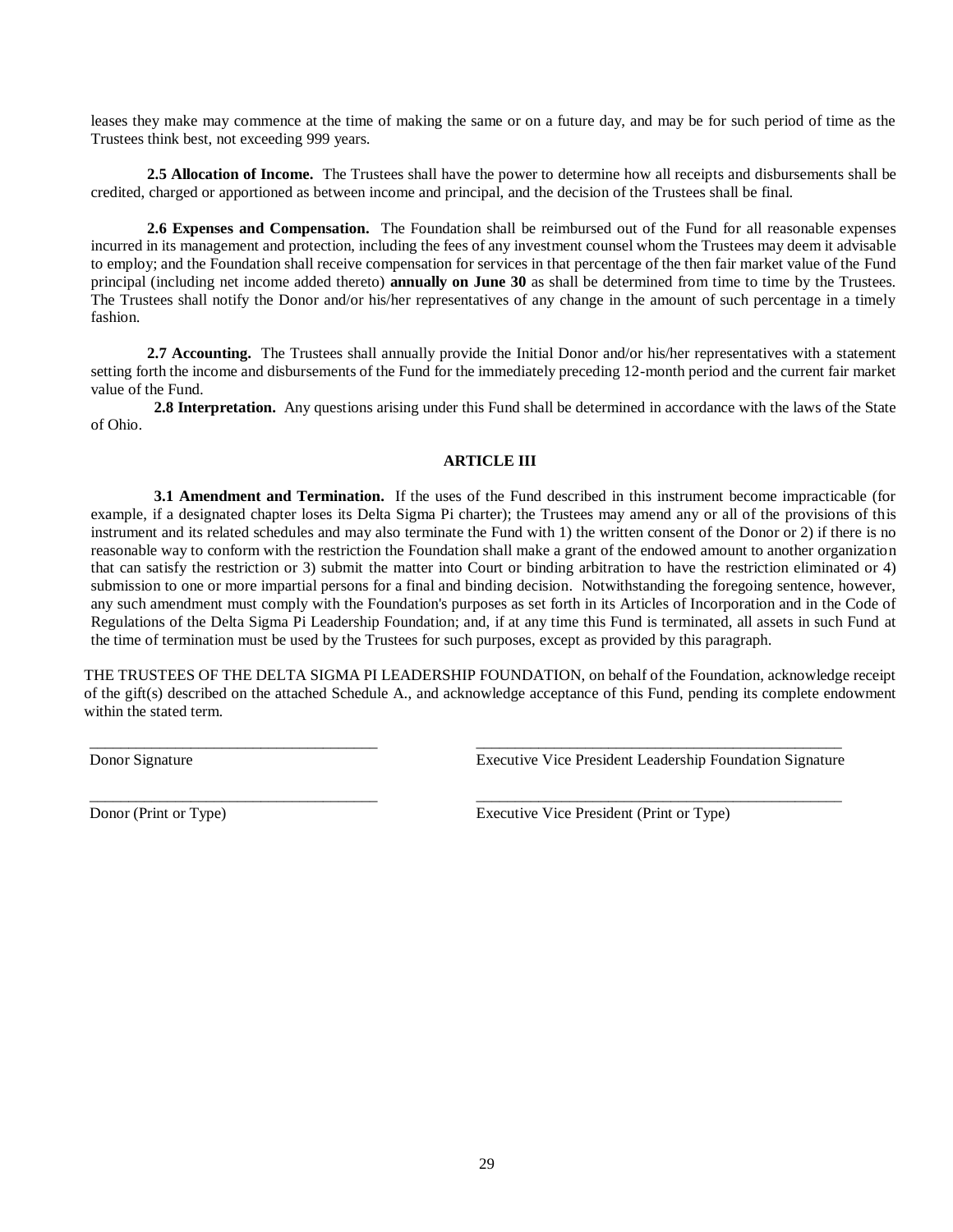leases they make may commence at the time of making the same or on a future day, and may be for such period of time as the Trustees think best, not exceeding 999 years.

**2.5 Allocation of Income.** The Trustees shall have the power to determine how all receipts and disbursements shall be credited, charged or apportioned as between income and principal, and the decision of the Trustees shall be final.

**2.6 Expenses and Compensation.** The Foundation shall be reimbursed out of the Fund for all reasonable expenses incurred in its management and protection, including the fees of any investment counsel whom the Trustees may deem it advisable to employ; and the Foundation shall receive compensation for services in that percentage of the then fair market value of the Fund principal (including net income added thereto) **annually on June 30** as shall be determined from time to time by the Trustees. The Trustees shall notify the Donor and/or his/her representatives of any change in the amount of such percentage in a timely fashion.

**2.7 Accounting.** The Trustees shall annually provide the Initial Donor and/or his/her representatives with a statement setting forth the income and disbursements of the Fund for the immediately preceding 12-month period and the current fair market value of the Fund.

**2.8 Interpretation.** Any questions arising under this Fund shall be determined in accordance with the laws of the State of Ohio.

## ARTICLE III

**3.1 Amendment and Termination.** If the uses of the Fund described in this instrument become impracticable (for example, if a designated chapter loses its Delta Sigma Pi charter); the Trustees may amend any or all of the provisions of this instrument and its related schedules and may also terminate the Fund with 1) the written consent of the Donor or 2) if there is no reasonable way to conform with the restriction the Foundation shall make a grant of the endowed amount to another organization that can satisfy the restriction or 3) submit the matter into Court or binding arbitration to have the restriction eliminated or 4) submission to one or more impartial persons for a final and binding decision. Notwithstanding the foregoing sentence, however, any such amendment must comply with the Foundation's purposes as set forth in its Articles of Incorporation and in the Code of Regulations of the Delta Sigma Pi Leadership Foundation; and, if at any time this Fund is terminated, all assets in such Fund at the time of termination must be used by the Trustees for such purposes, except as provided by this paragraph.

THE TRUSTEES OF THE DELTA SIGMA PI LEADERSHIP FOUNDATION, on behalf of the Foundation, acknowledge receipt of the gift(s) described on the attached Schedule A., and acknowledge acceptance of this Fund, pending its complete endowment within the stated term.

_____________________________________ Donor Signature

_____________________________________ Executive Vice President Leadership Foundation Signature

_____________________________________ Donor (Print or Type)

_____________________________________ Executive Vice President (Print or Type)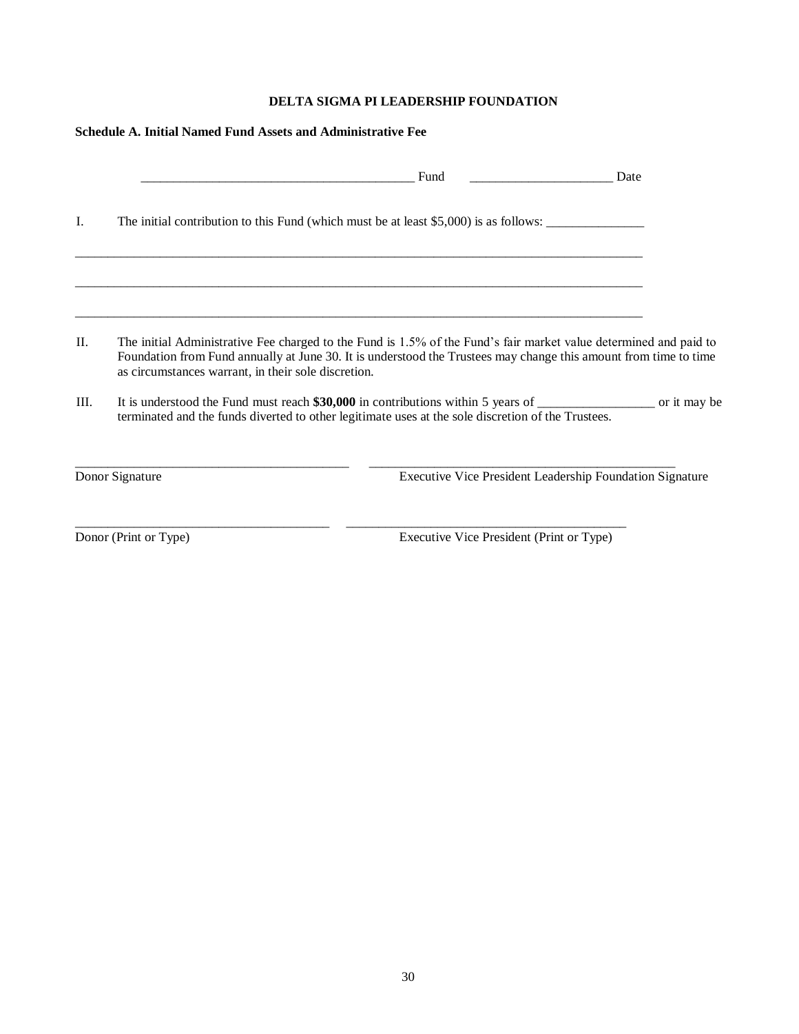**DELTA SIGMA PI LEADERSHIP FOUNDATION**

**Schedule A. Initial Named Fund Assets and Administrative Fee**

__________________________________________ Fund  ______________________ Date

I. The initial contribution to this Fund (which must be at least $5,000) is as follows: _______________

_____________________________________________________________________________________

_____________________________________________________________________________________

_____________________________________________________________________________________

II. The initial Administrative Fee charged to the Fund is 1.5% of the Fund's fair market value determined and paid to Foundation from Fund annually at June 30. It is understood the Trustees may change this amount from time to time as circumstances warrant, in their sole discretion.

III. It is understood the Fund must reach **$30,000** in contributions within 5 years of __________________ or it may be terminated and the funds diverted to other legitimate uses at the sole discretion of the Trustees.

__________________________________________  ______________________________________________
Donor Signature  Executive Vice President Leadership Foundation Signature

_______________________________________  ___________________________________________
Donor (Print or Type)  Executive Vice President (Print or Type)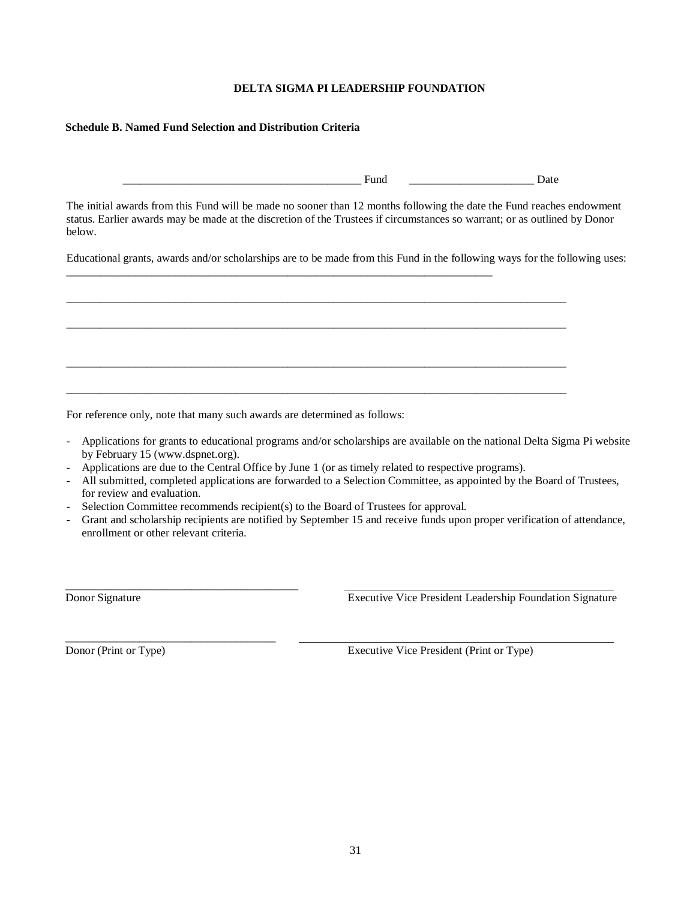**DELTA SIGMA PI LEADERSHIP FOUNDATION**

**Schedule B. Named Fund Selection and Distribution Criteria**

__________________________________________ Fund      ______________________ Date

The initial awards from this Fund will be made no sooner than 12 months following the date the Fund reaches endowment status. Earlier awards may be made at the discretion of the Trustees if circumstances so warrant; or as outlined by Donor below.

Educational grants, awards and/or scholarships are to be made from this Fund in the following ways for the following uses: ___________________________________________________________________________

_________________________________________________________________________________________

_________________________________________________________________________________________

_________________________________________________________________________________________

_________________________________________________________________________________________

For reference only, note that many such awards are determined as follows:

- Applications for grants to educational programs and/or scholarships are available on the national Delta Sigma Pi website by February 15 (www.dspnet.org).
- Applications are due to the Central Office by June 1 (or as timely related to respective programs).
- All submitted, completed applications are forwarded to a Selection Committee, as appointed by the Board of Trustees, for review and evaluation.
- Selection Committee recommends recipient(s) to the Board of Trustees for approval.
- Grant and scholarship recipients are notified by September 15 and receive funds upon proper verification of attendance, enrollment or other relevant criteria.

__________________________________________      ________________________________________________
Donor Signature      Executive Vice President Leadership Foundation Signature

______________________________________      ________________________________________________________
Donor (Print or Type)      Executive Vice President (Print or Type)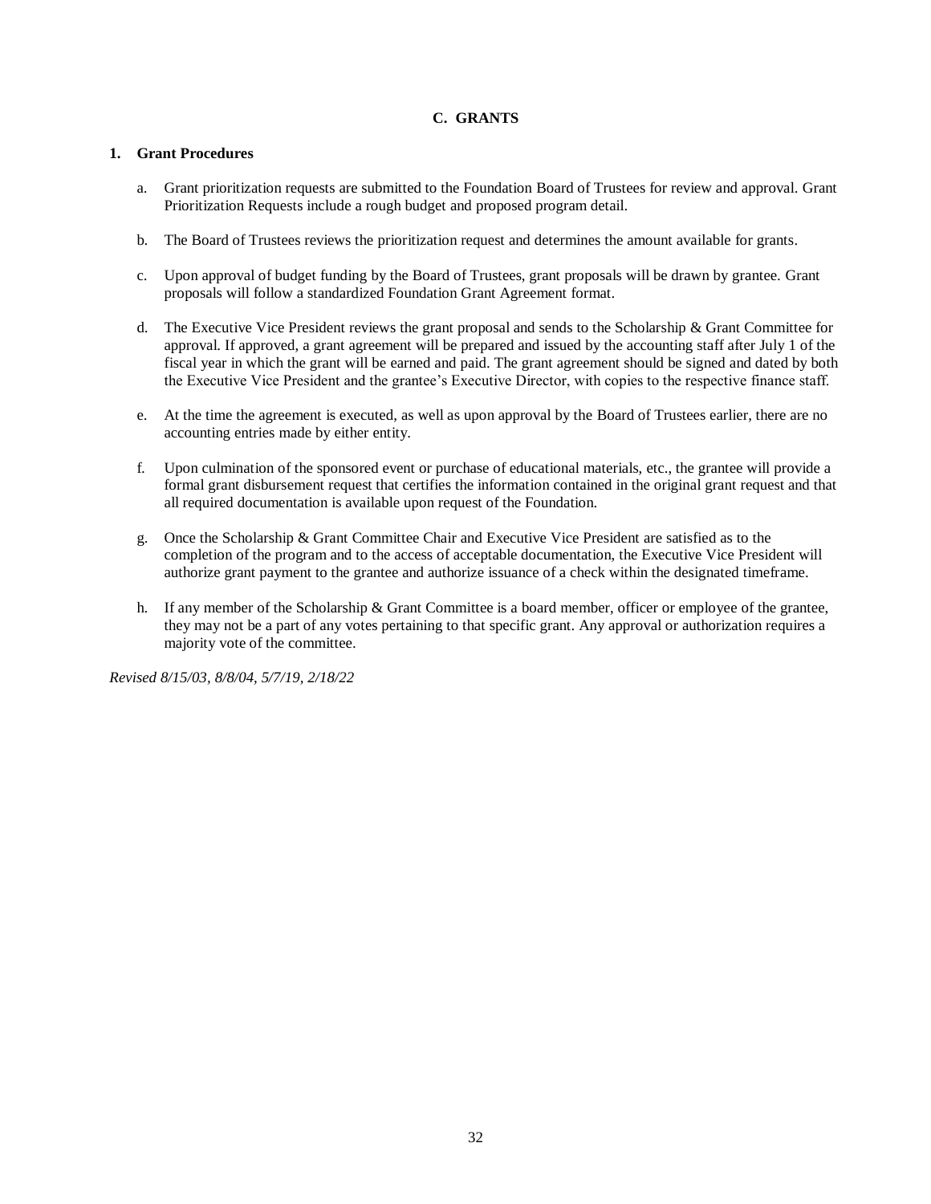## C. GRANTS

### 1. Grant Procedures

a. Grant prioritization requests are submitted to the Foundation Board of Trustees for review and approval. Grant Prioritization Requests include a rough budget and proposed program detail.

b. The Board of Trustees reviews the prioritization request and determines the amount available for grants.

c. Upon approval of budget funding by the Board of Trustees, grant proposals will be drawn by grantee. Grant proposals will follow a standardized Foundation Grant Agreement format.

d. The Executive Vice President reviews the grant proposal and sends to the Scholarship & Grant Committee for approval. If approved, a grant agreement will be prepared and issued by the accounting staff after July 1 of the fiscal year in which the grant will be earned and paid. The grant agreement should be signed and dated by both the Executive Vice President and the grantee's Executive Director, with copies to the respective finance staff.

e. At the time the agreement is executed, as well as upon approval by the Board of Trustees earlier, there are no accounting entries made by either entity.

f. Upon culmination of the sponsored event or purchase of educational materials, etc., the grantee will provide a formal grant disbursement request that certifies the information contained in the original grant request and that all required documentation is available upon request of the Foundation.

g. Once the Scholarship & Grant Committee Chair and Executive Vice President are satisfied as to the completion of the program and to the access of acceptable documentation, the Executive Vice President will authorize grant payment to the grantee and authorize issuance of a check within the designated timeframe.

h. If any member of the Scholarship & Grant Committee is a board member, officer or employee of the grantee, they may not be a part of any votes pertaining to that specific grant. Any approval or authorization requires a majority vote of the committee.

*Revised 8/15/03, 8/8/04, 5/7/19, 2/18/22*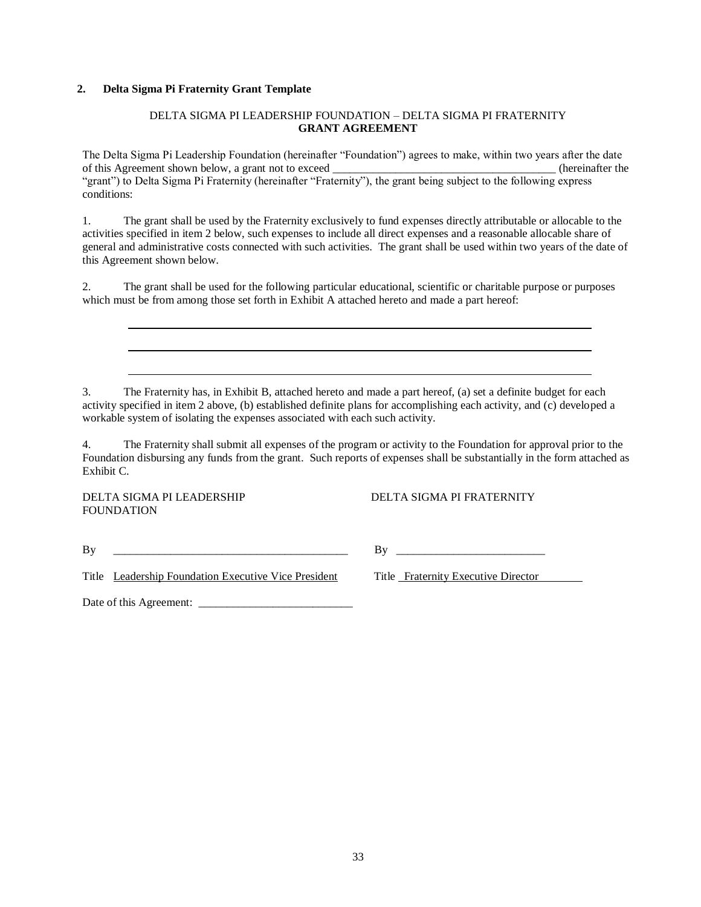## 2. Delta Sigma Pi Fraternity Grant Template

DELTA SIGMA PI LEADERSHIP FOUNDATION – DELTA SIGMA PI FRATERNITY
**GRANT AGREEMENT**

The Delta Sigma Pi Leadership Foundation (hereinafter "Foundation") agrees to make, within two years after the date of this Agreement shown below, a grant not to exceed ______________________________________ (hereinafter the "grant") to Delta Sigma Pi Fraternity (hereinafter "Fraternity"), the grant being subject to the following express conditions:

1. The grant shall be used by the Fraternity exclusively to fund expenses directly attributable or allocable to the activities specified in item 2 below, such expenses to include all direct expenses and a reasonable allocable share of general and administrative costs connected with such activities. The grant shall be used within two years of the date of this Agreement shown below.

2. The grant shall be used for the following particular educational, scientific or charitable purpose or purposes which must be from among those set forth in Exhibit A attached hereto and made a part hereof:

______________________________________________________________________

______________________________________________________________________

______________________________________________________________________

3. The Fraternity has, in Exhibit B, attached hereto and made a part hereof, (a) set a definite budget for each activity specified in item 2 above, (b) established definite plans for accomplishing each activity, and (c) developed a workable system of isolating the expenses associated with each such activity.

4. The Fraternity shall submit all expenses of the program or activity to the Foundation for approval prior to the Foundation disbursing any funds from the grant. Such reports of expenses shall be substantially in the form attached as Exhibit C.

DELTA SIGMA PI LEADERSHIP FOUNDATION

By ________________________________________

Title Leadership Foundation Executive Vice President

DELTA SIGMA PI FRATERNITY

By __________________________

Title Fraternity Executive Director

Date of this Agreement: ___________________________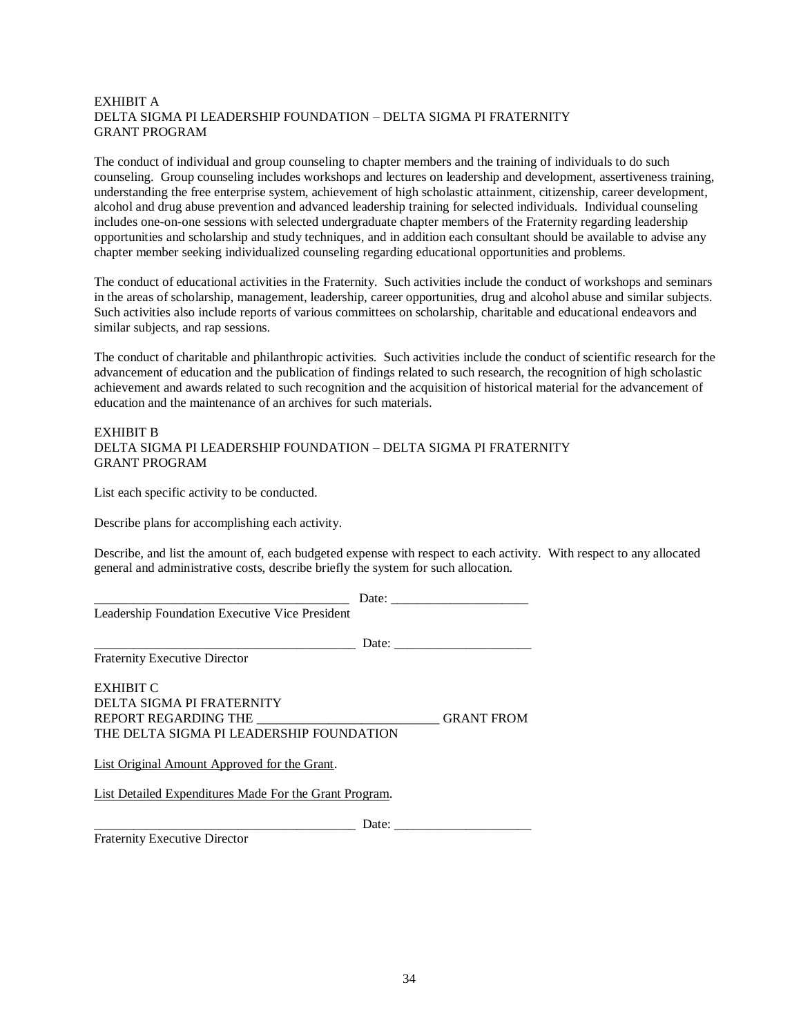EXHIBIT A
DELTA SIGMA PI LEADERSHIP FOUNDATION – DELTA SIGMA PI FRATERNITY
GRANT PROGRAM

The conduct of individual and group counseling to chapter members and the training of individuals to do such counseling. Group counseling includes workshops and lectures on leadership and development, assertiveness training, understanding the free enterprise system, achievement of high scholastic attainment, citizenship, career development, alcohol and drug abuse prevention and advanced leadership training for selected individuals. Individual counseling includes one-on-one sessions with selected undergraduate chapter members of the Fraternity regarding leadership opportunities and scholarship and study techniques, and in addition each consultant should be available to advise any chapter member seeking individualized counseling regarding educational opportunities and problems.

The conduct of educational activities in the Fraternity. Such activities include the conduct of workshops and seminars in the areas of scholarship, management, leadership, career opportunities, drug and alcohol abuse and similar subjects. Such activities also include reports of various committees on scholarship, charitable and educational endeavors and similar subjects, and rap sessions.

The conduct of charitable and philanthropic activities. Such activities include the conduct of scientific research for the advancement of education and the publication of findings related to such research, the recognition of high scholastic achievement and awards related to such recognition and the acquisition of historical material for the advancement of education and the maintenance of an archives for such materials.

EXHIBIT B
DELTA SIGMA PI LEADERSHIP FOUNDATION – DELTA SIGMA PI FRATERNITY
GRANT PROGRAM

List each specific activity to be conducted.

Describe plans for accomplishing each activity.

Describe, and list the amount of, each budgeted expense with respect to each activity. With respect to any allocated general and administrative costs, describe briefly the system for such allocation.

________________________________________ Date: _____________________
Leadership Foundation Executive Vice President

________________________________________ Date: _____________________
Fraternity Executive Director

EXHIBIT C
DELTA SIGMA PI FRATERNITY
REPORT REGARDING THE ___________________________ GRANT FROM
THE DELTA SIGMA PI LEADERSHIP FOUNDATION

List Original Amount Approved for the Grant.

List Detailed Expenditures Made For the Grant Program.

________________________________________ Date: _____________________
Fraternity Executive Director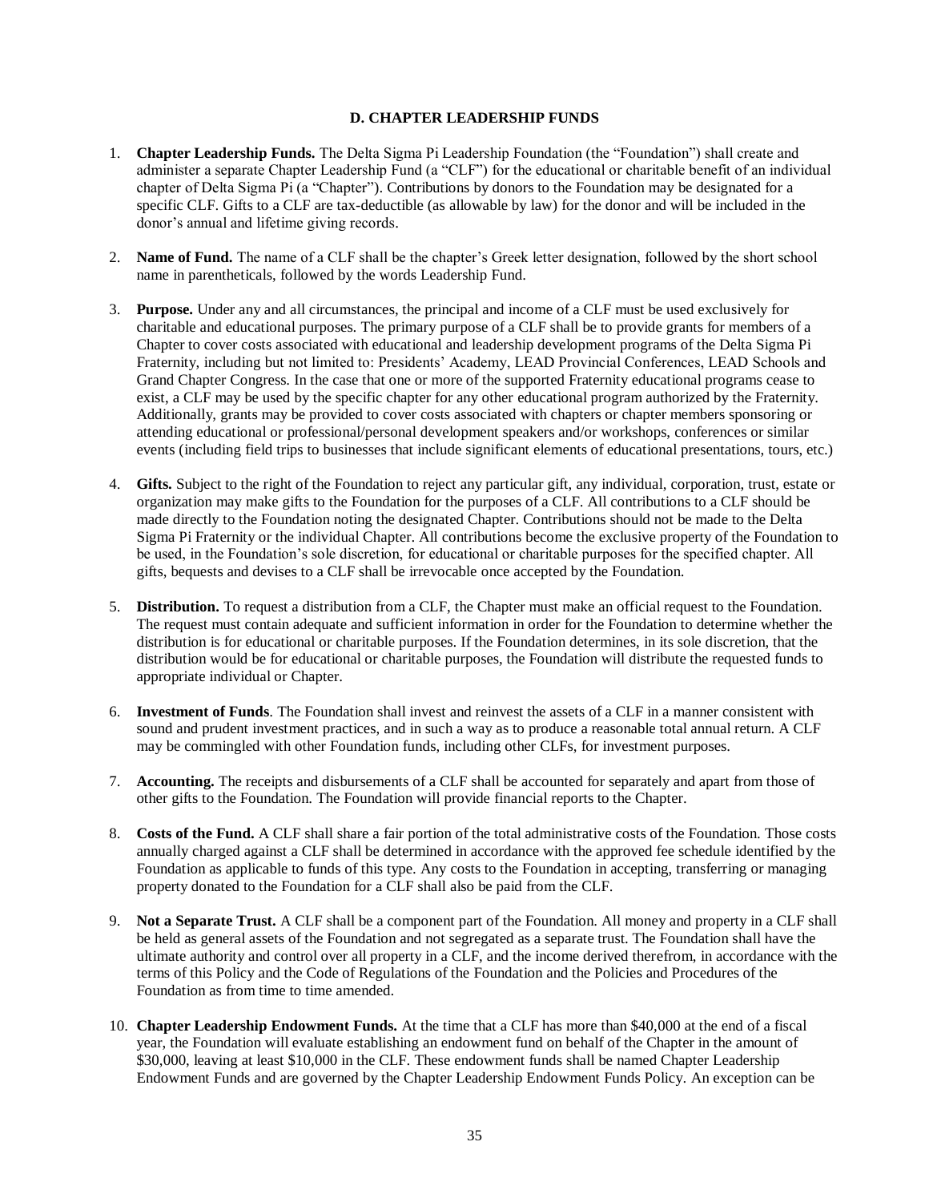### D. CHAPTER LEADERSHIP FUNDS

1. **Chapter Leadership Funds.** The Delta Sigma Pi Leadership Foundation (the "Foundation") shall create and administer a separate Chapter Leadership Fund (a "CLF") for the educational or charitable benefit of an individual chapter of Delta Sigma Pi (a "Chapter"). Contributions by donors to the Foundation may be designated for a specific CLF. Gifts to a CLF are tax-deductible (as allowable by law) for the donor and will be included in the donor's annual and lifetime giving records.

2. **Name of Fund.** The name of a CLF shall be the chapter's Greek letter designation, followed by the short school name in parentheticals, followed by the words Leadership Fund.

3. **Purpose.** Under any and all circumstances, the principal and income of a CLF must be used exclusively for charitable and educational purposes. The primary purpose of a CLF shall be to provide grants for members of a Chapter to cover costs associated with educational and leadership development programs of the Delta Sigma Pi Fraternity, including but not limited to: Presidents' Academy, LEAD Provincial Conferences, LEAD Schools and Grand Chapter Congress. In the case that one or more of the supported Fraternity educational programs cease to exist, a CLF may be used by the specific chapter for any other educational program authorized by the Fraternity. Additionally, grants may be provided to cover costs associated with chapters or chapter members sponsoring or attending educational or professional/personal development speakers and/or workshops, conferences or similar events (including field trips to businesses that include significant elements of educational presentations, tours, etc.)

4. **Gifts.** Subject to the right of the Foundation to reject any particular gift, any individual, corporation, trust, estate or organization may make gifts to the Foundation for the purposes of a CLF. All contributions to a CLF should be made directly to the Foundation noting the designated Chapter. Contributions should not be made to the Delta Sigma Pi Fraternity or the individual Chapter. All contributions become the exclusive property of the Foundation to be used, in the Foundation's sole discretion, for educational or charitable purposes for the specified chapter. All gifts, bequests and devises to a CLF shall be irrevocable once accepted by the Foundation.

5. **Distribution.** To request a distribution from a CLF, the Chapter must make an official request to the Foundation. The request must contain adequate and sufficient information in order for the Foundation to determine whether the distribution is for educational or charitable purposes. If the Foundation determines, in its sole discretion, that the distribution would be for educational or charitable purposes, the Foundation will distribute the requested funds to appropriate individual or Chapter.

6. **Investment of Funds**. The Foundation shall invest and reinvest the assets of a CLF in a manner consistent with sound and prudent investment practices, and in such a way as to produce a reasonable total annual return. A CLF may be commingled with other Foundation funds, including other CLFs, for investment purposes.

7. **Accounting.** The receipts and disbursements of a CLF shall be accounted for separately and apart from those of other gifts to the Foundation. The Foundation will provide financial reports to the Chapter.

8. **Costs of the Fund.** A CLF shall share a fair portion of the total administrative costs of the Foundation. Those costs annually charged against a CLF shall be determined in accordance with the approved fee schedule identified by the Foundation as applicable to funds of this type. Any costs to the Foundation in accepting, transferring or managing property donated to the Foundation for a CLF shall also be paid from the CLF.

9. **Not a Separate Trust.** A CLF shall be a component part of the Foundation. All money and property in a CLF shall be held as general assets of the Foundation and not segregated as a separate trust. The Foundation shall have the ultimate authority and control over all property in a CLF, and the income derived therefrom, in accordance with the terms of this Policy and the Code of Regulations of the Foundation and the Policies and Procedures of the Foundation as from time to time amended.

10. **Chapter Leadership Endowment Funds.** At the time that a CLF has more than $40,000 at the end of a fiscal year, the Foundation will evaluate establishing an endowment fund on behalf of the Chapter in the amount of $30,000, leaving at least $10,000 in the CLF. These endowment funds shall be named Chapter Leadership Endowment Funds and are governed by the Chapter Leadership Endowment Funds Policy. An exception can be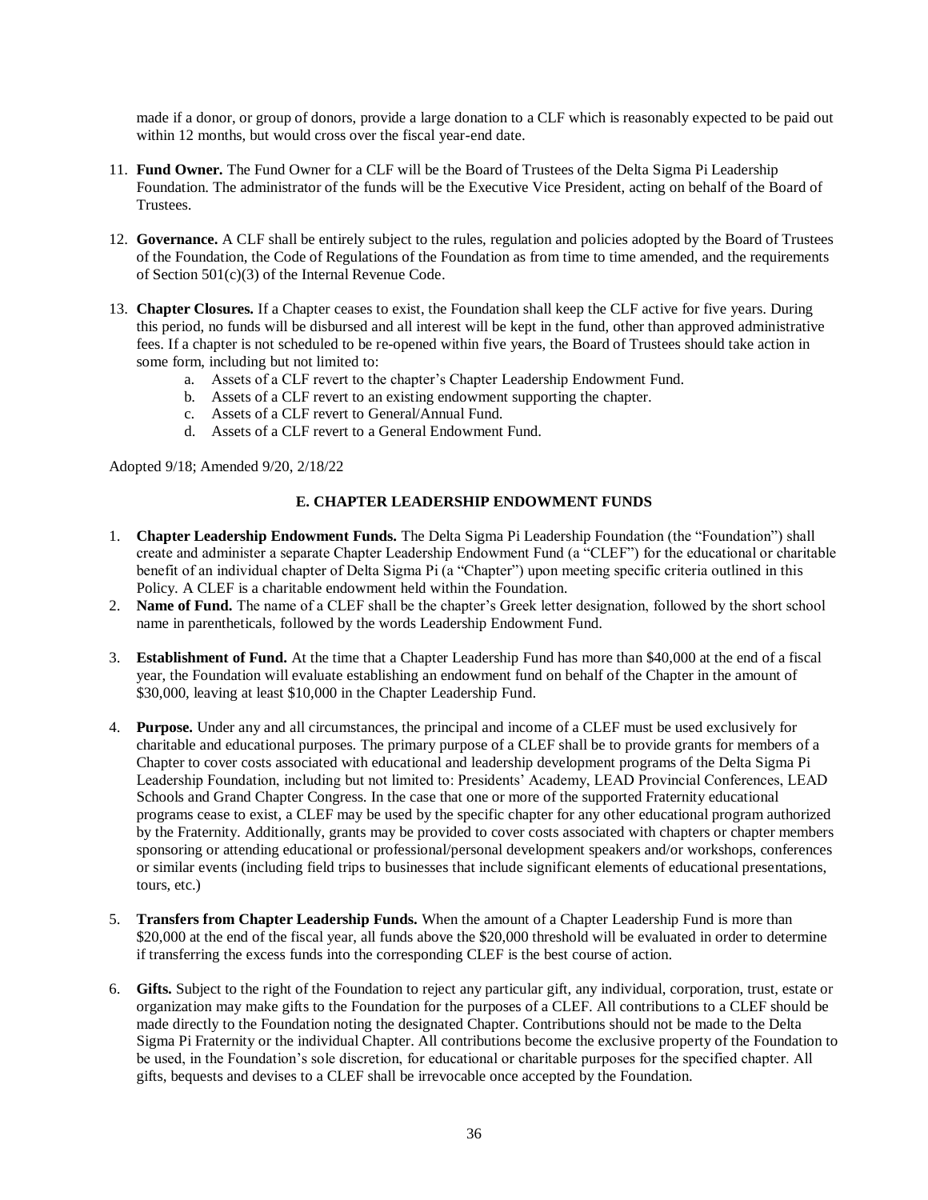made if a donor, or group of donors, provide a large donation to a CLF which is reasonably expected to be paid out within 12 months, but would cross over the fiscal year-end date.

11. **Fund Owner.** The Fund Owner for a CLF will be the Board of Trustees of the Delta Sigma Pi Leadership Foundation. The administrator of the funds will be the Executive Vice President, acting on behalf of the Board of Trustees.

12. **Governance.** A CLF shall be entirely subject to the rules, regulation and policies adopted by the Board of Trustees of the Foundation, the Code of Regulations of the Foundation as from time to time amended, and the requirements of Section 501(c)(3) of the Internal Revenue Code.

13. **Chapter Closures.** If a Chapter ceases to exist, the Foundation shall keep the CLF active for five years. During this period, no funds will be disbursed and all interest will be kept in the fund, other than approved administrative fees. If a chapter is not scheduled to be re-opened within five years, the Board of Trustees should take action in some form, including but not limited to:
    a. Assets of a CLF revert to the chapter's Chapter Leadership Endowment Fund.
    b. Assets of a CLF revert to an existing endowment supporting the chapter.
    c. Assets of a CLF revert to General/Annual Fund.
    d. Assets of a CLF revert to a General Endowment Fund.

Adopted 9/18; Amended 9/20, 2/18/22

## E. CHAPTER LEADERSHIP ENDOWMENT FUNDS

1. **Chapter Leadership Endowment Funds.** The Delta Sigma Pi Leadership Foundation (the "Foundation") shall create and administer a separate Chapter Leadership Endowment Fund (a "CLEF") for the educational or charitable benefit of an individual chapter of Delta Sigma Pi (a "Chapter") upon meeting specific criteria outlined in this Policy. A CLEF is a charitable endowment held within the Foundation.
2. **Name of Fund.** The name of a CLEF shall be the chapter's Greek letter designation, followed by the short school name in parentheticals, followed by the words Leadership Endowment Fund.

3. **Establishment of Fund.** At the time that a Chapter Leadership Fund has more than $40,000 at the end of a fiscal year, the Foundation will evaluate establishing an endowment fund on behalf of the Chapter in the amount of $30,000, leaving at least $10,000 in the Chapter Leadership Fund.

4. **Purpose.** Under any and all circumstances, the principal and income of a CLEF must be used exclusively for charitable and educational purposes. The primary purpose of a CLEF shall be to provide grants for members of a Chapter to cover costs associated with educational and leadership development programs of the Delta Sigma Pi Leadership Foundation, including but not limited to: Presidents' Academy, LEAD Provincial Conferences, LEAD Schools and Grand Chapter Congress. In the case that one or more of the supported Fraternity educational programs cease to exist, a CLEF may be used by the specific chapter for any other educational program authorized by the Fraternity. Additionally, grants may be provided to cover costs associated with chapters or chapter members sponsoring or attending educational or professional/personal development speakers and/or workshops, conferences or similar events (including field trips to businesses that include significant elements of educational presentations, tours, etc.)

5. **Transfers from Chapter Leadership Funds.** When the amount of a Chapter Leadership Fund is more than $20,000 at the end of the fiscal year, all funds above the $20,000 threshold will be evaluated in order to determine if transferring the excess funds into the corresponding CLEF is the best course of action.

6. **Gifts.** Subject to the right of the Foundation to reject any particular gift, any individual, corporation, trust, estate or organization may make gifts to the Foundation for the purposes of a CLEF. All contributions to a CLEF should be made directly to the Foundation noting the designated Chapter. Contributions should not be made to the Delta Sigma Pi Fraternity or the individual Chapter. All contributions become the exclusive property of the Foundation to be used, in the Foundation's sole discretion, for educational or charitable purposes for the specified chapter. All gifts, bequests and devises to a CLEF shall be irrevocable once accepted by the Foundation.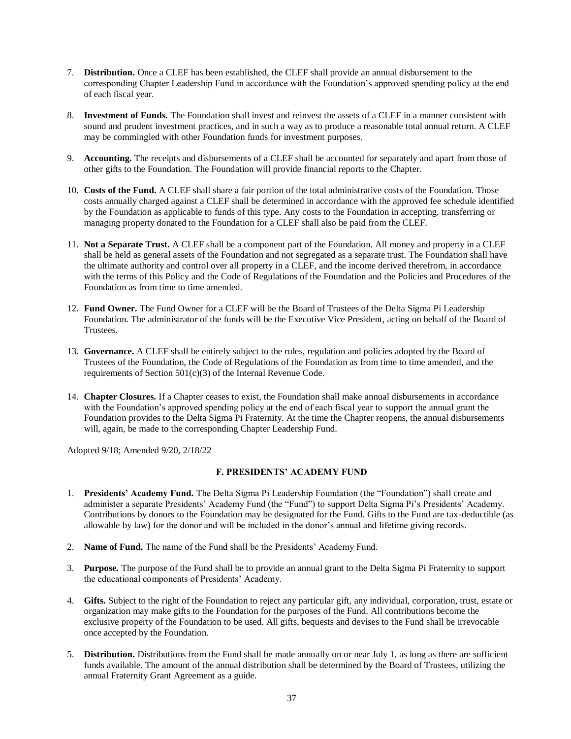7. **Distribution.** Once a CLEF has been established, the CLEF shall provide an annual disbursement to the corresponding Chapter Leadership Fund in accordance with the Foundation's approved spending policy at the end of each fiscal year.

8. **Investment of Funds.** The Foundation shall invest and reinvest the assets of a CLEF in a manner consistent with sound and prudent investment practices, and in such a way as to produce a reasonable total annual return. A CLEF may be commingled with other Foundation funds for investment purposes.

9. **Accounting.** The receipts and disbursements of a CLEF shall be accounted for separately and apart from those of other gifts to the Foundation. The Foundation will provide financial reports to the Chapter.

10. **Costs of the Fund.** A CLEF shall share a fair portion of the total administrative costs of the Foundation. Those costs annually charged against a CLEF shall be determined in accordance with the approved fee schedule identified by the Foundation as applicable to funds of this type. Any costs to the Foundation in accepting, transferring or managing property donated to the Foundation for a CLEF shall also be paid from the CLEF.

11. **Not a Separate Trust.** A CLEF shall be a component part of the Foundation. All money and property in a CLEF shall be held as general assets of the Foundation and not segregated as a separate trust. The Foundation shall have the ultimate authority and control over all property in a CLEF, and the income derived therefrom, in accordance with the terms of this Policy and the Code of Regulations of the Foundation and the Policies and Procedures of the Foundation as from time to time amended.

12. **Fund Owner.** The Fund Owner for a CLEF will be the Board of Trustees of the Delta Sigma Pi Leadership Foundation. The administrator of the funds will be the Executive Vice President, acting on behalf of the Board of Trustees.

13. **Governance.** A CLEF shall be entirely subject to the rules, regulation and policies adopted by the Board of Trustees of the Foundation, the Code of Regulations of the Foundation as from time to time amended, and the requirements of Section 501(c)(3) of the Internal Revenue Code.

14. **Chapter Closures.** If a Chapter ceases to exist, the Foundation shall make annual disbursements in accordance with the Foundation's approved spending policy at the end of each fiscal year to support the annual grant the Foundation provides to the Delta Sigma Pi Fraternity. At the time the Chapter reopens, the annual disbursements will, again, be made to the corresponding Chapter Leadership Fund.

Adopted 9/18; Amended 9/20, 2/18/22

### F. PRESIDENTS' ACADEMY FUND

1. **Presidents' Academy Fund.** The Delta Sigma Pi Leadership Foundation (the "Foundation") shall create and administer a separate Presidents' Academy Fund (the "Fund") to support Delta Sigma Pi's Presidents' Academy. Contributions by donors to the Foundation may be designated for the Fund. Gifts to the Fund are tax-deductible (as allowable by law) for the donor and will be included in the donor's annual and lifetime giving records.

2. **Name of Fund.** The name of the Fund shall be the Presidents' Academy Fund.

3. **Purpose.** The purpose of the Fund shall be to provide an annual grant to the Delta Sigma Pi Fraternity to support the educational components of Presidents' Academy.

4. **Gifts.** Subject to the right of the Foundation to reject any particular gift, any individual, corporation, trust, estate or organization may make gifts to the Foundation for the purposes of the Fund. All contributions become the exclusive property of the Foundation to be used. All gifts, bequests and devises to the Fund shall be irrevocable once accepted by the Foundation.

5. **Distribution.** Distributions from the Fund shall be made annually on or near July 1, as long as there are sufficient funds available. The amount of the annual distribution shall be determined by the Board of Trustees, utilizing the annual Fraternity Grant Agreement as a guide.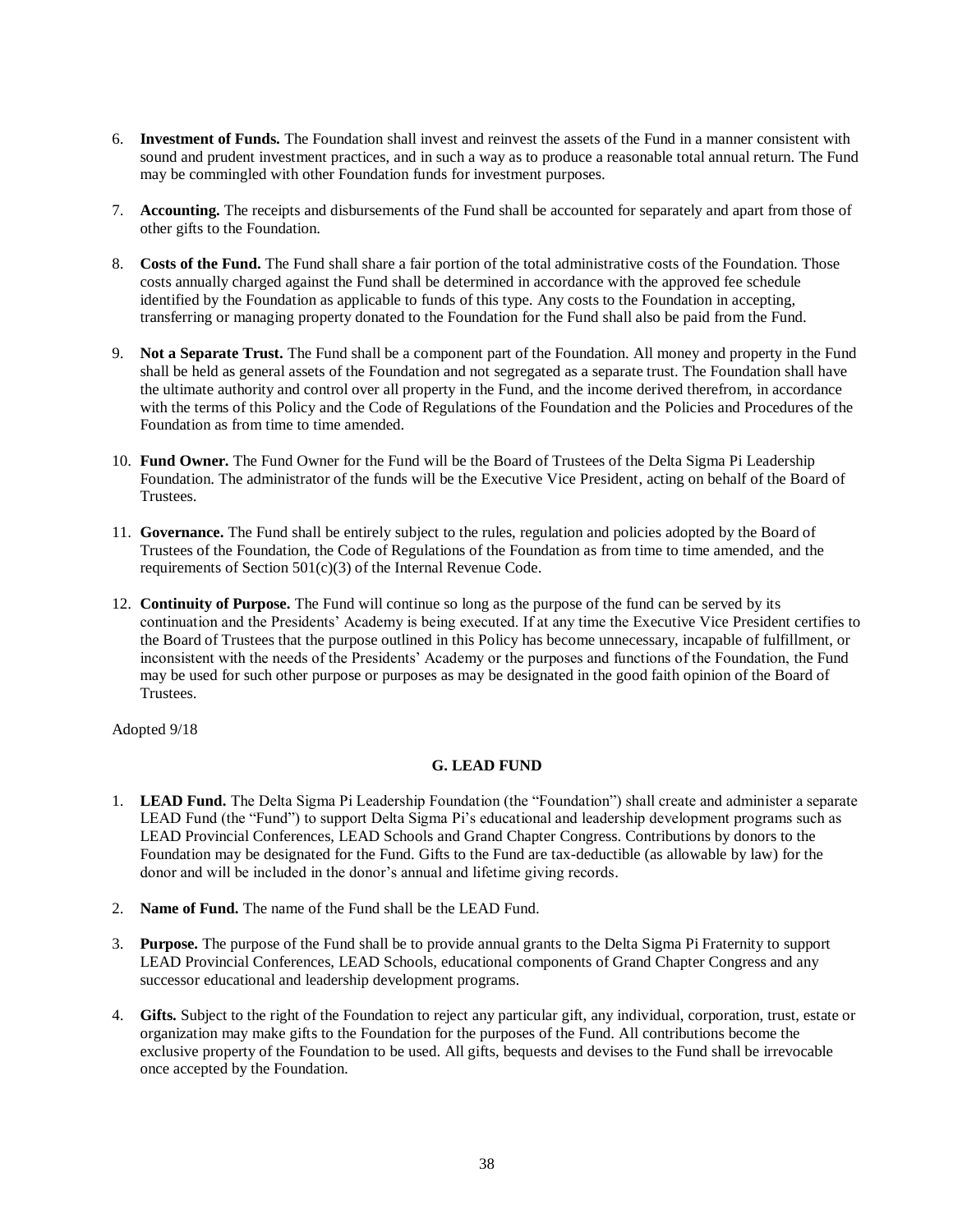6. **Investment of Funds.** The Foundation shall invest and reinvest the assets of the Fund in a manner consistent with sound and prudent investment practices, and in such a way as to produce a reasonable total annual return. The Fund may be commingled with other Foundation funds for investment purposes.

7. **Accounting.** The receipts and disbursements of the Fund shall be accounted for separately and apart from those of other gifts to the Foundation.

8. **Costs of the Fund.** The Fund shall share a fair portion of the total administrative costs of the Foundation. Those costs annually charged against the Fund shall be determined in accordance with the approved fee schedule identified by the Foundation as applicable to funds of this type. Any costs to the Foundation in accepting, transferring or managing property donated to the Foundation for the Fund shall also be paid from the Fund.

9. **Not a Separate Trust.** The Fund shall be a component part of the Foundation. All money and property in the Fund shall be held as general assets of the Foundation and not segregated as a separate trust. The Foundation shall have the ultimate authority and control over all property in the Fund, and the income derived therefrom, in accordance with the terms of this Policy and the Code of Regulations of the Foundation and the Policies and Procedures of the Foundation as from time to time amended.

10. **Fund Owner.** The Fund Owner for the Fund will be the Board of Trustees of the Delta Sigma Pi Leadership Foundation. The administrator of the funds will be the Executive Vice President, acting on behalf of the Board of Trustees.

11. **Governance.** The Fund shall be entirely subject to the rules, regulation and policies adopted by the Board of Trustees of the Foundation, the Code of Regulations of the Foundation as from time to time amended, and the requirements of Section 501(c)(3) of the Internal Revenue Code.

12. **Continuity of Purpose.** The Fund will continue so long as the purpose of the fund can be served by its continuation and the Presidents' Academy is being executed. If at any time the Executive Vice President certifies to the Board of Trustees that the purpose outlined in this Policy has become unnecessary, incapable of fulfillment, or inconsistent with the needs of the Presidents' Academy or the purposes and functions of the Foundation, the Fund may be used for such other purpose or purposes as may be designated in the good faith opinion of the Board of Trustees.

Adopted 9/18

### G. LEAD FUND

1. **LEAD Fund.** The Delta Sigma Pi Leadership Foundation (the "Foundation") shall create and administer a separate LEAD Fund (the "Fund") to support Delta Sigma Pi's educational and leadership development programs such as LEAD Provincial Conferences, LEAD Schools and Grand Chapter Congress. Contributions by donors to the Foundation may be designated for the Fund. Gifts to the Fund are tax-deductible (as allowable by law) for the donor and will be included in the donor's annual and lifetime giving records.

2. **Name of Fund.** The name of the Fund shall be the LEAD Fund.

3. **Purpose.** The purpose of the Fund shall be to provide annual grants to the Delta Sigma Pi Fraternity to support LEAD Provincial Conferences, LEAD Schools, educational components of Grand Chapter Congress and any successor educational and leadership development programs.

4. **Gifts.** Subject to the right of the Foundation to reject any particular gift, any individual, corporation, trust, estate or organization may make gifts to the Foundation for the purposes of the Fund. All contributions become the exclusive property of the Foundation to be used. All gifts, bequests and devises to the Fund shall be irrevocable once accepted by the Foundation.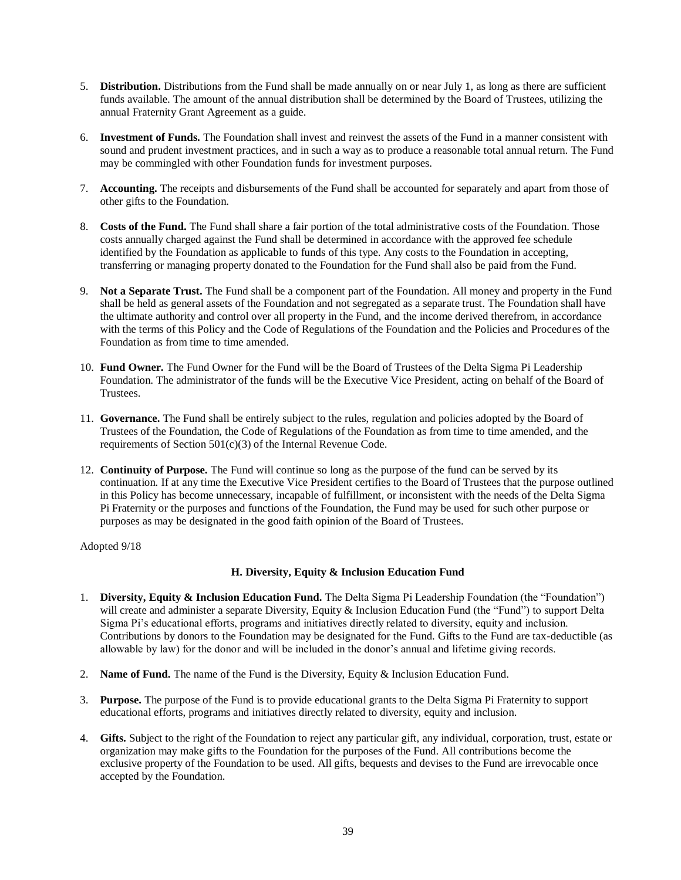5. **Distribution.** Distributions from the Fund shall be made annually on or near July 1, as long as there are sufficient funds available. The amount of the annual distribution shall be determined by the Board of Trustees, utilizing the annual Fraternity Grant Agreement as a guide.

6. **Investment of Funds.** The Foundation shall invest and reinvest the assets of the Fund in a manner consistent with sound and prudent investment practices, and in such a way as to produce a reasonable total annual return. The Fund may be commingled with other Foundation funds for investment purposes.

7. **Accounting.** The receipts and disbursements of the Fund shall be accounted for separately and apart from those of other gifts to the Foundation.

8. **Costs of the Fund.** The Fund shall share a fair portion of the total administrative costs of the Foundation. Those costs annually charged against the Fund shall be determined in accordance with the approved fee schedule identified by the Foundation as applicable to funds of this type. Any costs to the Foundation in accepting, transferring or managing property donated to the Foundation for the Fund shall also be paid from the Fund.

9. **Not a Separate Trust.** The Fund shall be a component part of the Foundation. All money and property in the Fund shall be held as general assets of the Foundation and not segregated as a separate trust. The Foundation shall have the ultimate authority and control over all property in the Fund, and the income derived therefrom, in accordance with the terms of this Policy and the Code of Regulations of the Foundation and the Policies and Procedures of the Foundation as from time to time amended.

10. **Fund Owner.** The Fund Owner for the Fund will be the Board of Trustees of the Delta Sigma Pi Leadership Foundation. The administrator of the funds will be the Executive Vice President, acting on behalf of the Board of Trustees.

11. **Governance.** The Fund shall be entirely subject to the rules, regulation and policies adopted by the Board of Trustees of the Foundation, the Code of Regulations of the Foundation as from time to time amended, and the requirements of Section 501(c)(3) of the Internal Revenue Code.

12. **Continuity of Purpose.** The Fund will continue so long as the purpose of the fund can be served by its continuation. If at any time the Executive Vice President certifies to the Board of Trustees that the purpose outlined in this Policy has become unnecessary, incapable of fulfillment, or inconsistent with the needs of the Delta Sigma Pi Fraternity or the purposes and functions of the Foundation, the Fund may be used for such other purpose or purposes as may be designated in the good faith opinion of the Board of Trustees.

Adopted 9/18

### H. Diversity, Equity & Inclusion Education Fund

1. **Diversity, Equity & Inclusion Education Fund.** The Delta Sigma Pi Leadership Foundation (the "Foundation") will create and administer a separate Diversity, Equity & Inclusion Education Fund (the "Fund") to support Delta Sigma Pi's educational efforts, programs and initiatives directly related to diversity, equity and inclusion. Contributions by donors to the Foundation may be designated for the Fund. Gifts to the Fund are tax-deductible (as allowable by law) for the donor and will be included in the donor's annual and lifetime giving records.

2. **Name of Fund.** The name of the Fund is the Diversity, Equity & Inclusion Education Fund.

3. **Purpose.** The purpose of the Fund is to provide educational grants to the Delta Sigma Pi Fraternity to support educational efforts, programs and initiatives directly related to diversity, equity and inclusion.

4. **Gifts.** Subject to the right of the Foundation to reject any particular gift, any individual, corporation, trust, estate or organization may make gifts to the Foundation for the purposes of the Fund. All contributions become the exclusive property of the Foundation to be used. All gifts, bequests and devises to the Fund are irrevocable once accepted by the Foundation.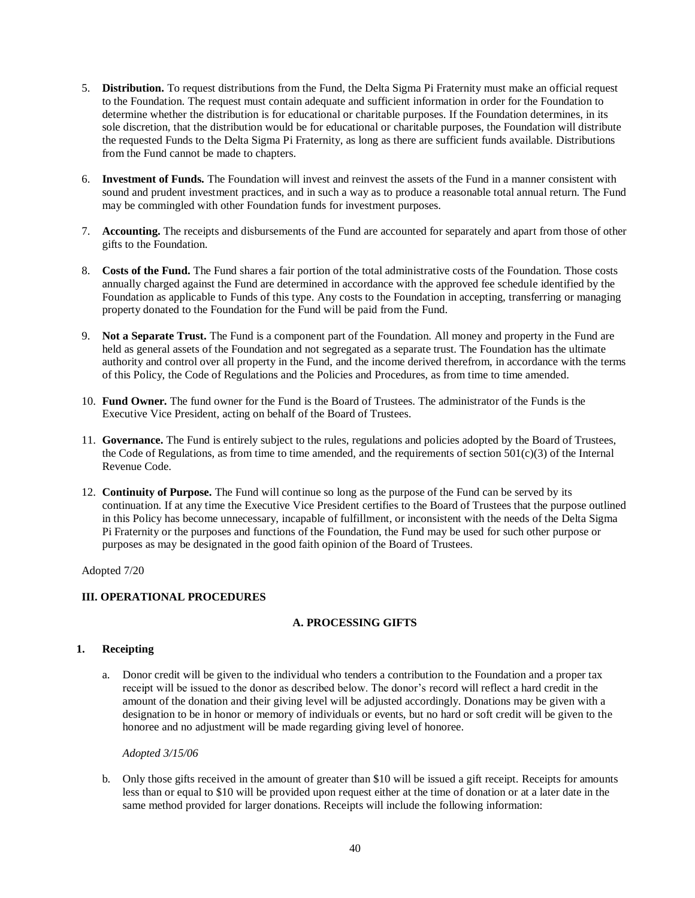5. **Distribution.** To request distributions from the Fund, the Delta Sigma Pi Fraternity must make an official request to the Foundation. The request must contain adequate and sufficient information in order for the Foundation to determine whether the distribution is for educational or charitable purposes. If the Foundation determines, in its sole discretion, that the distribution would be for educational or charitable purposes, the Foundation will distribute the requested Funds to the Delta Sigma Pi Fraternity, as long as there are sufficient funds available. Distributions from the Fund cannot be made to chapters.

6. **Investment of Funds.** The Foundation will invest and reinvest the assets of the Fund in a manner consistent with sound and prudent investment practices, and in such a way as to produce a reasonable total annual return. The Fund may be commingled with other Foundation funds for investment purposes.

7. **Accounting.** The receipts and disbursements of the Fund are accounted for separately and apart from those of other gifts to the Foundation.

8. **Costs of the Fund.** The Fund shares a fair portion of the total administrative costs of the Foundation. Those costs annually charged against the Fund are determined in accordance with the approved fee schedule identified by the Foundation as applicable to Funds of this type. Any costs to the Foundation in accepting, transferring or managing property donated to the Foundation for the Fund will be paid from the Fund.

9. **Not a Separate Trust.** The Fund is a component part of the Foundation. All money and property in the Fund are held as general assets of the Foundation and not segregated as a separate trust. The Foundation has the ultimate authority and control over all property in the Fund, and the income derived therefrom, in accordance with the terms of this Policy, the Code of Regulations and the Policies and Procedures, as from time to time amended.

10. **Fund Owner.** The fund owner for the Fund is the Board of Trustees. The administrator of the Funds is the Executive Vice President, acting on behalf of the Board of Trustees.

11. **Governance.** The Fund is entirely subject to the rules, regulations and policies adopted by the Board of Trustees, the Code of Regulations, as from time to time amended, and the requirements of section 501(c)(3) of the Internal Revenue Code.

12. **Continuity of Purpose.** The Fund will continue so long as the purpose of the Fund can be served by its continuation. If at any time the Executive Vice President certifies to the Board of Trustees that the purpose outlined in this Policy has become unnecessary, incapable of fulfillment, or inconsistent with the needs of the Delta Sigma Pi Fraternity or the purposes and functions of the Foundation, the Fund may be used for such other purpose or purposes as may be designated in the good faith opinion of the Board of Trustees.

Adopted 7/20

## III. OPERATIONAL PROCEDURES

### A. PROCESSING GIFTS

#### 1. Receipting

a. Donor credit will be given to the individual who tenders a contribution to the Foundation and a proper tax receipt will be issued to the donor as described below. The donor's record will reflect a hard credit in the amount of the donation and their giving level will be adjusted accordingly. Donations may be given with a designation to be in honor or memory of individuals or events, but no hard or soft credit will be given to the honoree and no adjustment will be made regarding giving level of honoree.

*Adopted 3/15/06*

b. Only those gifts received in the amount of greater than $10 will be issued a gift receipt. Receipts for amounts less than or equal to $10 will be provided upon request either at the time of donation or at a later date in the same method provided for larger donations. Receipts will include the following information: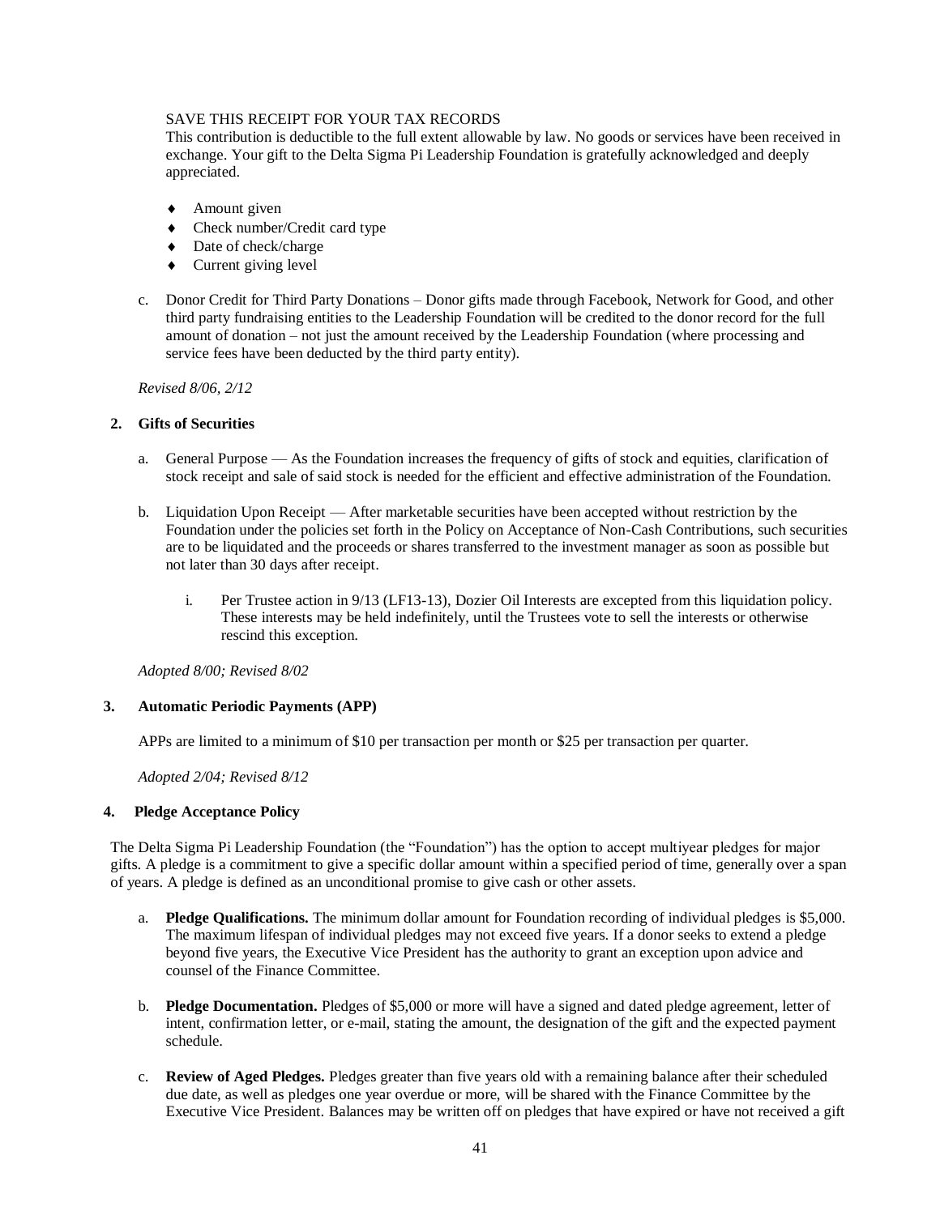SAVE THIS RECEIPT FOR YOUR TAX RECORDS
This contribution is deductible to the full extent allowable by law. No goods or services have been received in exchange. Your gift to the Delta Sigma Pi Leadership Foundation is gratefully acknowledged and deeply appreciated.

- Amount given
- Check number/Credit card type
- Date of check/charge
- Current giving level

c. Donor Credit for Third Party Donations – Donor gifts made through Facebook, Network for Good, and other third party fundraising entities to the Leadership Foundation will be credited to the donor record for the full amount of donation – not just the amount received by the Leadership Foundation (where processing and service fees have been deducted by the third party entity).

*Revised 8/06, 2/12*

### 2. Gifts of Securities

a. General Purpose — As the Foundation increases the frequency of gifts of stock and equities, clarification of stock receipt and sale of said stock is needed for the efficient and effective administration of the Foundation.

b. Liquidation Upon Receipt — After marketable securities have been accepted without restriction by the Foundation under the policies set forth in the Policy on Acceptance of Non-Cash Contributions, such securities are to be liquidated and the proceeds or shares transferred to the investment manager as soon as possible but not later than 30 days after receipt.

   i. Per Trustee action in 9/13 (LF13-13), Dozier Oil Interests are excepted from this liquidation policy. These interests may be held indefinitely, until the Trustees vote to sell the interests or otherwise rescind this exception.

*Adopted 8/00; Revised 8/02*

### 3. Automatic Periodic Payments (APP)

APPs are limited to a minimum of $10 per transaction per month or $25 per transaction per quarter.

*Adopted 2/04; Revised 8/12*

### 4. Pledge Acceptance Policy

The Delta Sigma Pi Leadership Foundation (the "Foundation") has the option to accept multiyear pledges for major gifts. A pledge is a commitment to give a specific dollar amount within a specified period of time, generally over a span of years. A pledge is defined as an unconditional promise to give cash or other assets.

a. **Pledge Qualifications.** The minimum dollar amount for Foundation recording of individual pledges is $5,000. The maximum lifespan of individual pledges may not exceed five years. If a donor seeks to extend a pledge beyond five years, the Executive Vice President has the authority to grant an exception upon advice and counsel of the Finance Committee.

b. **Pledge Documentation.** Pledges of $5,000 or more will have a signed and dated pledge agreement, letter of intent, confirmation letter, or e-mail, stating the amount, the designation of the gift and the expected payment schedule.

c. **Review of Aged Pledges.** Pledges greater than five years old with a remaining balance after their scheduled due date, as well as pledges one year overdue or more, will be shared with the Finance Committee by the Executive Vice President. Balances may be written off on pledges that have expired or have not received a gift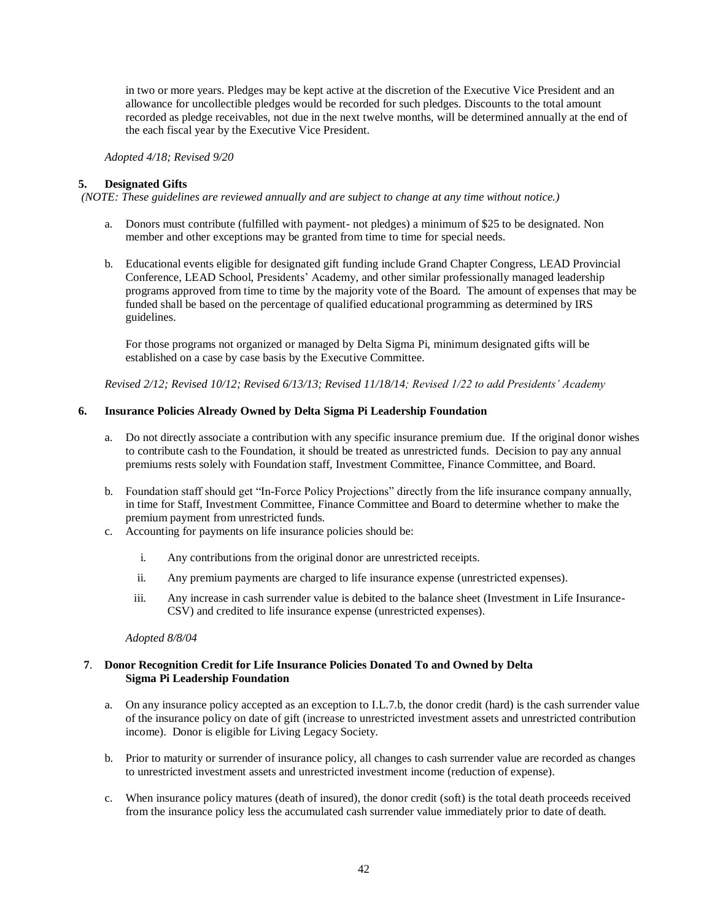in two or more years. Pledges may be kept active at the discretion of the Executive Vice President and an allowance for uncollectible pledges would be recorded for such pledges. Discounts to the total amount recorded as pledge receivables, not due in the next twelve months, will be determined annually at the end of the each fiscal year by the Executive Vice President.

*Adopted 4/18; Revised 9/20*

**5. Designated Gifts**

*(NOTE: These guidelines are reviewed annually and are subject to change at any time without notice.)*

a. Donors must contribute (fulfilled with payment- not pledges) a minimum of $25 to be designated. Non member and other exceptions may be granted from time to time for special needs.

b. Educational events eligible for designated gift funding include Grand Chapter Congress, LEAD Provincial Conference, LEAD School, Presidents' Academy, and other similar professionally managed leadership programs approved from time to time by the majority vote of the Board. The amount of expenses that may be funded shall be based on the percentage of qualified educational programming as determined by IRS guidelines.

   For those programs not organized or managed by Delta Sigma Pi, minimum designated gifts will be established on a case by case basis by the Executive Committee.

*Revised 2/12; Revised 10/12; Revised 6/13/13; Revised 11/18/14; Revised 1/22 to add Presidents' Academy*

**6. Insurance Policies Already Owned by Delta Sigma Pi Leadership Foundation**

a. Do not directly associate a contribution with any specific insurance premium due. If the original donor wishes to contribute cash to the Foundation, it should be treated as unrestricted funds. Decision to pay any annual premiums rests solely with Foundation staff, Investment Committee, Finance Committee, and Board.

b. Foundation staff should get "In-Force Policy Projections" directly from the life insurance company annually, in time for Staff, Investment Committee, Finance Committee and Board to determine whether to make the premium payment from unrestricted funds.

c. Accounting for payments on life insurance policies should be:

   i. Any contributions from the original donor are unrestricted receipts.

   ii. Any premium payments are charged to life insurance expense (unrestricted expenses).

   iii. Any increase in cash surrender value is debited to the balance sheet (Investment in Life Insurance-CSV) and credited to life insurance expense (unrestricted expenses).

*Adopted 8/8/04*

**7. Donor Recognition Credit for Life Insurance Policies Donated To and Owned by Delta Sigma Pi Leadership Foundation**

a. On any insurance policy accepted as an exception to I.L.7.b, the donor credit (hard) is the cash surrender value of the insurance policy on date of gift (increase to unrestricted investment assets and unrestricted contribution income). Donor is eligible for Living Legacy Society.

b. Prior to maturity or surrender of insurance policy, all changes to cash surrender value are recorded as changes to unrestricted investment assets and unrestricted investment income (reduction of expense).

c. When insurance policy matures (death of insured), the donor credit (soft) is the total death proceeds received from the insurance policy less the accumulated cash surrender value immediately prior to date of death.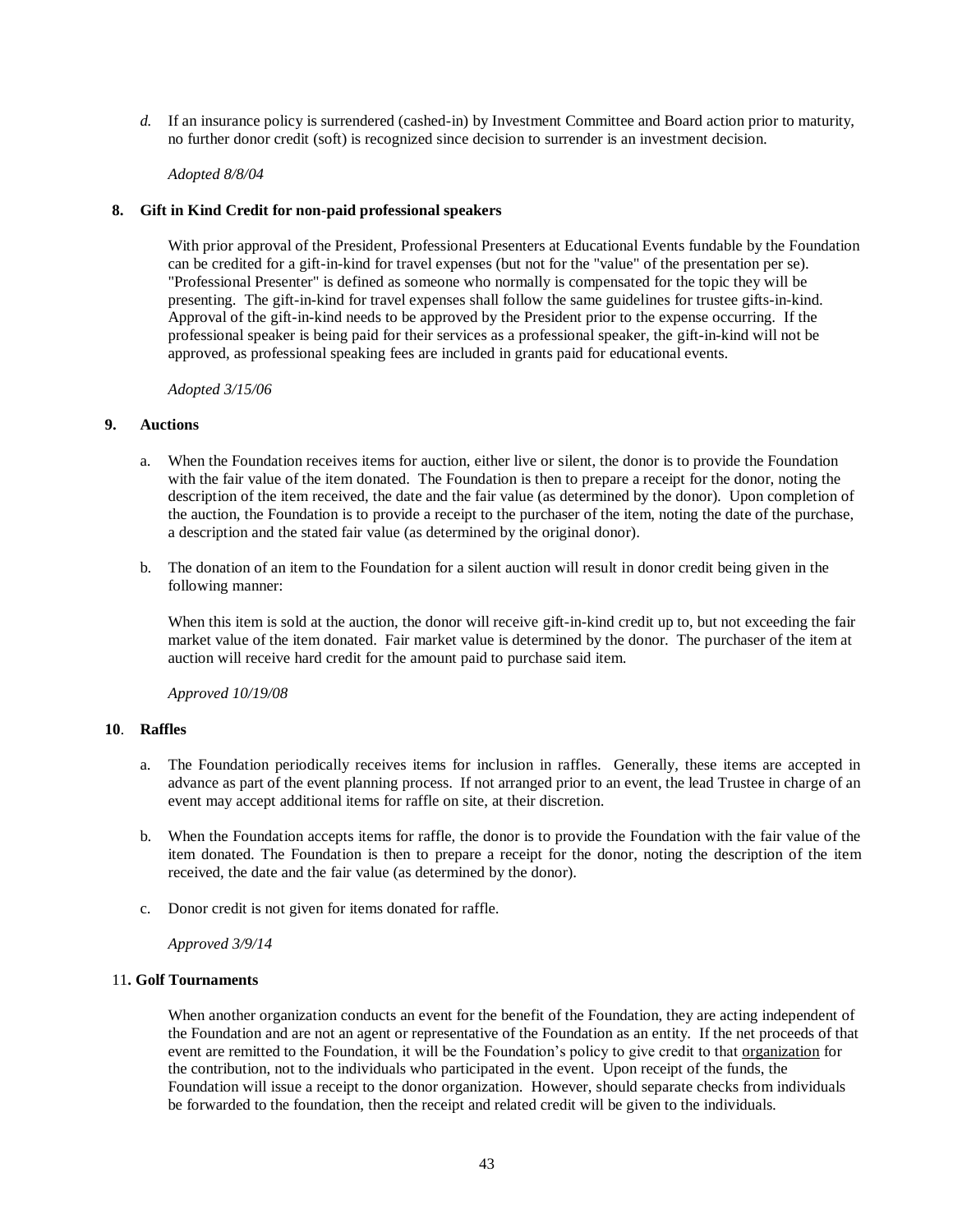*d.* If an insurance policy is surrendered (cashed-in) by Investment Committee and Board action prior to maturity, no further donor credit (soft) is recognized since decision to surrender is an investment decision.

*Adopted 8/8/04*

**8. Gift in Kind Credit for non-paid professional speakers**

With prior approval of the President, Professional Presenters at Educational Events fundable by the Foundation can be credited for a gift-in-kind for travel expenses (but not for the "value" of the presentation per se). "Professional Presenter" is defined as someone who normally is compensated for the topic they will be presenting. The gift-in-kind for travel expenses shall follow the same guidelines for trustee gifts-in-kind. Approval of the gift-in-kind needs to be approved by the President prior to the expense occurring. If the professional speaker is being paid for their services as a professional speaker, the gift-in-kind will not be approved, as professional speaking fees are included in grants paid for educational events.

*Adopted 3/15/06*

**9. Auctions**

a. When the Foundation receives items for auction, either live or silent, the donor is to provide the Foundation with the fair value of the item donated. The Foundation is then to prepare a receipt for the donor, noting the description of the item received, the date and the fair value (as determined by the donor). Upon completion of the auction, the Foundation is to provide a receipt to the purchaser of the item, noting the date of the purchase, a description and the stated fair value (as determined by the original donor).

b. The donation of an item to the Foundation for a silent auction will result in donor credit being given in the following manner:

When this item is sold at the auction, the donor will receive gift-in-kind credit up to, but not exceeding the fair market value of the item donated. Fair market value is determined by the donor. The purchaser of the item at auction will receive hard credit for the amount paid to purchase said item.

*Approved 10/19/08*

**10. Raffles**

a. The Foundation periodically receives items for inclusion in raffles. Generally, these items are accepted in advance as part of the event planning process. If not arranged prior to an event, the lead Trustee in charge of an event may accept additional items for raffle on site, at their discretion.

b. When the Foundation accepts items for raffle, the donor is to provide the Foundation with the fair value of the item donated. The Foundation is then to prepare a receipt for the donor, noting the description of the item received, the date and the fair value (as determined by the donor).

c. Donor credit is not given for items donated for raffle.

*Approved 3/9/14*

**11. Golf Tournaments**

When another organization conducts an event for the benefit of the Foundation, they are acting independent of the Foundation and are not an agent or representative of the Foundation as an entity. If the net proceeds of that event are remitted to the Foundation, it will be the Foundation's policy to give credit to that organization for the contribution, not to the individuals who participated in the event. Upon receipt of the funds, the Foundation will issue a receipt to the donor organization. However, should separate checks from individuals be forwarded to the foundation, then the receipt and related credit will be given to the individuals.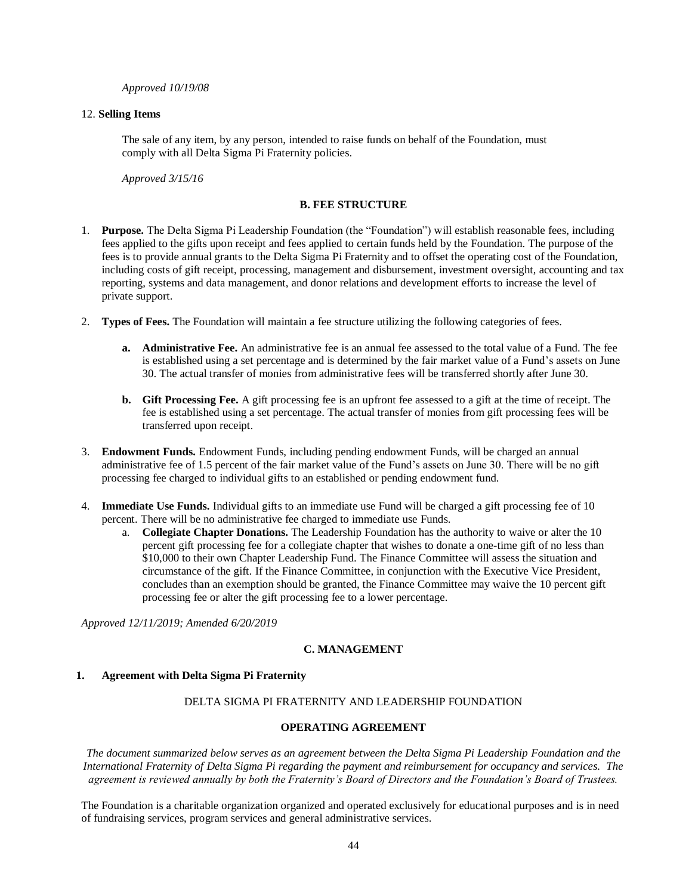*Approved 10/19/08*

12. **Selling Items**

The sale of any item, by any person, intended to raise funds on behalf of the Foundation, must comply with all Delta Sigma Pi Fraternity policies.

*Approved 3/15/16*

### B. FEE STRUCTURE

1. **Purpose.** The Delta Sigma Pi Leadership Foundation (the "Foundation") will establish reasonable fees, including fees applied to the gifts upon receipt and fees applied to certain funds held by the Foundation. The purpose of the fees is to provide annual grants to the Delta Sigma Pi Fraternity and to offset the operating cost of the Foundation, including costs of gift receipt, processing, management and disbursement, investment oversight, accounting and tax reporting, systems and data management, and donor relations and development efforts to increase the level of private support.

2. **Types of Fees.** The Foundation will maintain a fee structure utilizing the following categories of fees.

    **a. Administrative Fee.** An administrative fee is an annual fee assessed to the total value of a Fund. The fee is established using a set percentage and is determined by the fair market value of a Fund's assets on June 30. The actual transfer of monies from administrative fees will be transferred shortly after June 30.

    **b. Gift Processing Fee.** A gift processing fee is an upfront fee assessed to a gift at the time of receipt. The fee is established using a set percentage. The actual transfer of monies from gift processing fees will be transferred upon receipt.

3. **Endowment Funds.** Endowment Funds, including pending endowment Funds, will be charged an annual administrative fee of 1.5 percent of the fair market value of the Fund's assets on June 30. There will be no gift processing fee charged to individual gifts to an established or pending endowment fund.

4. **Immediate Use Funds.** Individual gifts to an immediate use Fund will be charged a gift processing fee of 10 percent. There will be no administrative fee charged to immediate use Funds.

    a. **Collegiate Chapter Donations.** The Leadership Foundation has the authority to waive or alter the 10 percent gift processing fee for a collegiate chapter that wishes to donate a one-time gift of no less than $10,000 to their own Chapter Leadership Fund. The Finance Committee will assess the situation and circumstance of the gift. If the Finance Committee, in conjunction with the Executive Vice President, concludes than an exemption should be granted, the Finance Committee may waive the 10 percent gift processing fee or alter the gift processing fee to a lower percentage.

*Approved 12/11/2019; Amended 6/20/2019*

### C. MANAGEMENT

1. **Agreement with Delta Sigma Pi Fraternity**

DELTA SIGMA PI FRATERNITY AND LEADERSHIP FOUNDATION

**OPERATING AGREEMENT**

*The document summarized below serves as an agreement between the Delta Sigma Pi Leadership Foundation and the International Fraternity of Delta Sigma Pi regarding the payment and reimbursement for occupancy and services. The agreement is reviewed annually by both the Fraternity's Board of Directors and the Foundation's Board of Trustees.*

The Foundation is a charitable organization organized and operated exclusively for educational purposes and is in need of fundraising services, program services and general administrative services.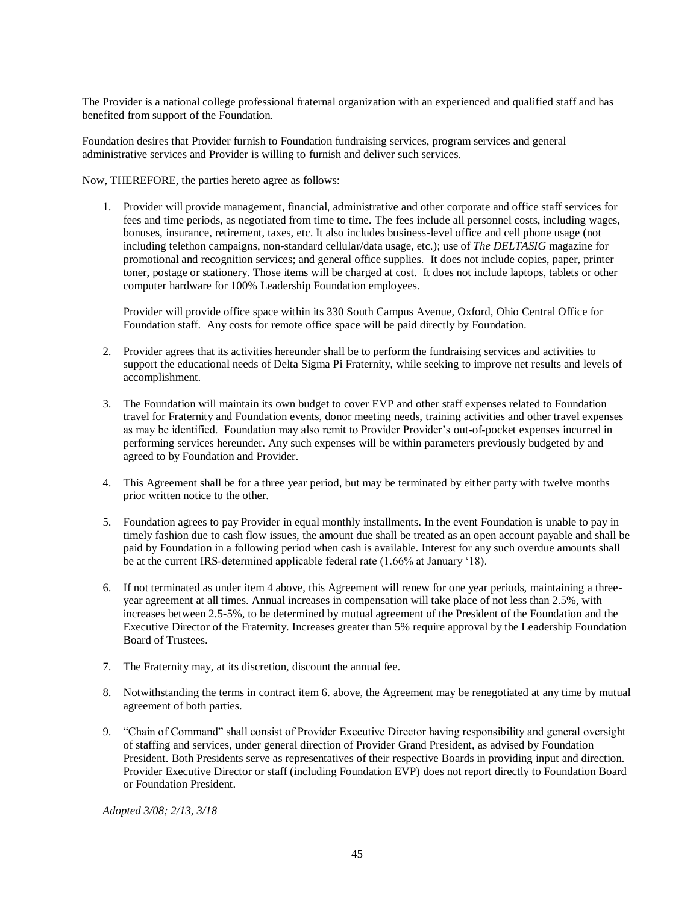The Provider is a national college professional fraternal organization with an experienced and qualified staff and has benefited from support of the Foundation.

Foundation desires that Provider furnish to Foundation fundraising services, program services and general administrative services and Provider is willing to furnish and deliver such services.

Now, THEREFORE, the parties hereto agree as follows:

1. Provider will provide management, financial, administrative and other corporate and office staff services for fees and time periods, as negotiated from time to time. The fees include all personnel costs, including wages, bonuses, insurance, retirement, taxes, etc. It also includes business-level office and cell phone usage (not including telethon campaigns, non-standard cellular/data usage, etc.); use of *The DELTASIG* magazine for promotional and recognition services; and general office supplies. It does not include copies, paper, printer toner, postage or stationery. Those items will be charged at cost. It does not include laptops, tablets or other computer hardware for 100% Leadership Foundation employees.

   Provider will provide office space within its 330 South Campus Avenue, Oxford, Ohio Central Office for Foundation staff. Any costs for remote office space will be paid directly by Foundation.

2. Provider agrees that its activities hereunder shall be to perform the fundraising services and activities to support the educational needs of Delta Sigma Pi Fraternity, while seeking to improve net results and levels of accomplishment.

3. The Foundation will maintain its own budget to cover EVP and other staff expenses related to Foundation travel for Fraternity and Foundation events, donor meeting needs, training activities and other travel expenses as may be identified. Foundation may also remit to Provider Provider's out-of-pocket expenses incurred in performing services hereunder. Any such expenses will be within parameters previously budgeted by and agreed to by Foundation and Provider.

4. This Agreement shall be for a three year period, but may be terminated by either party with twelve months prior written notice to the other.

5. Foundation agrees to pay Provider in equal monthly installments. In the event Foundation is unable to pay in timely fashion due to cash flow issues, the amount due shall be treated as an open account payable and shall be paid by Foundation in a following period when cash is available. Interest for any such overdue amounts shall be at the current IRS-determined applicable federal rate (1.66% at January '18).

6. If not terminated as under item 4 above, this Agreement will renew for one year periods, maintaining a three-year agreement at all times. Annual increases in compensation will take place of not less than 2.5%, with increases between 2.5-5%, to be determined by mutual agreement of the President of the Foundation and the Executive Director of the Fraternity. Increases greater than 5% require approval by the Leadership Foundation Board of Trustees.

7. The Fraternity may, at its discretion, discount the annual fee.

8. Notwithstanding the terms in contract item 6. above, the Agreement may be renegotiated at any time by mutual agreement of both parties.

9. "Chain of Command" shall consist of Provider Executive Director having responsibility and general oversight of staffing and services, under general direction of Provider Grand President, as advised by Foundation President. Both Presidents serve as representatives of their respective Boards in providing input and direction. Provider Executive Director or staff (including Foundation EVP) does not report directly to Foundation Board or Foundation President.

*Adopted 3/08; 2/13, 3/18*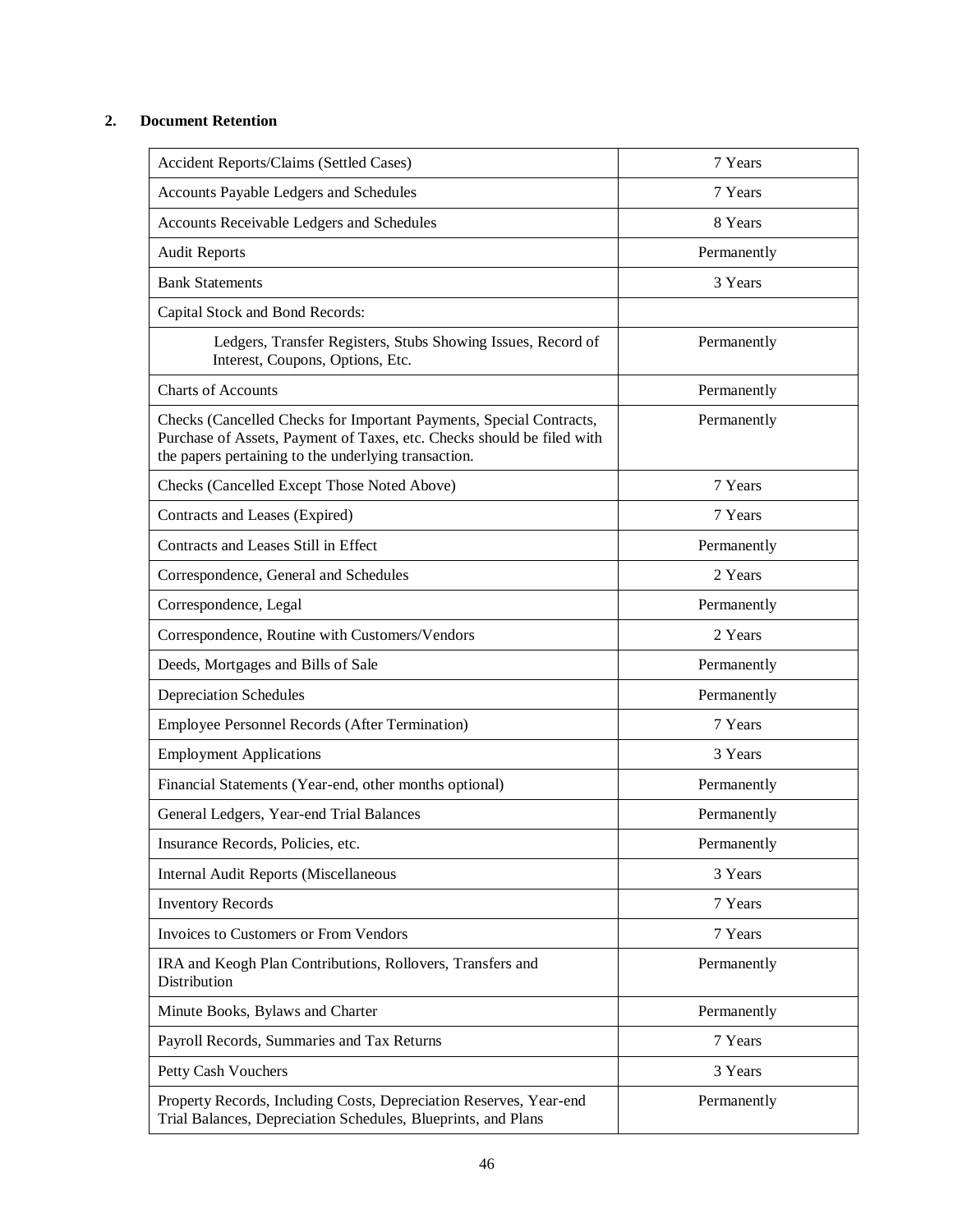## 2. Document Retention

| | |
|---|---|
| Accident Reports/Claims (Settled Cases) | 7 Years |
| Accounts Payable Ledgers and Schedules | 7 Years |
| Accounts Receivable Ledgers and Schedules | 8 Years |
| Audit Reports | Permanently |
| Bank Statements | 3 Years |
| Capital Stock and Bond Records: | |
| Ledgers, Transfer Registers, Stubs Showing Issues, Record of Interest, Coupons, Options, Etc. | Permanently |
| Charts of Accounts | Permanently |
| Checks (Cancelled Checks for Important Payments, Special Contracts, Purchase of Assets, Payment of Taxes, etc. Checks should be filed with the papers pertaining to the underlying transaction. | Permanently |
| Checks (Cancelled Except Those Noted Above) | 7 Years |
| Contracts and Leases (Expired) | 7 Years |
| Contracts and Leases Still in Effect | Permanently |
| Correspondence, General and Schedules | 2 Years |
| Correspondence, Legal | Permanently |
| Correspondence, Routine with Customers/Vendors | 2 Years |
| Deeds, Mortgages and Bills of Sale | Permanently |
| Depreciation Schedules | Permanently |
| Employee Personnel Records (After Termination) | 7 Years |
| Employment Applications | 3 Years |
| Financial Statements (Year-end, other months optional) | Permanently |
| General Ledgers, Year-end Trial Balances | Permanently |
| Insurance Records, Policies, etc. | Permanently |
| Internal Audit Reports (Miscellaneous | 3 Years |
| Inventory Records | 7 Years |
| Invoices to Customers or From Vendors | 7 Years |
| IRA and Keogh Plan Contributions, Rollovers, Transfers and Distribution | Permanently |
| Minute Books, Bylaws and Charter | Permanently |
| Payroll Records, Summaries and Tax Returns | 7 Years |
| Petty Cash Vouchers | 3 Years |
| Property Records, Including Costs, Depreciation Reserves, Year-end Trial Balances, Depreciation Schedules, Blueprints, and Plans | Permanently |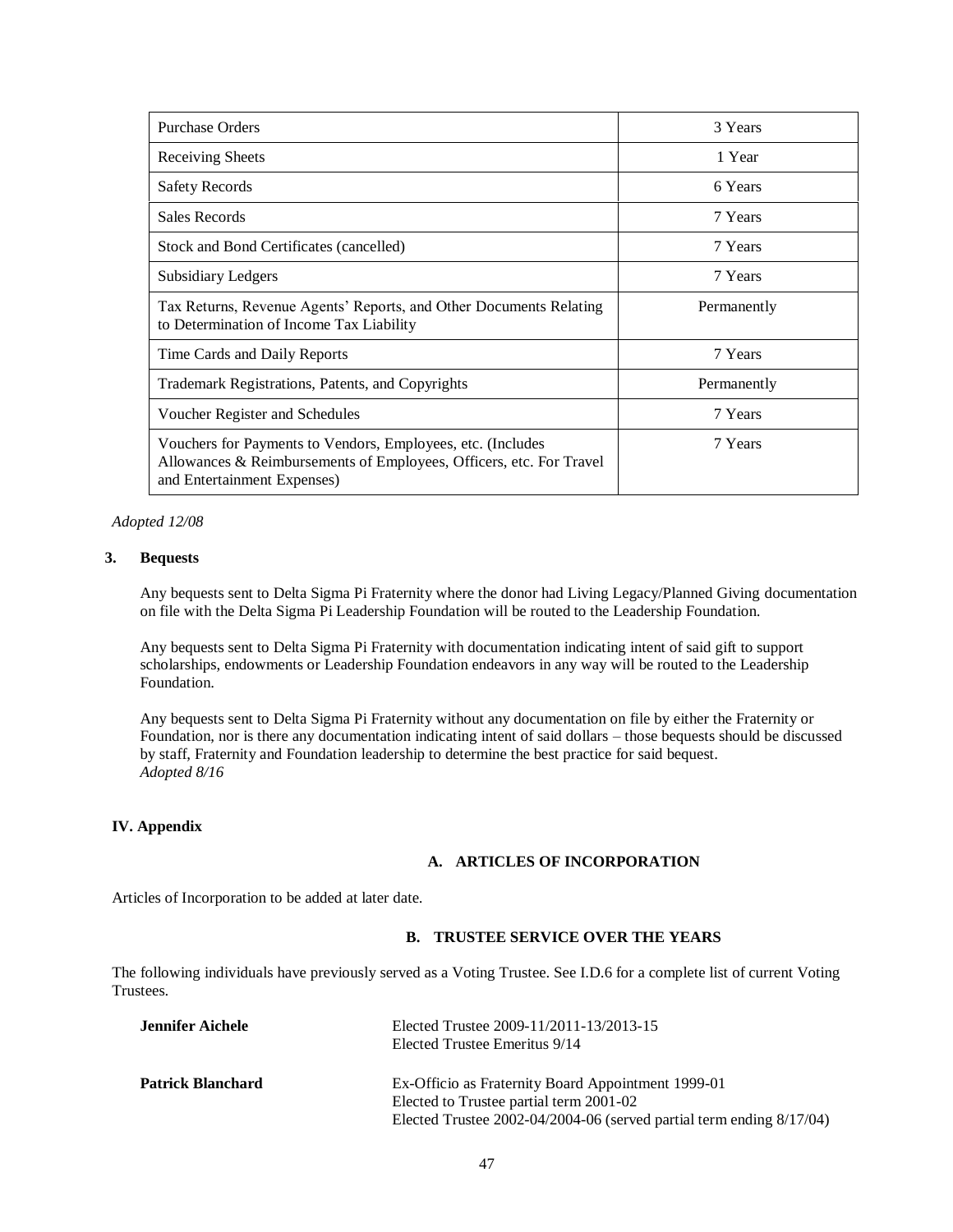| Purchase Orders | 3 Years |
|---|---|
| Receiving Sheets | 1 Year |
| Safety Records | 6 Years |
| Sales Records | 7 Years |
| Stock and Bond Certificates (cancelled) | 7 Years |
| Subsidiary Ledgers | 7 Years |
| Tax Returns, Revenue Agents' Reports, and Other Documents Relating to Determination of Income Tax Liability | Permanently |
| Time Cards and Daily Reports | 7 Years |
| Trademark Registrations, Patents, and Copyrights | Permanently |
| Voucher Register and Schedules | 7 Years |
| Vouchers for Payments to Vendors, Employees, etc. (Includes Allowances & Reimbursements of Employees, Officers, etc. For Travel and Entertainment Expenses) | 7 Years |

*Adopted 12/08*

### 3. Bequests

Any bequests sent to Delta Sigma Pi Fraternity where the donor had Living Legacy/Planned Giving documentation on file with the Delta Sigma Pi Leadership Foundation will be routed to the Leadership Foundation.

Any bequests sent to Delta Sigma Pi Fraternity with documentation indicating intent of said gift to support scholarships, endowments or Leadership Foundation endeavors in any way will be routed to the Leadership Foundation.

Any bequests sent to Delta Sigma Pi Fraternity without any documentation on file by either the Fraternity or Foundation, nor is there any documentation indicating intent of said dollars – those bequests should be discussed by staff, Fraternity and Foundation leadership to determine the best practice for said bequest.
*Adopted 8/16*

## IV. Appendix

### A. ARTICLES OF INCORPORATION

Articles of Incorporation to be added at later date.

### B. TRUSTEE SERVICE OVER THE YEARS

The following individuals have previously served as a Voting Trustee. See I.D.6 for a complete list of current Voting Trustees.

**Jennifer Aichele**
Elected Trustee 2009-11/2011-13/2013-15
Elected Trustee Emeritus 9/14

**Patrick Blanchard**
Ex-Officio as Fraternity Board Appointment 1999-01
Elected to Trustee partial term 2001-02
Elected Trustee 2002-04/2004-06 (served partial term ending 8/17/04)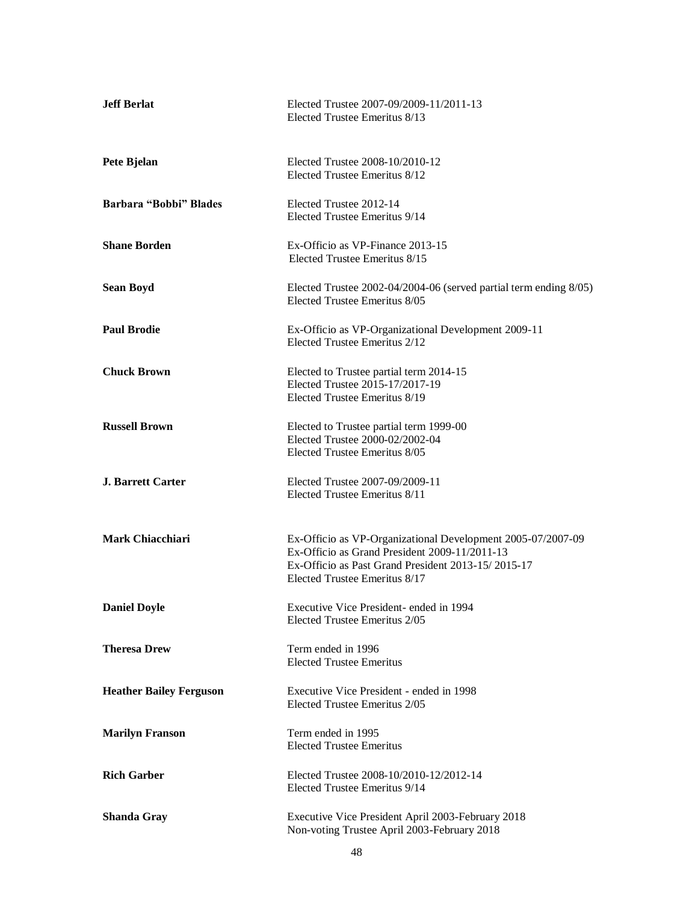**Jeff Berlat**
Elected Trustee 2007-09/2009-11/2011-13
Elected Trustee Emeritus 8/13

**Pete Bjelan**
Elected Trustee 2008-10/2010-12
Elected Trustee Emeritus 8/12

**Barbara "Bobbi" Blades**
Elected Trustee 2012-14
Elected Trustee Emeritus 9/14

**Shane Borden**
Ex-Officio as VP-Finance 2013-15
Elected Trustee Emeritus 8/15

**Sean Boyd**
Elected Trustee 2002-04/2004-06 (served partial term ending 8/05)
Elected Trustee Emeritus 8/05

**Paul Brodie**
Ex-Officio as VP-Organizational Development 2009-11
Elected Trustee Emeritus 2/12

**Chuck Brown**
Elected to Trustee partial term 2014-15
Elected Trustee 2015-17/2017-19
Elected Trustee Emeritus 8/19

**Russell Brown**
Elected to Trustee partial term 1999-00
Elected Trustee 2000-02/2002-04
Elected Trustee Emeritus 8/05

**J. Barrett Carter**
Elected Trustee 2007-09/2009-11
Elected Trustee Emeritus 8/11

**Mark Chiacchiari**
Ex-Officio as VP-Organizational Development 2005-07/2007-09
Ex-Officio as Grand President 2009-11/2011-13
Ex-Officio as Past Grand President 2013-15/ 2015-17
Elected Trustee Emeritus 8/17

**Daniel Doyle**
Executive Vice President- ended in 1994
Elected Trustee Emeritus 2/05

**Theresa Drew**
Term ended in 1996
Elected Trustee Emeritus

**Heather Bailey Ferguson**
Executive Vice President - ended in 1998
Elected Trustee Emeritus 2/05

**Marilyn Franson**
Term ended in 1995
Elected Trustee Emeritus

**Rich Garber**
Elected Trustee 2008-10/2010-12/2012-14
Elected Trustee Emeritus 9/14

**Shanda Gray**
Executive Vice President April 2003-February 2018
Non-voting Trustee April 2003-February 2018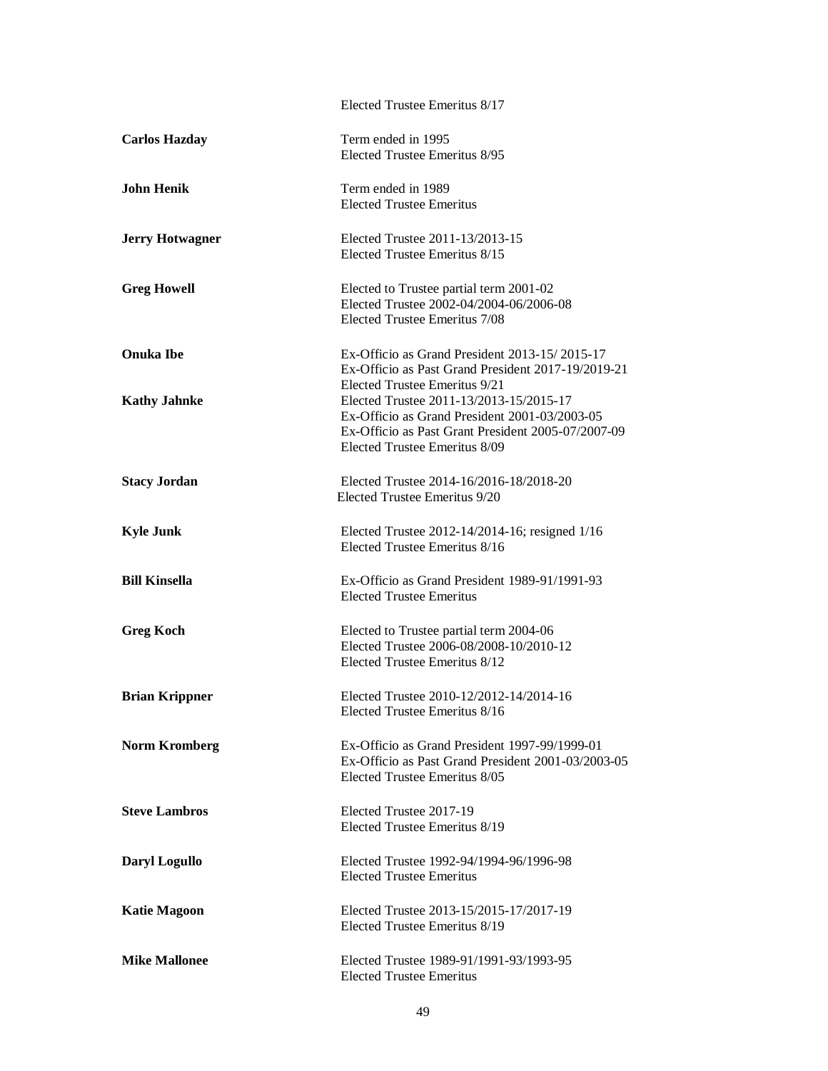Elected Trustee Emeritus 8/17

**Carlos Hazday**
Term ended in 1995
Elected Trustee Emeritus 8/95

**John Henik**
Term ended in 1989
Elected Trustee Emeritus

**Jerry Hotwagner**
Elected Trustee 2011-13/2013-15
Elected Trustee Emeritus 8/15

**Greg Howell**
Elected to Trustee partial term 2001-02
Elected Trustee 2002-04/2004-06/2006-08
Elected Trustee Emeritus 7/08

**Onuka Ibe**
Ex-Officio as Grand President 2013-15/ 2015-17
Ex-Officio as Past Grand President 2017-19/2019-21
Elected Trustee Emeritus 9/21

**Kathy Jahnke**
Elected Trustee 2011-13/2013-15/2015-17
Ex-Officio as Grand President 2001-03/2003-05
Ex-Officio as Past Grant President 2005-07/2007-09
Elected Trustee Emeritus 8/09

**Stacy Jordan**
Elected Trustee 2014-16/2016-18/2018-20
Elected Trustee Emeritus 9/20

**Kyle Junk**
Elected Trustee 2012-14/2014-16; resigned 1/16
Elected Trustee Emeritus 8/16

**Bill Kinsella**
Ex-Officio as Grand President 1989-91/1991-93
Elected Trustee Emeritus

**Greg Koch**
Elected to Trustee partial term 2004-06
Elected Trustee 2006-08/2008-10/2010-12
Elected Trustee Emeritus 8/12

**Brian Krippner**
Elected Trustee 2010-12/2012-14/2014-16
Elected Trustee Emeritus 8/16

**Norm Kromberg**
Ex-Officio as Grand President 1997-99/1999-01
Ex-Officio as Past Grand President 2001-03/2003-05
Elected Trustee Emeritus 8/05

**Steve Lambros**
Elected Trustee 2017-19
Elected Trustee Emeritus 8/19

**Daryl Logullo**
Elected Trustee 1992-94/1994-96/1996-98
Elected Trustee Emeritus

**Katie Magoon**
Elected Trustee 2013-15/2015-17/2017-19
Elected Trustee Emeritus 8/19

**Mike Mallonee**
Elected Trustee 1989-91/1991-93/1993-95
Elected Trustee Emeritus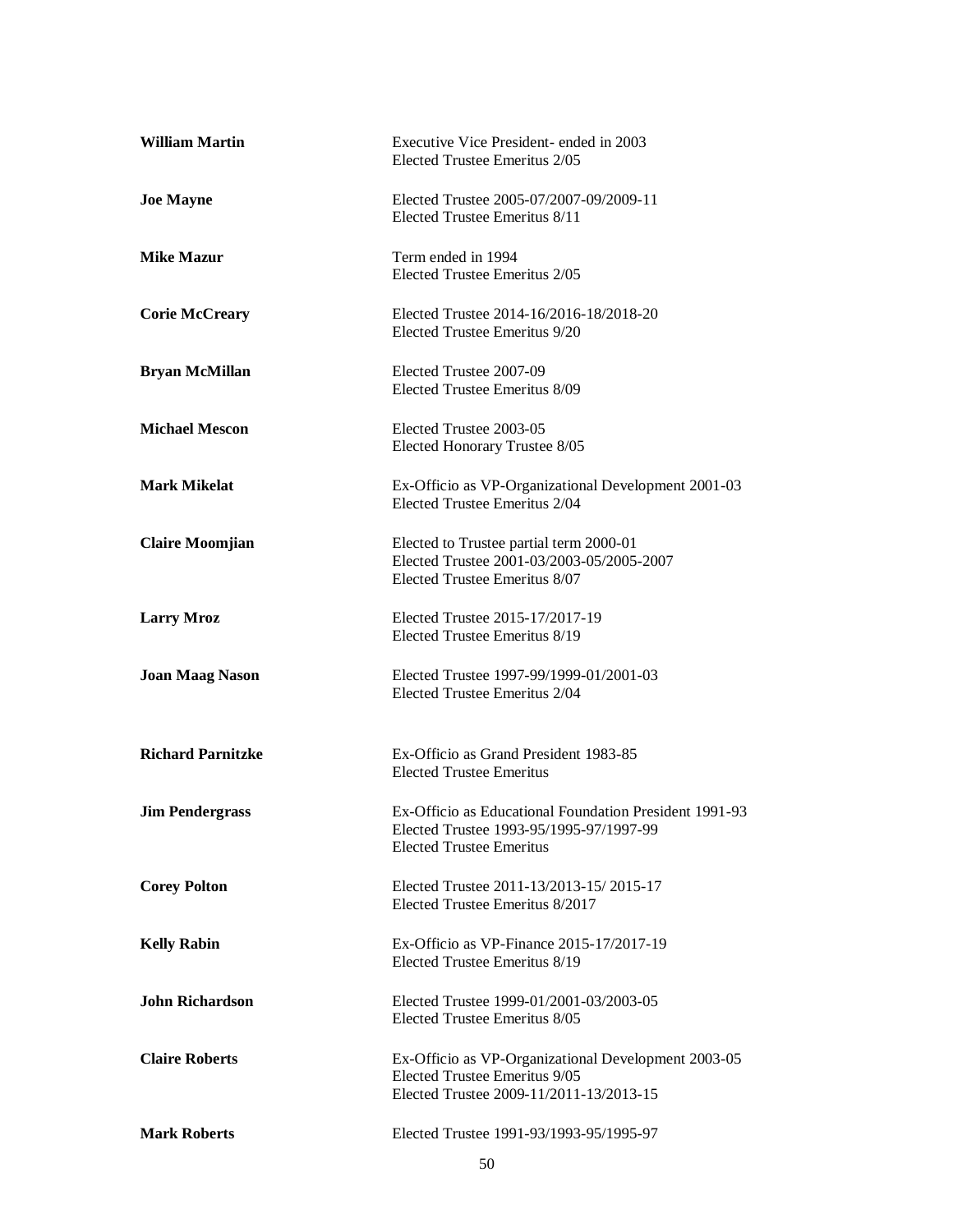**William Martin**
Executive Vice President- ended in 2003
Elected Trustee Emeritus 2/05

**Joe Mayne**
Elected Trustee 2005-07/2007-09/2009-11
Elected Trustee Emeritus 8/11

**Mike Mazur**
Term ended in 1994
Elected Trustee Emeritus 2/05

**Corie McCreary**
Elected Trustee 2014-16/2016-18/2018-20
Elected Trustee Emeritus 9/20

**Bryan McMillan**
Elected Trustee 2007-09
Elected Trustee Emeritus 8/09

**Michael Mescon**
Elected Trustee 2003-05
Elected Honorary Trustee 8/05

**Mark Mikelat**
Ex-Officio as VP-Organizational Development 2001-03
Elected Trustee Emeritus 2/04

**Claire Moomjian**
Elected to Trustee partial term 2000-01
Elected Trustee 2001-03/2003-05/2005-2007
Elected Trustee Emeritus 8/07

**Larry Mroz**
Elected Trustee 2015-17/2017-19
Elected Trustee Emeritus 8/19

**Joan Maag Nason**
Elected Trustee 1997-99/1999-01/2001-03
Elected Trustee Emeritus 2/04

**Richard Parnitzke**
Ex-Officio as Grand President 1983-85
Elected Trustee Emeritus

**Jim Pendergrass**
Ex-Officio as Educational Foundation President 1991-93
Elected Trustee 1993-95/1995-97/1997-99
Elected Trustee Emeritus

**Corey Polton**
Elected Trustee 2011-13/2013-15/ 2015-17
Elected Trustee Emeritus 8/2017

**Kelly Rabin**
Ex-Officio as VP-Finance 2015-17/2017-19
Elected Trustee Emeritus 8/19

**John Richardson**
Elected Trustee 1999-01/2001-03/2003-05
Elected Trustee Emeritus 8/05

**Claire Roberts**
Ex-Officio as VP-Organizational Development 2003-05
Elected Trustee Emeritus 9/05
Elected Trustee 2009-11/2011-13/2013-15

**Mark Roberts**
Elected Trustee 1991-93/1993-95/1995-97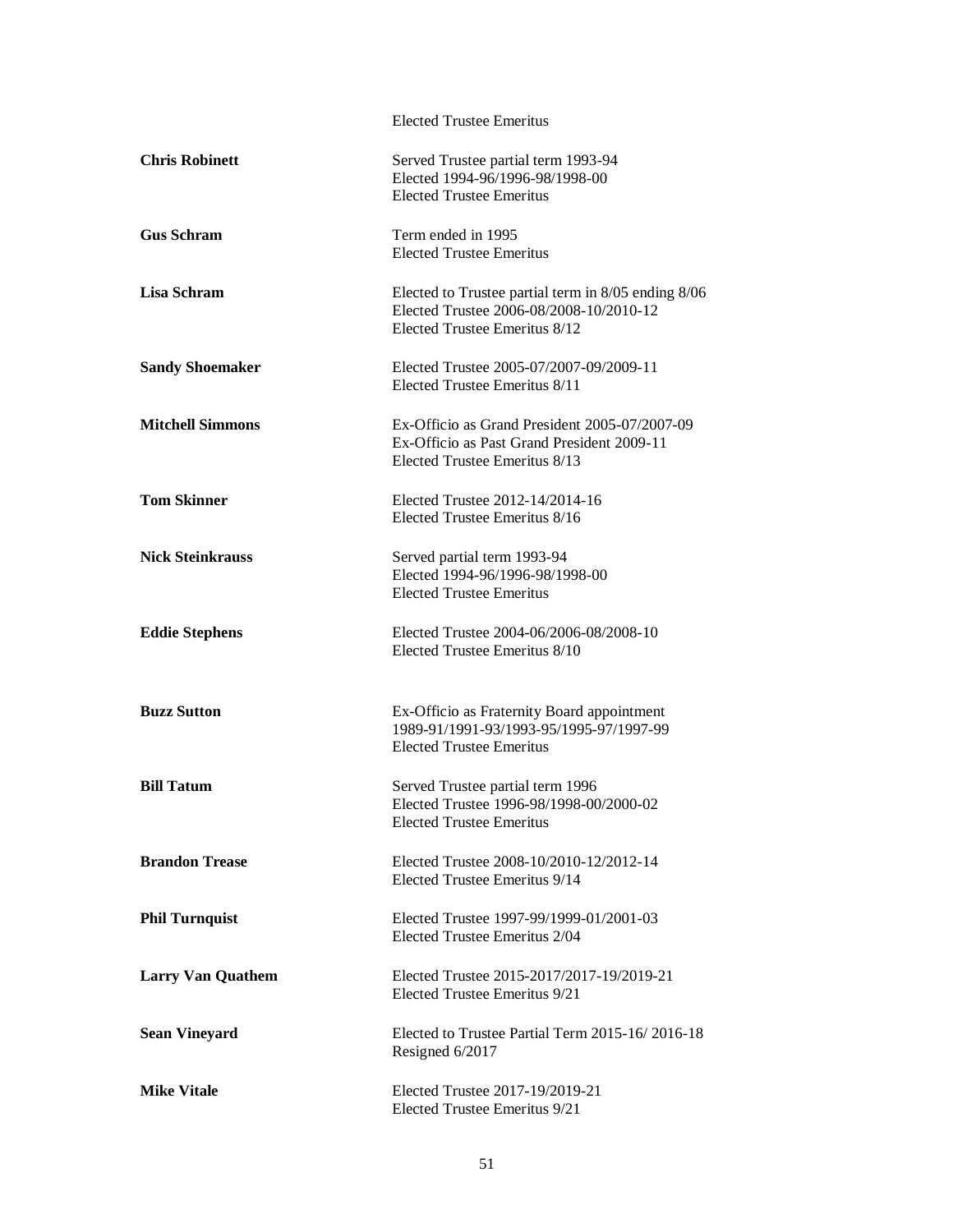Elected Trustee Emeritus

**Chris Robinett**
Served Trustee partial term 1993-94
Elected 1994-96/1996-98/1998-00
Elected Trustee Emeritus

**Gus Schram**
Term ended in 1995
Elected Trustee Emeritus

**Lisa Schram**
Elected to Trustee partial term in 8/05 ending 8/06
Elected Trustee 2006-08/2008-10/2010-12
Elected Trustee Emeritus 8/12

**Sandy Shoemaker**
Elected Trustee 2005-07/2007-09/2009-11
Elected Trustee Emeritus 8/11

**Mitchell Simmons**
Ex-Officio as Grand President 2005-07/2007-09
Ex-Officio as Past Grand President 2009-11
Elected Trustee Emeritus 8/13

**Tom Skinner**
Elected Trustee 2012-14/2014-16
Elected Trustee Emeritus 8/16

**Nick Steinkrauss**
Served partial term 1993-94
Elected 1994-96/1996-98/1998-00
Elected Trustee Emeritus

**Eddie Stephens**
Elected Trustee 2004-06/2006-08/2008-10
Elected Trustee Emeritus 8/10

**Buzz Sutton**
Ex-Officio as Fraternity Board appointment
1989-91/1991-93/1993-95/1995-97/1997-99
Elected Trustee Emeritus

**Bill Tatum**
Served Trustee partial term 1996
Elected Trustee 1996-98/1998-00/2000-02
Elected Trustee Emeritus

**Brandon Trease**
Elected Trustee 2008-10/2010-12/2012-14
Elected Trustee Emeritus 9/14

**Phil Turnquist**
Elected Trustee 1997-99/1999-01/2001-03
Elected Trustee Emeritus 2/04

**Larry Van Quathem**
Elected Trustee 2015-2017/2017-19/2019-21
Elected Trustee Emeritus 9/21

**Sean Vineyard**
Elected to Trustee Partial Term 2015-16/ 2016-18
Resigned 6/2017

**Mike Vitale**
Elected Trustee 2017-19/2019-21
Elected Trustee Emeritus 9/21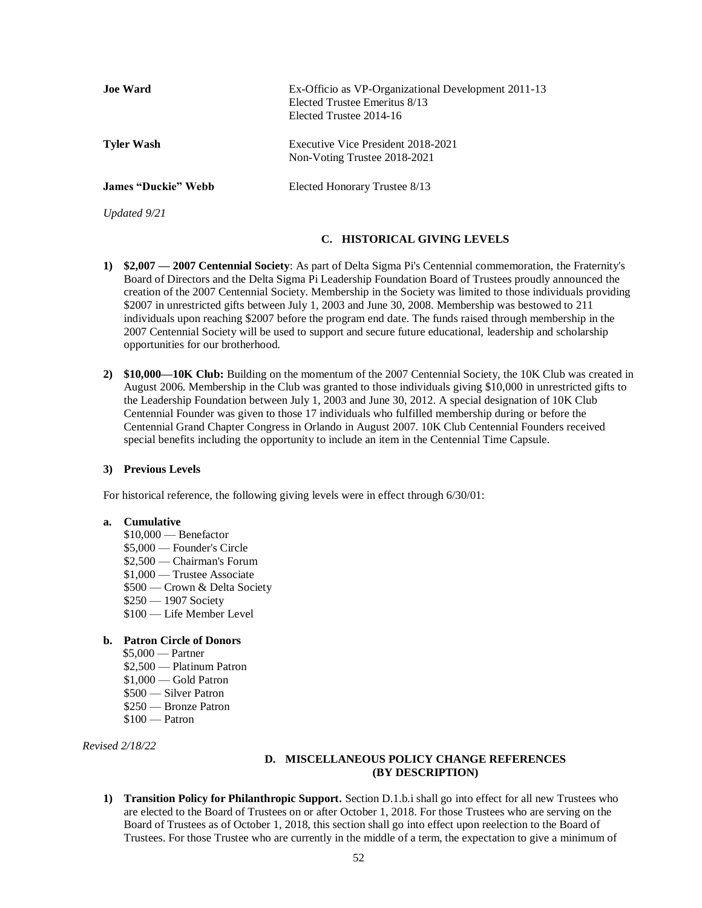**Joe Ward** — Ex-Officio as VP-Organizational Development 2011-13
Elected Trustee Emeritus 8/13
Elected Trustee 2014-16

**Tyler Wash** — Executive Vice President 2018-2021
Non-Voting Trustee 2018-2021

**James "Duckie" Webb** — Elected Honorary Trustee 8/13

*Updated 9/21*

## C. HISTORICAL GIVING LEVELS

1) **$2,007 — 2007 Centennial Society**: As part of Delta Sigma Pi's Centennial commemoration, the Fraternity's Board of Directors and the Delta Sigma Pi Leadership Foundation Board of Trustees proudly announced the creation of the 2007 Centennial Society. Membership in the Society was limited to those individuals providing $2007 in unrestricted gifts between July 1, 2003 and June 30, 2008. Membership was bestowed to 211 individuals upon reaching $2007 before the program end date. The funds raised through membership in the 2007 Centennial Society will be used to support and secure future educational, leadership and scholarship opportunities for our brotherhood.

2) **$10,000—10K Club:** Building on the momentum of the 2007 Centennial Society, the 10K Club was created in August 2006. Membership in the Club was granted to those individuals giving $10,000 in unrestricted gifts to the Leadership Foundation between July 1, 2003 and June 30, 2012. A special designation of 10K Club Centennial Founder was given to those 17 individuals who fulfilled membership during or before the Centennial Grand Chapter Congress in Orlando in August 2007. 10K Club Centennial Founders received special benefits including the opportunity to include an item in the Centennial Time Capsule.

3) **Previous Levels**

For historical reference, the following giving levels were in effect through 6/30/01:

**a. Cumulative**

$10,000 — Benefactor
$5,000 — Founder's Circle
$2,500 — Chairman's Forum
$1,000 — Trustee Associate
$500 — Crown & Delta Society
$250 — 1907 Society
$100 — Life Member Level

**b. Patron Circle of Donors**

$5,000 — Partner
$2,500 — Platinum Patron
$1,000 — Gold Patron
$500 — Silver Patron
$250 — Bronze Patron
$100 — Patron

*Revised 2/18/22*

## D. MISCELLANEOUS POLICY CHANGE REFERENCES (BY DESCRIPTION)

1) **Transition Policy for Philanthropic Support.** Section D.1.b.i shall go into effect for all new Trustees who are elected to the Board of Trustees on or after October 1, 2018. For those Trustees who are serving on the Board of Trustees as of October 1, 2018, this section shall go into effect upon reelection to the Board of Trustees. For those Trustee who are currently in the middle of a term, the expectation to give a minimum of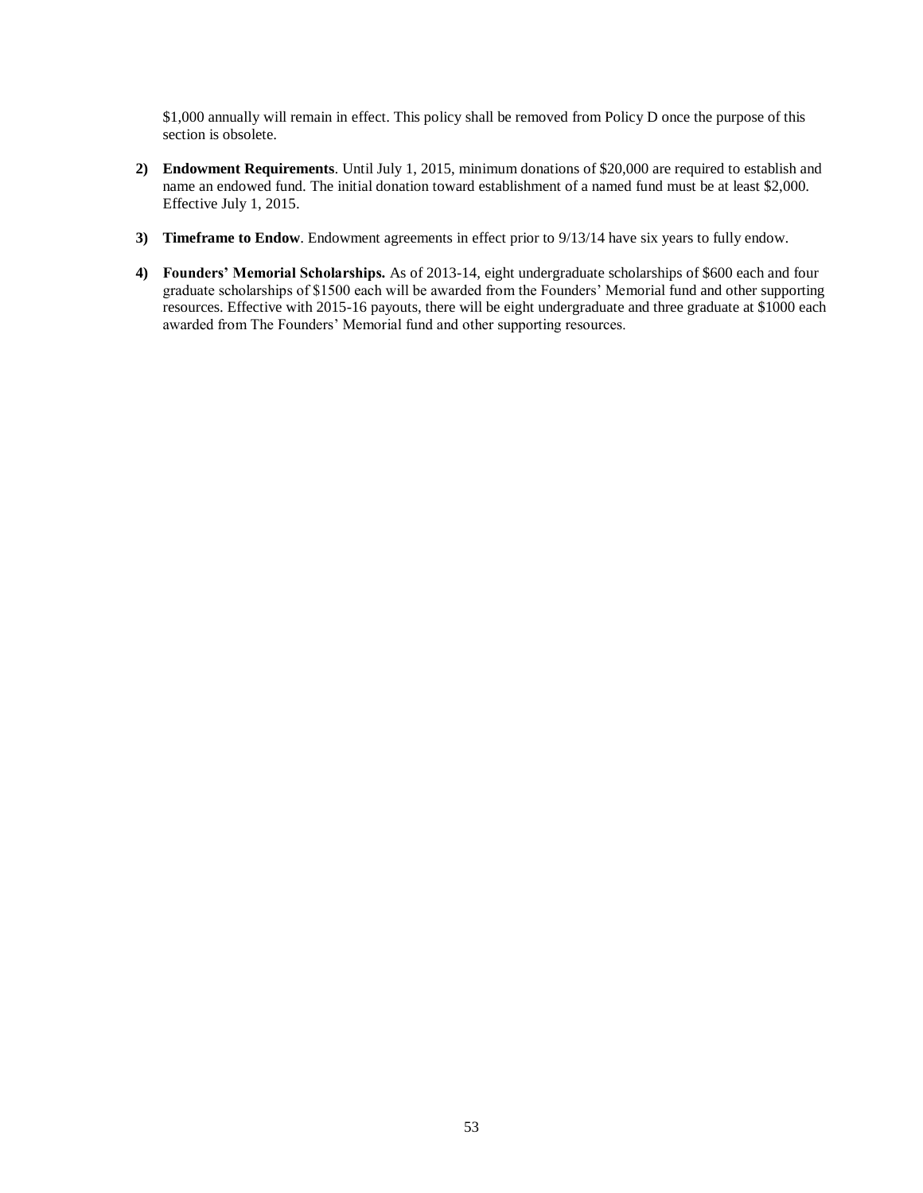$1,000 annually will remain in effect. This policy shall be removed from Policy D once the purpose of this section is obsolete.

2) **Endowment Requirements**. Until July 1, 2015, minimum donations of $20,000 are required to establish and name an endowed fund. The initial donation toward establishment of a named fund must be at least $2,000. Effective July 1, 2015.

3) **Timeframe to Endow**. Endowment agreements in effect prior to 9/13/14 have six years to fully endow.

4) **Founders' Memorial Scholarships.** As of 2013-14, eight undergraduate scholarships of $600 each and four graduate scholarships of $1500 each will be awarded from the Founders' Memorial fund and other supporting resources. Effective with 2015-16 payouts, there will be eight undergraduate and three graduate at $1000 each awarded from The Founders' Memorial fund and other supporting resources.